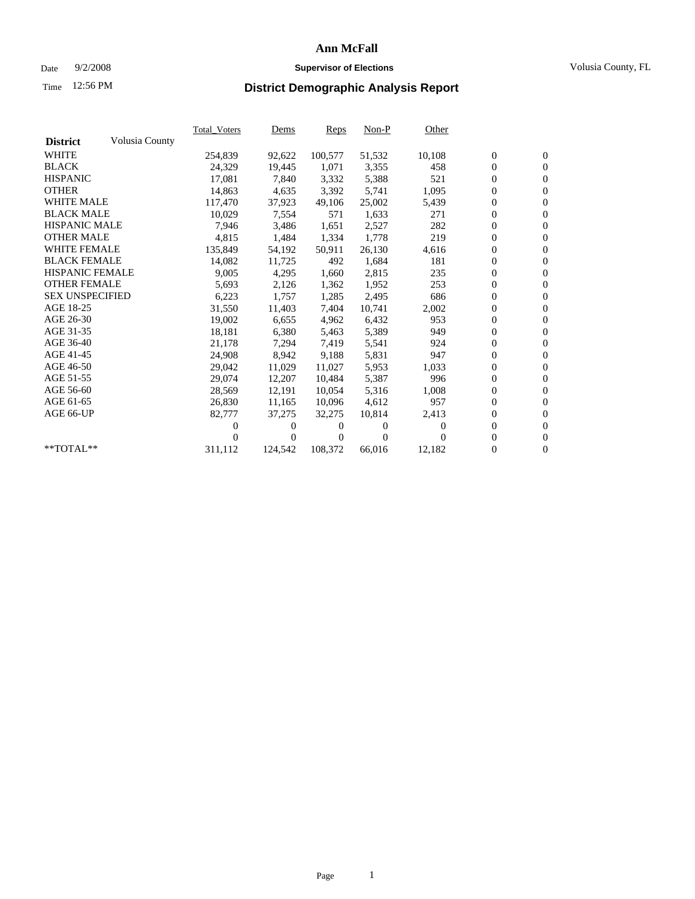# Ann McFall

Date 9/2/2008 **Supervisor of Elections** Volusia County, FL

Time 12:56 PM

## District Demographic Analysis Report

| District | Volusia County | Total_Voters | Dems | Reps | Non-P | Other | | |
|---|---|---|---|---|---|---|---|---|
| WHITE | | 254,839 | 92,622 | 100,577 | 51,532 | 10,108 | 0 | 0 |
| BLACK | | 24,329 | 19,445 | 1,071 | 3,355 | 458 | 0 | 0 |
| HISPANIC | | 17,081 | 7,840 | 3,332 | 5,388 | 521 | 0 | 0 |
| OTHER | | 14,863 | 4,635 | 3,392 | 5,741 | 1,095 | 0 | 0 |
| WHITE MALE | | 117,470 | 37,923 | 49,106 | 25,002 | 5,439 | 0 | 0 |
| BLACK MALE | | 10,029 | 7,554 | 571 | 1,633 | 271 | 0 | 0 |
| HISPANIC MALE | | 7,946 | 3,486 | 1,651 | 2,527 | 282 | 0 | 0 |
| OTHER MALE | | 4,815 | 1,484 | 1,334 | 1,778 | 219 | 0 | 0 |
| WHITE FEMALE | | 135,849 | 54,192 | 50,911 | 26,130 | 4,616 | 0 | 0 |
| BLACK FEMALE | | 14,082 | 11,725 | 492 | 1,684 | 181 | 0 | 0 |
| HISPANIC FEMALE | | 9,005 | 4,295 | 1,660 | 2,815 | 235 | 0 | 0 |
| OTHER FEMALE | | 5,693 | 2,126 | 1,362 | 1,952 | 253 | 0 | 0 |
| SEX UNSPECIFIED | | 6,223 | 1,757 | 1,285 | 2,495 | 686 | 0 | 0 |
| AGE 18-25 | | 31,550 | 11,403 | 7,404 | 10,741 | 2,002 | 0 | 0 |
| AGE 26-30 | | 19,002 | 6,655 | 4,962 | 6,432 | 953 | 0 | 0 |
| AGE 31-35 | | 18,181 | 6,380 | 5,463 | 5,389 | 949 | 0 | 0 |
| AGE 36-40 | | 21,178 | 7,294 | 7,419 | 5,541 | 924 | 0 | 0 |
| AGE 41-45 | | 24,908 | 8,942 | 9,188 | 5,831 | 947 | 0 | 0 |
| AGE 46-50 | | 29,042 | 11,029 | 11,027 | 5,953 | 1,033 | 0 | 0 |
| AGE 51-55 | | 29,074 | 12,207 | 10,484 | 5,387 | 996 | 0 | 0 |
| AGE 56-60 | | 28,569 | 12,191 | 10,054 | 5,316 | 1,008 | 0 | 0 |
| AGE 61-65 | | 26,830 | 11,165 | 10,096 | 4,612 | 957 | 0 | 0 |
| AGE 66-UP | | 82,777 | 37,275 | 32,275 | 10,814 | 2,413 | 0 | 0 |
| | | 0 | 0 | 0 | 0 | 0 | 0 | 0 |
| | | 0 | 0 | 0 | 0 | 0 | 0 | 0 |
| **TOTAL** | | 311,112 | 124,542 | 108,372 | 66,016 | 12,182 | 0 | 0 |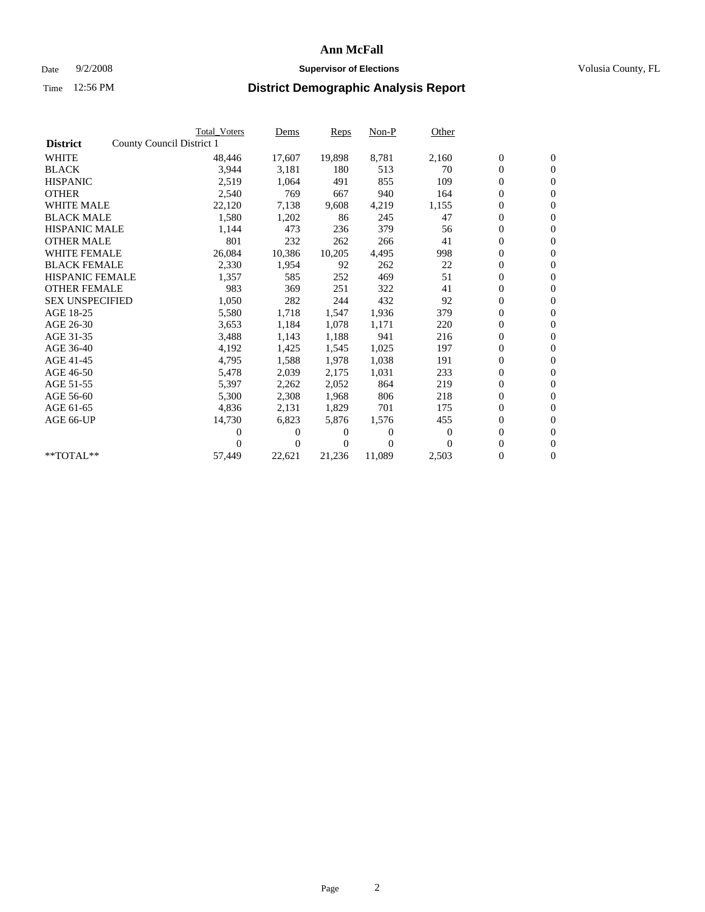# Ann McFall

Date 9/2/2008 **Supervisor of Elections** Volusia County, FL

Time 12:56 PM **District Demographic Analysis Report**

| **District** | County Council District 1 | Total_Voters | Dems | Reps | Non-P | Other | | |
|---|---|---|---|---|---|---|---|---|
| WHITE | | 48,446 | 17,607 | 19,898 | 8,781 | 2,160 | 0 | 0 |
| BLACK | | 3,944 | 3,181 | 180 | 513 | 70 | 0 | 0 |
| HISPANIC | | 2,519 | 1,064 | 491 | 855 | 109 | 0 | 0 |
| OTHER | | 2,540 | 769 | 667 | 940 | 164 | 0 | 0 |
| WHITE MALE | | 22,120 | 7,138 | 9,608 | 4,219 | 1,155 | 0 | 0 |
| BLACK MALE | | 1,580 | 1,202 | 86 | 245 | 47 | 0 | 0 |
| HISPANIC MALE | | 1,144 | 473 | 236 | 379 | 56 | 0 | 0 |
| OTHER MALE | | 801 | 232 | 262 | 266 | 41 | 0 | 0 |
| WHITE FEMALE | | 26,084 | 10,386 | 10,205 | 4,495 | 998 | 0 | 0 |
| BLACK FEMALE | | 2,330 | 1,954 | 92 | 262 | 22 | 0 | 0 |
| HISPANIC FEMALE | | 1,357 | 585 | 252 | 469 | 51 | 0 | 0 |
| OTHER FEMALE | | 983 | 369 | 251 | 322 | 41 | 0 | 0 |
| SEX UNSPECIFIED | | 1,050 | 282 | 244 | 432 | 92 | 0 | 0 |
| AGE 18-25 | | 5,580 | 1,718 | 1,547 | 1,936 | 379 | 0 | 0 |
| AGE 26-30 | | 3,653 | 1,184 | 1,078 | 1,171 | 220 | 0 | 0 |
| AGE 31-35 | | 3,488 | 1,143 | 1,188 | 941 | 216 | 0 | 0 |
| AGE 36-40 | | 4,192 | 1,425 | 1,545 | 1,025 | 197 | 0 | 0 |
| AGE 41-45 | | 4,795 | 1,588 | 1,978 | 1,038 | 191 | 0 | 0 |
| AGE 46-50 | | 5,478 | 2,039 | 2,175 | 1,031 | 233 | 0 | 0 |
| AGE 51-55 | | 5,397 | 2,262 | 2,052 | 864 | 219 | 0 | 0 |
| AGE 56-60 | | 5,300 | 2,308 | 1,968 | 806 | 218 | 0 | 0 |
| AGE 61-65 | | 4,836 | 2,131 | 1,829 | 701 | 175 | 0 | 0 |
| AGE 66-UP | | 14,730 | 6,823 | 5,876 | 1,576 | 455 | 0 | 0 |
| | | 0 | 0 | 0 | 0 | 0 | 0 | 0 |
| | | 0 | 0 | 0 | 0 | 0 | 0 | 0 |
| **TOTAL** | | 57,449 | 22,621 | 21,236 | 11,089 | 2,503 | 0 | 0 |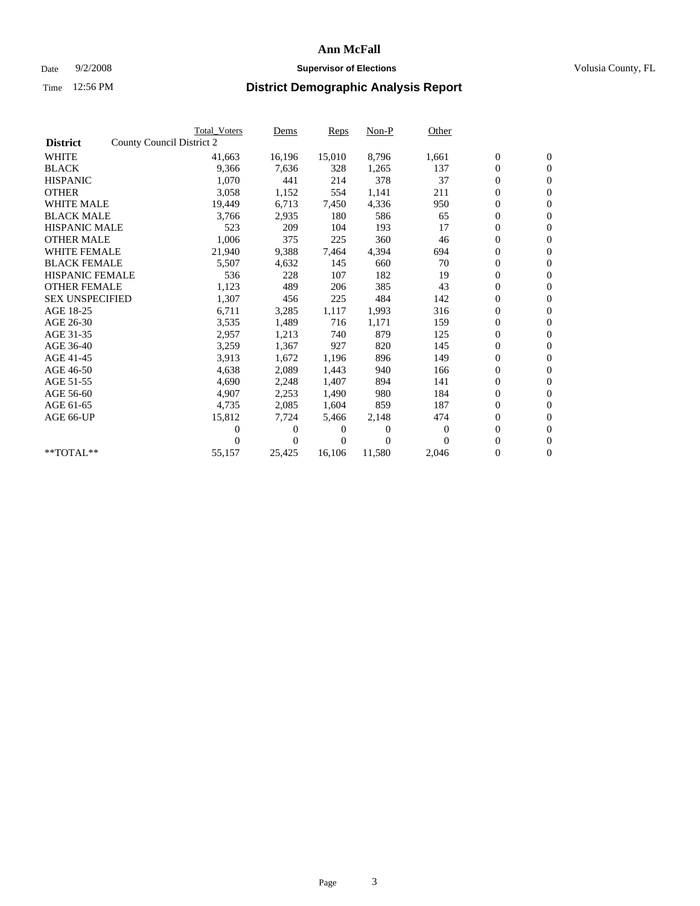# Ann McFall

Date 9/2/2008 **Supervisor of Elections** Volusia County, FL

Time 12:56 PM **District Demographic Analysis Report**

| | Total_Voters | Dems | Reps | Non-P | Other | | |
|---|---|---|---|---|---|---|---|
| **District** County Council District 2 | | | | | | | |
| WHITE | 41,663 | 16,196 | 15,010 | 8,796 | 1,661 | 0 | 0 |
| BLACK | 9,366 | 7,636 | 328 | 1,265 | 137 | 0 | 0 |
| HISPANIC | 1,070 | 441 | 214 | 378 | 37 | 0 | 0 |
| OTHER | 3,058 | 1,152 | 554 | 1,141 | 211 | 0 | 0 |
| WHITE MALE | 19,449 | 6,713 | 7,450 | 4,336 | 950 | 0 | 0 |
| BLACK MALE | 3,766 | 2,935 | 180 | 586 | 65 | 0 | 0 |
| HISPANIC MALE | 523 | 209 | 104 | 193 | 17 | 0 | 0 |
| OTHER MALE | 1,006 | 375 | 225 | 360 | 46 | 0 | 0 |
| WHITE FEMALE | 21,940 | 9,388 | 7,464 | 4,394 | 694 | 0 | 0 |
| BLACK FEMALE | 5,507 | 4,632 | 145 | 660 | 70 | 0 | 0 |
| HISPANIC FEMALE | 536 | 228 | 107 | 182 | 19 | 0 | 0 |
| OTHER FEMALE | 1,123 | 489 | 206 | 385 | 43 | 0 | 0 |
| SEX UNSPECIFIED | 1,307 | 456 | 225 | 484 | 142 | 0 | 0 |
| AGE 18-25 | 6,711 | 3,285 | 1,117 | 1,993 | 316 | 0 | 0 |
| AGE 26-30 | 3,535 | 1,489 | 716 | 1,171 | 159 | 0 | 0 |
| AGE 31-35 | 2,957 | 1,213 | 740 | 879 | 125 | 0 | 0 |
| AGE 36-40 | 3,259 | 1,367 | 927 | 820 | 145 | 0 | 0 |
| AGE 41-45 | 3,913 | 1,672 | 1,196 | 896 | 149 | 0 | 0 |
| AGE 46-50 | 4,638 | 2,089 | 1,443 | 940 | 166 | 0 | 0 |
| AGE 51-55 | 4,690 | 2,248 | 1,407 | 894 | 141 | 0 | 0 |
| AGE 56-60 | 4,907 | 2,253 | 1,490 | 980 | 184 | 0 | 0 |
| AGE 61-65 | 4,735 | 2,085 | 1,604 | 859 | 187 | 0 | 0 |
| AGE 66-UP | 15,812 | 7,724 | 5,466 | 2,148 | 474 | 0 | 0 |
| | 0 | 0 | 0 | 0 | 0 | 0 | 0 |
| | 0 | 0 | 0 | 0 | 0 | 0 | 0 |
| **TOTAL** | 55,157 | 25,425 | 16,106 | 11,580 | 2,046 | 0 | 0 |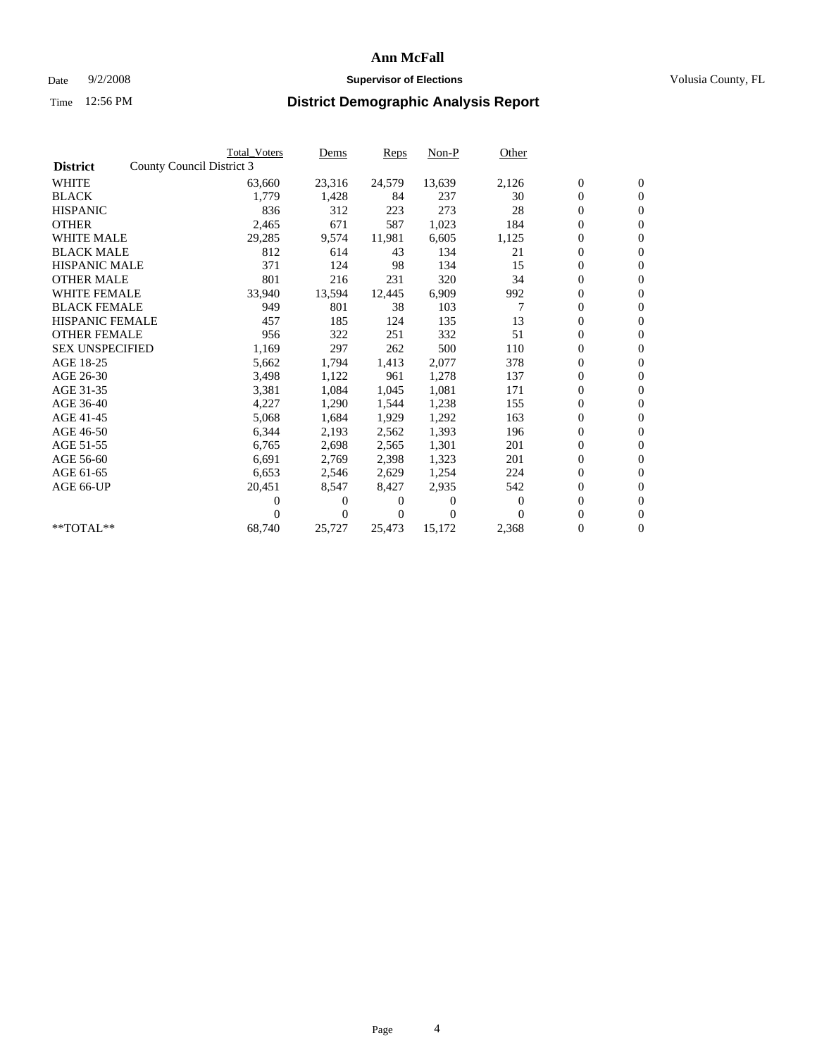# Ann McFall

Date 9/2/2008 **Supervisor of Elections** Volusia County, FL

Time 12:56 PM **District Demographic Analysis Report**

| | Total_Voters | Dems | Reps | Non-P | Other | | |
|---|---|---|---|---|---|---|---|
| **District** County Council District 3 | | | | | | | |
| WHITE | 63,660 | 23,316 | 24,579 | 13,639 | 2,126 | 0 | 0 |
| BLACK | 1,779 | 1,428 | 84 | 237 | 30 | 0 | 0 |
| HISPANIC | 836 | 312 | 223 | 273 | 28 | 0 | 0 |
| OTHER | 2,465 | 671 | 587 | 1,023 | 184 | 0 | 0 |
| WHITE MALE | 29,285 | 9,574 | 11,981 | 6,605 | 1,125 | 0 | 0 |
| BLACK MALE | 812 | 614 | 43 | 134 | 21 | 0 | 0 |
| HISPANIC MALE | 371 | 124 | 98 | 134 | 15 | 0 | 0 |
| OTHER MALE | 801 | 216 | 231 | 320 | 34 | 0 | 0 |
| WHITE FEMALE | 33,940 | 13,594 | 12,445 | 6,909 | 992 | 0 | 0 |
| BLACK FEMALE | 949 | 801 | 38 | 103 | 7 | 0 | 0 |
| HISPANIC FEMALE | 457 | 185 | 124 | 135 | 13 | 0 | 0 |
| OTHER FEMALE | 956 | 322 | 251 | 332 | 51 | 0 | 0 |
| SEX UNSPECIFIED | 1,169 | 297 | 262 | 500 | 110 | 0 | 0 |
| AGE 18-25 | 5,662 | 1,794 | 1,413 | 2,077 | 378 | 0 | 0 |
| AGE 26-30 | 3,498 | 1,122 | 961 | 1,278 | 137 | 0 | 0 |
| AGE 31-35 | 3,381 | 1,084 | 1,045 | 1,081 | 171 | 0 | 0 |
| AGE 36-40 | 4,227 | 1,290 | 1,544 | 1,238 | 155 | 0 | 0 |
| AGE 41-45 | 5,068 | 1,684 | 1,929 | 1,292 | 163 | 0 | 0 |
| AGE 46-50 | 6,344 | 2,193 | 2,562 | 1,393 | 196 | 0 | 0 |
| AGE 51-55 | 6,765 | 2,698 | 2,565 | 1,301 | 201 | 0 | 0 |
| AGE 56-60 | 6,691 | 2,769 | 2,398 | 1,323 | 201 | 0 | 0 |
| AGE 61-65 | 6,653 | 2,546 | 2,629 | 1,254 | 224 | 0 | 0 |
| AGE 66-UP | 20,451 | 8,547 | 8,427 | 2,935 | 542 | 0 | 0 |
| | 0 | 0 | 0 | 0 | 0 | 0 | 0 |
| | 0 | 0 | 0 | 0 | 0 | 0 | 0 |
| **TOTAL** | 68,740 | 25,727 | 25,473 | 15,172 | 2,368 | 0 | 0 |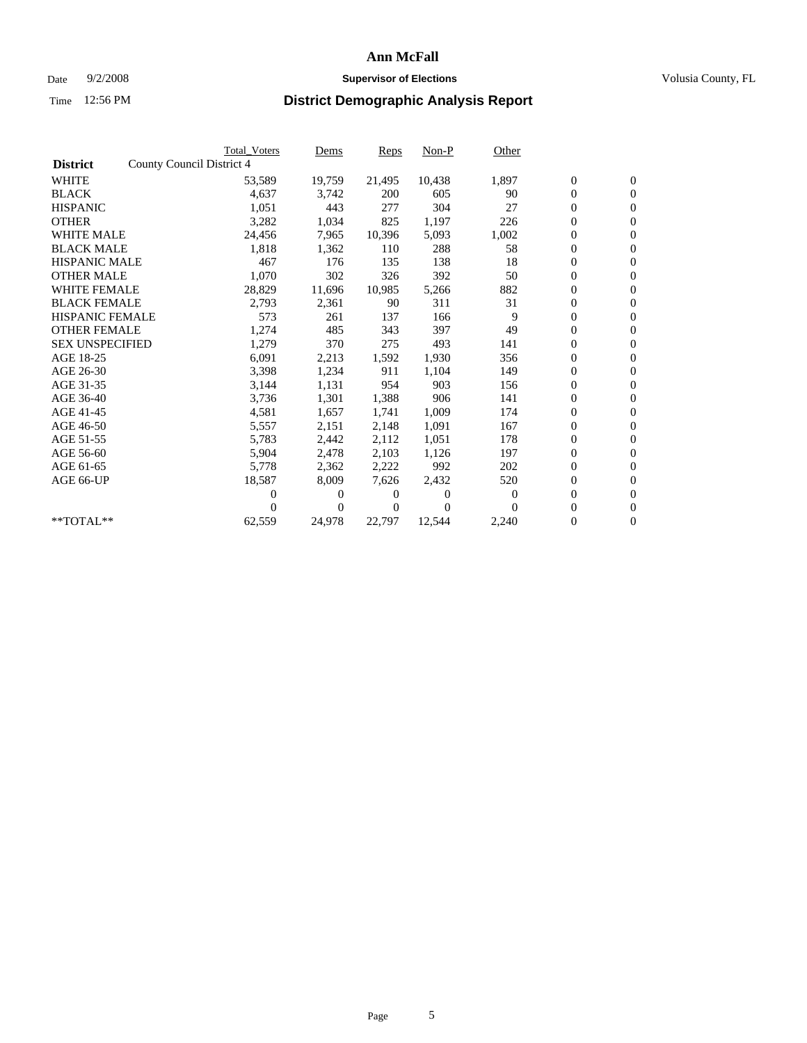# Ann McFall

Date 9/2/2008 **Supervisor of Elections** Volusia County, FL

Time 12:56 PM **District Demographic Analysis Report**

| | Total_Voters | Dems | Reps | Non-P | Other | | |
|---|---|---|---|---|---|---|---|
| **District** County Council District 4 | | | | | | | |
| WHITE | 53,589 | 19,759 | 21,495 | 10,438 | 1,897 | 0 | 0 |
| BLACK | 4,637 | 3,742 | 200 | 605 | 90 | 0 | 0 |
| HISPANIC | 1,051 | 443 | 277 | 304 | 27 | 0 | 0 |
| OTHER | 3,282 | 1,034 | 825 | 1,197 | 226 | 0 | 0 |
| WHITE MALE | 24,456 | 7,965 | 10,396 | 5,093 | 1,002 | 0 | 0 |
| BLACK MALE | 1,818 | 1,362 | 110 | 288 | 58 | 0 | 0 |
| HISPANIC MALE | 467 | 176 | 135 | 138 | 18 | 0 | 0 |
| OTHER MALE | 1,070 | 302 | 326 | 392 | 50 | 0 | 0 |
| WHITE FEMALE | 28,829 | 11,696 | 10,985 | 5,266 | 882 | 0 | 0 |
| BLACK FEMALE | 2,793 | 2,361 | 90 | 311 | 31 | 0 | 0 |
| HISPANIC FEMALE | 573 | 261 | 137 | 166 | 9 | 0 | 0 |
| OTHER FEMALE | 1,274 | 485 | 343 | 397 | 49 | 0 | 0 |
| SEX UNSPECIFIED | 1,279 | 370 | 275 | 493 | 141 | 0 | 0 |
| AGE 18-25 | 6,091 | 2,213 | 1,592 | 1,930 | 356 | 0 | 0 |
| AGE 26-30 | 3,398 | 1,234 | 911 | 1,104 | 149 | 0 | 0 |
| AGE 31-35 | 3,144 | 1,131 | 954 | 903 | 156 | 0 | 0 |
| AGE 36-40 | 3,736 | 1,301 | 1,388 | 906 | 141 | 0 | 0 |
| AGE 41-45 | 4,581 | 1,657 | 1,741 | 1,009 | 174 | 0 | 0 |
| AGE 46-50 | 5,557 | 2,151 | 2,148 | 1,091 | 167 | 0 | 0 |
| AGE 51-55 | 5,783 | 2,442 | 2,112 | 1,051 | 178 | 0 | 0 |
| AGE 56-60 | 5,904 | 2,478 | 2,103 | 1,126 | 197 | 0 | 0 |
| AGE 61-65 | 5,778 | 2,362 | 2,222 | 992 | 202 | 0 | 0 |
| AGE 66-UP | 18,587 | 8,009 | 7,626 | 2,432 | 520 | 0 | 0 |
| | 0 | 0 | 0 | 0 | 0 | 0 | 0 |
| | 0 | 0 | 0 | 0 | 0 | 0 | 0 |
| **TOTAL** | 62,559 | 24,978 | 22,797 | 12,544 | 2,240 | 0 | 0 |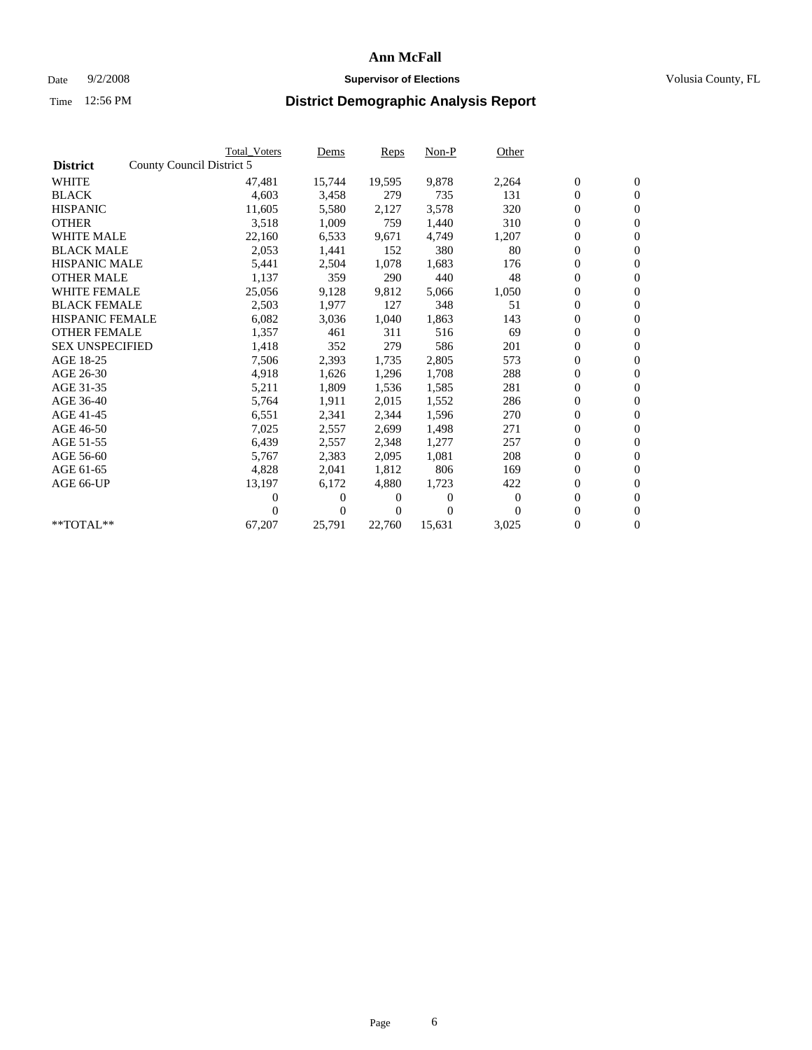# Ann McFall

Date 9/2/2008 **Supervisor of Elections** Volusia County, FL

Time 12:56 PM **District Demographic Analysis Report**

| | Total_Voters | Dems | Reps | Non-P | Other | | |
|---|---|---|---|---|---|---|---|
| **District** County Council District 5 | | | | | | | |
| WHITE | 47,481 | 15,744 | 19,595 | 9,878 | 2,264 | 0 | 0 |
| BLACK | 4,603 | 3,458 | 279 | 735 | 131 | 0 | 0 |
| HISPANIC | 11,605 | 5,580 | 2,127 | 3,578 | 320 | 0 | 0 |
| OTHER | 3,518 | 1,009 | 759 | 1,440 | 310 | 0 | 0 |
| WHITE MALE | 22,160 | 6,533 | 9,671 | 4,749 | 1,207 | 0 | 0 |
| BLACK MALE | 2,053 | 1,441 | 152 | 380 | 80 | 0 | 0 |
| HISPANIC MALE | 5,441 | 2,504 | 1,078 | 1,683 | 176 | 0 | 0 |
| OTHER MALE | 1,137 | 359 | 290 | 440 | 48 | 0 | 0 |
| WHITE FEMALE | 25,056 | 9,128 | 9,812 | 5,066 | 1,050 | 0 | 0 |
| BLACK FEMALE | 2,503 | 1,977 | 127 | 348 | 51 | 0 | 0 |
| HISPANIC FEMALE | 6,082 | 3,036 | 1,040 | 1,863 | 143 | 0 | 0 |
| OTHER FEMALE | 1,357 | 461 | 311 | 516 | 69 | 0 | 0 |
| SEX UNSPECIFIED | 1,418 | 352 | 279 | 586 | 201 | 0 | 0 |
| AGE 18-25 | 7,506 | 2,393 | 1,735 | 2,805 | 573 | 0 | 0 |
| AGE 26-30 | 4,918 | 1,626 | 1,296 | 1,708 | 288 | 0 | 0 |
| AGE 31-35 | 5,211 | 1,809 | 1,536 | 1,585 | 281 | 0 | 0 |
| AGE 36-40 | 5,764 | 1,911 | 2,015 | 1,552 | 286 | 0 | 0 |
| AGE 41-45 | 6,551 | 2,341 | 2,344 | 1,596 | 270 | 0 | 0 |
| AGE 46-50 | 7,025 | 2,557 | 2,699 | 1,498 | 271 | 0 | 0 |
| AGE 51-55 | 6,439 | 2,557 | 2,348 | 1,277 | 257 | 0 | 0 |
| AGE 56-60 | 5,767 | 2,383 | 2,095 | 1,081 | 208 | 0 | 0 |
| AGE 61-65 | 4,828 | 2,041 | 1,812 | 806 | 169 | 0 | 0 |
| AGE 66-UP | 13,197 | 6,172 | 4,880 | 1,723 | 422 | 0 | 0 |
| | 0 | 0 | 0 | 0 | 0 | 0 | 0 |
| | 0 | 0 | 0 | 0 | 0 | 0 | 0 |
| **TOTAL** | 67,207 | 25,791 | 22,760 | 15,631 | 3,025 | 0 | 0 |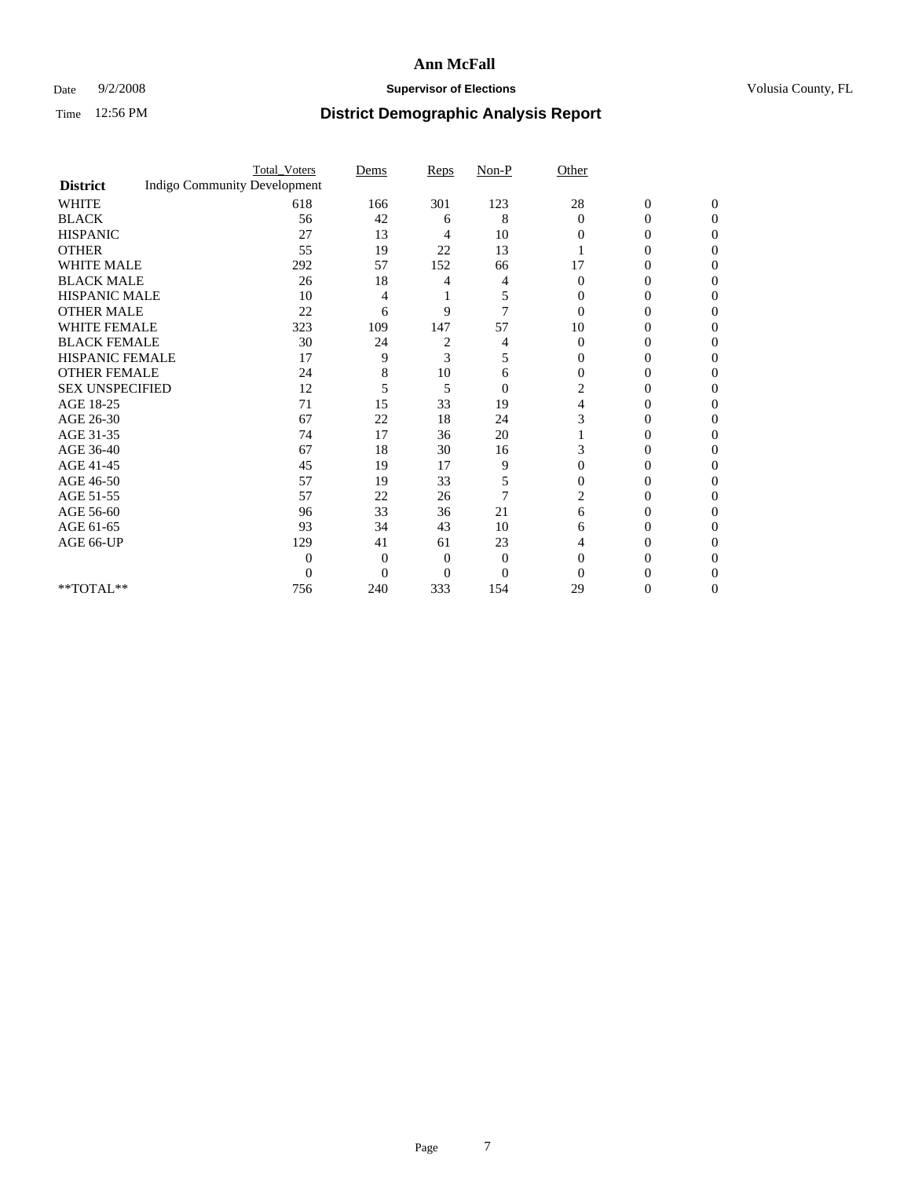# Ann McFall

Date 9/2/2008 **Supervisor of Elections** Volusia County, FL

Time 12:56 PM **District Demographic Analysis Report**

| District | Total_Voters | Dems | Reps | Non-P | Other | | |
|---|---|---|---|---|---|---|---|
| Indigo Community Development | | | | | | | |
| WHITE | 618 | 166 | 301 | 123 | 28 | 0 | 0 |
| BLACK | 56 | 42 | 6 | 8 | 0 | 0 | 0 |
| HISPANIC | 27 | 13 | 4 | 10 | 0 | 0 | 0 |
| OTHER | 55 | 19 | 22 | 13 | 1 | 0 | 0 |
| WHITE MALE | 292 | 57 | 152 | 66 | 17 | 0 | 0 |
| BLACK MALE | 26 | 18 | 4 | 4 | 0 | 0 | 0 |
| HISPANIC MALE | 10 | 4 | 1 | 5 | 0 | 0 | 0 |
| OTHER MALE | 22 | 6 | 9 | 7 | 0 | 0 | 0 |
| WHITE FEMALE | 323 | 109 | 147 | 57 | 10 | 0 | 0 |
| BLACK FEMALE | 30 | 24 | 2 | 4 | 0 | 0 | 0 |
| HISPANIC FEMALE | 17 | 9 | 3 | 5 | 0 | 0 | 0 |
| OTHER FEMALE | 24 | 8 | 10 | 6 | 0 | 0 | 0 |
| SEX UNSPECIFIED | 12 | 5 | 5 | 0 | 2 | 0 | 0 |
| AGE 18-25 | 71 | 15 | 33 | 19 | 4 | 0 | 0 |
| AGE 26-30 | 67 | 22 | 18 | 24 | 3 | 0 | 0 |
| AGE 31-35 | 74 | 17 | 36 | 20 | 1 | 0 | 0 |
| AGE 36-40 | 67 | 18 | 30 | 16 | 3 | 0 | 0 |
| AGE 41-45 | 45 | 19 | 17 | 9 | 0 | 0 | 0 |
| AGE 46-50 | 57 | 19 | 33 | 5 | 0 | 0 | 0 |
| AGE 51-55 | 57 | 22 | 26 | 7 | 2 | 0 | 0 |
| AGE 56-60 | 96 | 33 | 36 | 21 | 6 | 0 | 0 |
| AGE 61-65 | 93 | 34 | 43 | 10 | 6 | 0 | 0 |
| AGE 66-UP | 129 | 41 | 61 | 23 | 4 | 0 | 0 |
| | 0 | 0 | 0 | 0 | 0 | 0 | 0 |
| | 0 | 0 | 0 | 0 | 0 | 0 | 0 |
| **TOTAL** | 756 | 240 | 333 | 154 | 29 | 0 | 0 |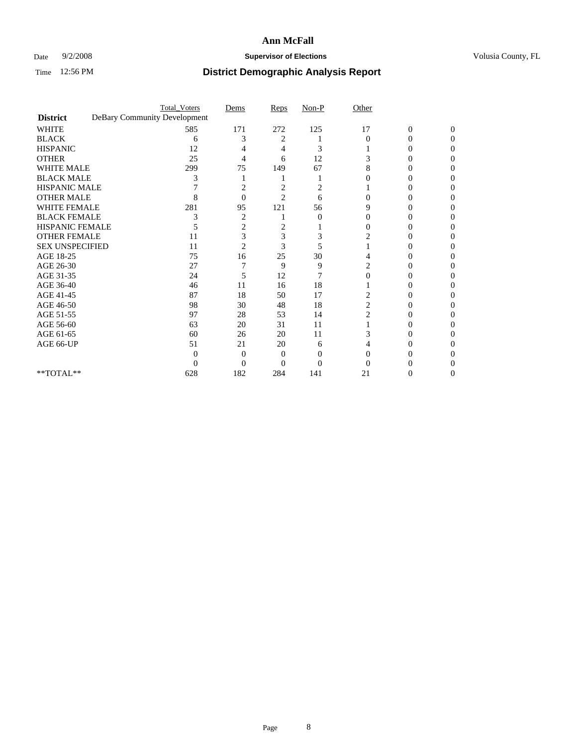**Ann McFall**

Date 9/2/2008 **Supervisor of Elections** Volusia County, FL

Time 12:56 PM **District Demographic Analysis Report**

| | Total_Voters | Dems | Reps | Non-P | Other | | |
|---|---|---|---|---|---|---|---|
| **District** DeBary Community Development | | | | | | | |
| WHITE | 585 | 171 | 272 | 125 | 17 | 0 | 0 |
| BLACK | 6 | 3 | 2 | 1 | 0 | 0 | 0 |
| HISPANIC | 12 | 4 | 4 | 3 | 1 | 0 | 0 |
| OTHER | 25 | 4 | 6 | 12 | 3 | 0 | 0 |
| WHITE MALE | 299 | 75 | 149 | 67 | 8 | 0 | 0 |
| BLACK MALE | 3 | 1 | 1 | 1 | 0 | 0 | 0 |
| HISPANIC MALE | 7 | 2 | 2 | 2 | 1 | 0 | 0 |
| OTHER MALE | 8 | 0 | 2 | 6 | 0 | 0 | 0 |
| WHITE FEMALE | 281 | 95 | 121 | 56 | 9 | 0 | 0 |
| BLACK FEMALE | 3 | 2 | 1 | 0 | 0 | 0 | 0 |
| HISPANIC FEMALE | 5 | 2 | 2 | 1 | 0 | 0 | 0 |
| OTHER FEMALE | 11 | 3 | 3 | 3 | 2 | 0 | 0 |
| SEX UNSPECIFIED | 11 | 2 | 3 | 5 | 1 | 0 | 0 |
| AGE 18-25 | 75 | 16 | 25 | 30 | 4 | 0 | 0 |
| AGE 26-30 | 27 | 7 | 9 | 9 | 2 | 0 | 0 |
| AGE 31-35 | 24 | 5 | 12 | 7 | 0 | 0 | 0 |
| AGE 36-40 | 46 | 11 | 16 | 18 | 1 | 0 | 0 |
| AGE 41-45 | 87 | 18 | 50 | 17 | 2 | 0 | 0 |
| AGE 46-50 | 98 | 30 | 48 | 18 | 2 | 0 | 0 |
| AGE 51-55 | 97 | 28 | 53 | 14 | 2 | 0 | 0 |
| AGE 56-60 | 63 | 20 | 31 | 11 | 1 | 0 | 0 |
| AGE 61-65 | 60 | 26 | 20 | 11 | 3 | 0 | 0 |
| AGE 66-UP | 51 | 21 | 20 | 6 | 4 | 0 | 0 |
| | 0 | 0 | 0 | 0 | 0 | 0 | 0 |
| | 0 | 0 | 0 | 0 | 0 | 0 | 0 |
| **TOTAL** | 628 | 182 | 284 | 141 | 21 | 0 | 0 |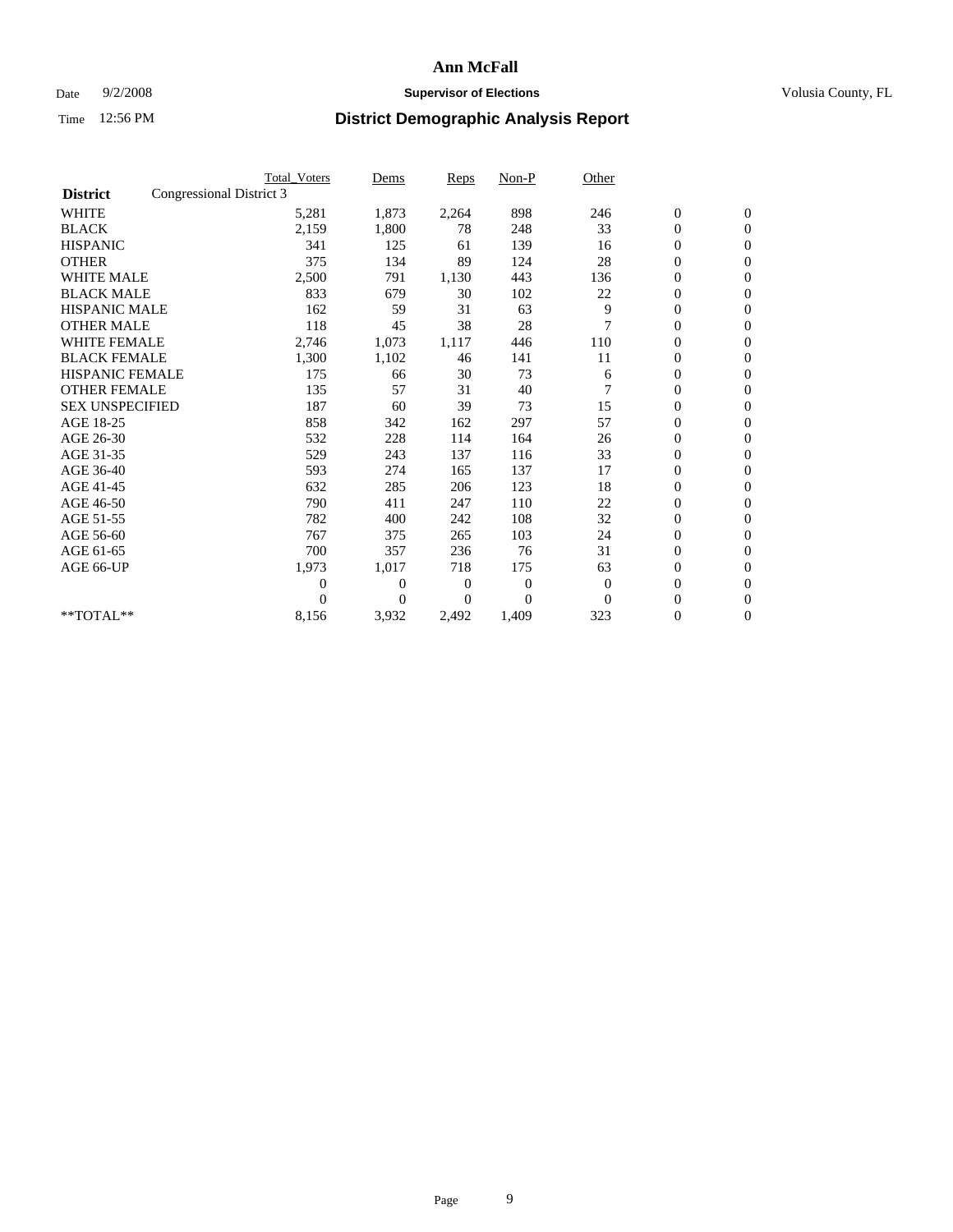# Ann McFall

Date 9/2/2008 **Supervisor of Elections** Volusia County, FL

Time 12:56 PM **District Demographic Analysis Report**

| **District** | Congressional District 3 | Total_Voters | Dems | Reps | Non-P | Other | | |
|---|---|---|---|---|---|---|---|---|
| WHITE | | 5,281 | 1,873 | 2,264 | 898 | 246 | 0 | 0 |
| BLACK | | 2,159 | 1,800 | 78 | 248 | 33 | 0 | 0 |
| HISPANIC | | 341 | 125 | 61 | 139 | 16 | 0 | 0 |
| OTHER | | 375 | 134 | 89 | 124 | 28 | 0 | 0 |
| WHITE MALE | | 2,500 | 791 | 1,130 | 443 | 136 | 0 | 0 |
| BLACK MALE | | 833 | 679 | 30 | 102 | 22 | 0 | 0 |
| HISPANIC MALE | | 162 | 59 | 31 | 63 | 9 | 0 | 0 |
| OTHER MALE | | 118 | 45 | 38 | 28 | 7 | 0 | 0 |
| WHITE FEMALE | | 2,746 | 1,073 | 1,117 | 446 | 110 | 0 | 0 |
| BLACK FEMALE | | 1,300 | 1,102 | 46 | 141 | 11 | 0 | 0 |
| HISPANIC FEMALE | | 175 | 66 | 30 | 73 | 6 | 0 | 0 |
| OTHER FEMALE | | 135 | 57 | 31 | 40 | 7 | 0 | 0 |
| SEX UNSPECIFIED | | 187 | 60 | 39 | 73 | 15 | 0 | 0 |
| AGE 18-25 | | 858 | 342 | 162 | 297 | 57 | 0 | 0 |
| AGE 26-30 | | 532 | 228 | 114 | 164 | 26 | 0 | 0 |
| AGE 31-35 | | 529 | 243 | 137 | 116 | 33 | 0 | 0 |
| AGE 36-40 | | 593 | 274 | 165 | 137 | 17 | 0 | 0 |
| AGE 41-45 | | 632 | 285 | 206 | 123 | 18 | 0 | 0 |
| AGE 46-50 | | 790 | 411 | 247 | 110 | 22 | 0 | 0 |
| AGE 51-55 | | 782 | 400 | 242 | 108 | 32 | 0 | 0 |
| AGE 56-60 | | 767 | 375 | 265 | 103 | 24 | 0 | 0 |
| AGE 61-65 | | 700 | 357 | 236 | 76 | 31 | 0 | 0 |
| AGE 66-UP | | 1,973 | 1,017 | 718 | 175 | 63 | 0 | 0 |
| | | 0 | 0 | 0 | 0 | 0 | 0 | 0 |
| | | 0 | 0 | 0 | 0 | 0 | 0 | 0 |
| **TOTAL** | | 8,156 | 3,932 | 2,492 | 1,409 | 323 | 0 | 0 |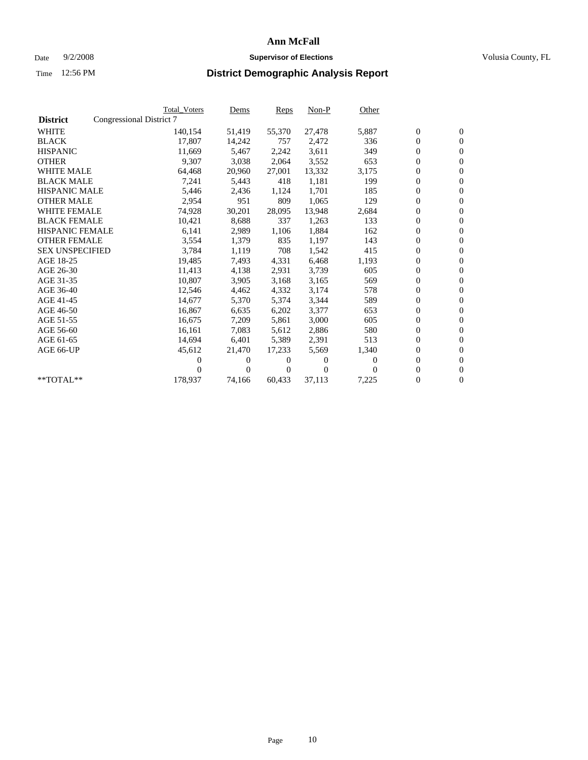# Ann McFall

Date 9/2/2008 **Supervisor of Elections** Volusia County, FL

Time 12:56 PM **District Demographic Analysis Report**

| District | Congressional District 7 | Total_Voters | Dems | Reps | Non-P | Other | | |
|---|---|---|---|---|---|---|---|---|
| WHITE | | 140,154 | 51,419 | 55,370 | 27,478 | 5,887 | 0 | 0 |
| BLACK | | 17,807 | 14,242 | 757 | 2,472 | 336 | 0 | 0 |
| HISPANIC | | 11,669 | 5,467 | 2,242 | 3,611 | 349 | 0 | 0 |
| OTHER | | 9,307 | 3,038 | 2,064 | 3,552 | 653 | 0 | 0 |
| WHITE MALE | | 64,468 | 20,960 | 27,001 | 13,332 | 3,175 | 0 | 0 |
| BLACK MALE | | 7,241 | 5,443 | 418 | 1,181 | 199 | 0 | 0 |
| HISPANIC MALE | | 5,446 | 2,436 | 1,124 | 1,701 | 185 | 0 | 0 |
| OTHER MALE | | 2,954 | 951 | 809 | 1,065 | 129 | 0 | 0 |
| WHITE FEMALE | | 74,928 | 30,201 | 28,095 | 13,948 | 2,684 | 0 | 0 |
| BLACK FEMALE | | 10,421 | 8,688 | 337 | 1,263 | 133 | 0 | 0 |
| HISPANIC FEMALE | | 6,141 | 2,989 | 1,106 | 1,884 | 162 | 0 | 0 |
| OTHER FEMALE | | 3,554 | 1,379 | 835 | 1,197 | 143 | 0 | 0 |
| SEX UNSPECIFIED | | 3,784 | 1,119 | 708 | 1,542 | 415 | 0 | 0 |
| AGE 18-25 | | 19,485 | 7,493 | 4,331 | 6,468 | 1,193 | 0 | 0 |
| AGE 26-30 | | 11,413 | 4,138 | 2,931 | 3,739 | 605 | 0 | 0 |
| AGE 31-35 | | 10,807 | 3,905 | 3,168 | 3,165 | 569 | 0 | 0 |
| AGE 36-40 | | 12,546 | 4,462 | 4,332 | 3,174 | 578 | 0 | 0 |
| AGE 41-45 | | 14,677 | 5,370 | 5,374 | 3,344 | 589 | 0 | 0 |
| AGE 46-50 | | 16,867 | 6,635 | 6,202 | 3,377 | 653 | 0 | 0 |
| AGE 51-55 | | 16,675 | 7,209 | 5,861 | 3,000 | 605 | 0 | 0 |
| AGE 56-60 | | 16,161 | 7,083 | 5,612 | 2,886 | 580 | 0 | 0 |
| AGE 61-65 | | 14,694 | 6,401 | 5,389 | 2,391 | 513 | 0 | 0 |
| AGE 66-UP | | 45,612 | 21,470 | 17,233 | 5,569 | 1,340 | 0 | 0 |
| | | 0 | 0 | 0 | 0 | 0 | 0 | 0 |
| | | 0 | 0 | 0 | 0 | 0 | 0 | 0 |
| **TOTAL** | | 178,937 | 74,166 | 60,433 | 37,113 | 7,225 | 0 | 0 |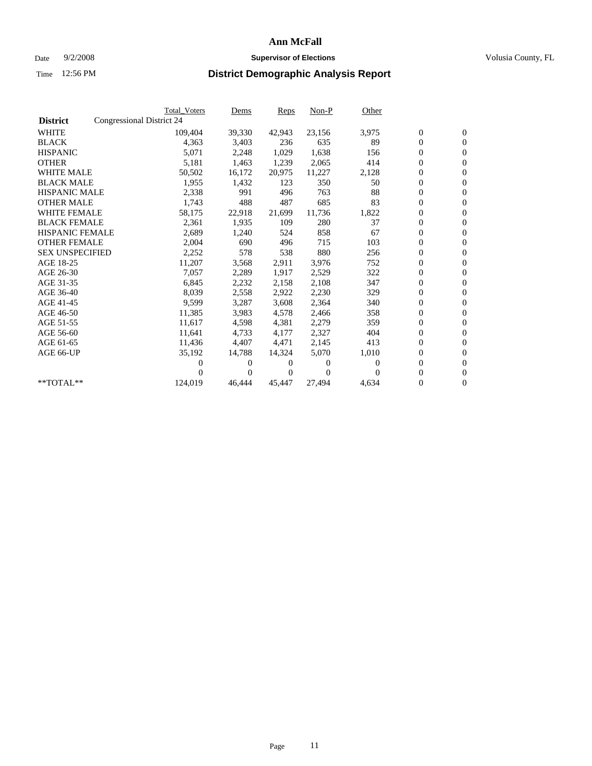# Ann McFall

Date 9/2/2008 **Supervisor of Elections** Volusia County, FL

Time 12:56 PM **District Demographic Analysis Report**

| **District** | Total_Voters | Dems | Reps | Non-P | Other | | |
|---|---|---|---|---|---|---|---|
| Congressional District 24 | | | | | | | |
| WHITE | 109,404 | 39,330 | 42,943 | 23,156 | 3,975 | 0 | 0 |
| BLACK | 4,363 | 3,403 | 236 | 635 | 89 | 0 | 0 |
| HISPANIC | 5,071 | 2,248 | 1,029 | 1,638 | 156 | 0 | 0 |
| OTHER | 5,181 | 1,463 | 1,239 | 2,065 | 414 | 0 | 0 |
| WHITE MALE | 50,502 | 16,172 | 20,975 | 11,227 | 2,128 | 0 | 0 |
| BLACK MALE | 1,955 | 1,432 | 123 | 350 | 50 | 0 | 0 |
| HISPANIC MALE | 2,338 | 991 | 496 | 763 | 88 | 0 | 0 |
| OTHER MALE | 1,743 | 488 | 487 | 685 | 83 | 0 | 0 |
| WHITE FEMALE | 58,175 | 22,918 | 21,699 | 11,736 | 1,822 | 0 | 0 |
| BLACK FEMALE | 2,361 | 1,935 | 109 | 280 | 37 | 0 | 0 |
| HISPANIC FEMALE | 2,689 | 1,240 | 524 | 858 | 67 | 0 | 0 |
| OTHER FEMALE | 2,004 | 690 | 496 | 715 | 103 | 0 | 0 |
| SEX UNSPECIFIED | 2,252 | 578 | 538 | 880 | 256 | 0 | 0 |
| AGE 18-25 | 11,207 | 3,568 | 2,911 | 3,976 | 752 | 0 | 0 |
| AGE 26-30 | 7,057 | 2,289 | 1,917 | 2,529 | 322 | 0 | 0 |
| AGE 31-35 | 6,845 | 2,232 | 2,158 | 2,108 | 347 | 0 | 0 |
| AGE 36-40 | 8,039 | 2,558 | 2,922 | 2,230 | 329 | 0 | 0 |
| AGE 41-45 | 9,599 | 3,287 | 3,608 | 2,364 | 340 | 0 | 0 |
| AGE 46-50 | 11,385 | 3,983 | 4,578 | 2,466 | 358 | 0 | 0 |
| AGE 51-55 | 11,617 | 4,598 | 4,381 | 2,279 | 359 | 0 | 0 |
| AGE 56-60 | 11,641 | 4,733 | 4,177 | 2,327 | 404 | 0 | 0 |
| AGE 61-65 | 11,436 | 4,407 | 4,471 | 2,145 | 413 | 0 | 0 |
| AGE 66-UP | 35,192 | 14,788 | 14,324 | 5,070 | 1,010 | 0 | 0 |
| | 0 | 0 | 0 | 0 | 0 | 0 | 0 |
| | 0 | 0 | 0 | 0 | 0 | 0 | 0 |
| **TOTAL** | 124,019 | 46,444 | 45,447 | 27,494 | 4,634 | 0 | 0 |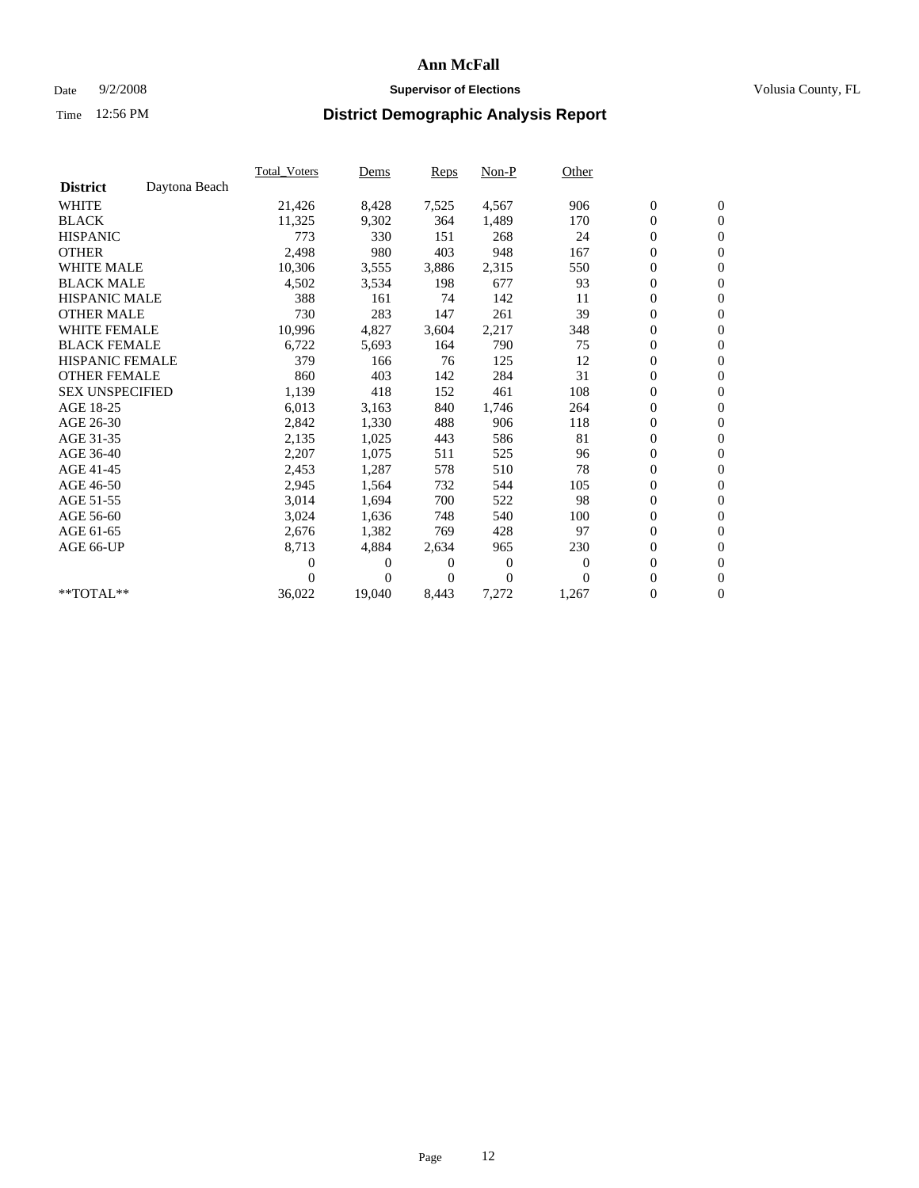# Ann McFall

Date 9/2/2008 **Supervisor of Elections** Volusia County, FL

Time 12:56 PM **District Demographic Analysis Report**

| | Total_Voters | Dems | Reps | Non-P | Other | | |
|---|---|---|---|---|---|---|---|
| **District** Daytona Beach | | | | | | | |
| WHITE | 21,426 | 8,428 | 7,525 | 4,567 | 906 | 0 | 0 |
| BLACK | 11,325 | 9,302 | 364 | 1,489 | 170 | 0 | 0 |
| HISPANIC | 773 | 330 | 151 | 268 | 24 | 0 | 0 |
| OTHER | 2,498 | 980 | 403 | 948 | 167 | 0 | 0 |
| WHITE MALE | 10,306 | 3,555 | 3,886 | 2,315 | 550 | 0 | 0 |
| BLACK MALE | 4,502 | 3,534 | 198 | 677 | 93 | 0 | 0 |
| HISPANIC MALE | 388 | 161 | 74 | 142 | 11 | 0 | 0 |
| OTHER MALE | 730 | 283 | 147 | 261 | 39 | 0 | 0 |
| WHITE FEMALE | 10,996 | 4,827 | 3,604 | 2,217 | 348 | 0 | 0 |
| BLACK FEMALE | 6,722 | 5,693 | 164 | 790 | 75 | 0 | 0 |
| HISPANIC FEMALE | 379 | 166 | 76 | 125 | 12 | 0 | 0 |
| OTHER FEMALE | 860 | 403 | 142 | 284 | 31 | 0 | 0 |
| SEX UNSPECIFIED | 1,139 | 418 | 152 | 461 | 108 | 0 | 0 |
| AGE 18-25 | 6,013 | 3,163 | 840 | 1,746 | 264 | 0 | 0 |
| AGE 26-30 | 2,842 | 1,330 | 488 | 906 | 118 | 0 | 0 |
| AGE 31-35 | 2,135 | 1,025 | 443 | 586 | 81 | 0 | 0 |
| AGE 36-40 | 2,207 | 1,075 | 511 | 525 | 96 | 0 | 0 |
| AGE 41-45 | 2,453 | 1,287 | 578 | 510 | 78 | 0 | 0 |
| AGE 46-50 | 2,945 | 1,564 | 732 | 544 | 105 | 0 | 0 |
| AGE 51-55 | 3,014 | 1,694 | 700 | 522 | 98 | 0 | 0 |
| AGE 56-60 | 3,024 | 1,636 | 748 | 540 | 100 | 0 | 0 |
| AGE 61-65 | 2,676 | 1,382 | 769 | 428 | 97 | 0 | 0 |
| AGE 66-UP | 8,713 | 4,884 | 2,634 | 965 | 230 | 0 | 0 |
| | 0 | 0 | 0 | 0 | 0 | 0 | 0 |
| | 0 | 0 | 0 | 0 | 0 | 0 | 0 |
| **TOTAL** | 36,022 | 19,040 | 8,443 | 7,272 | 1,267 | 0 | 0 |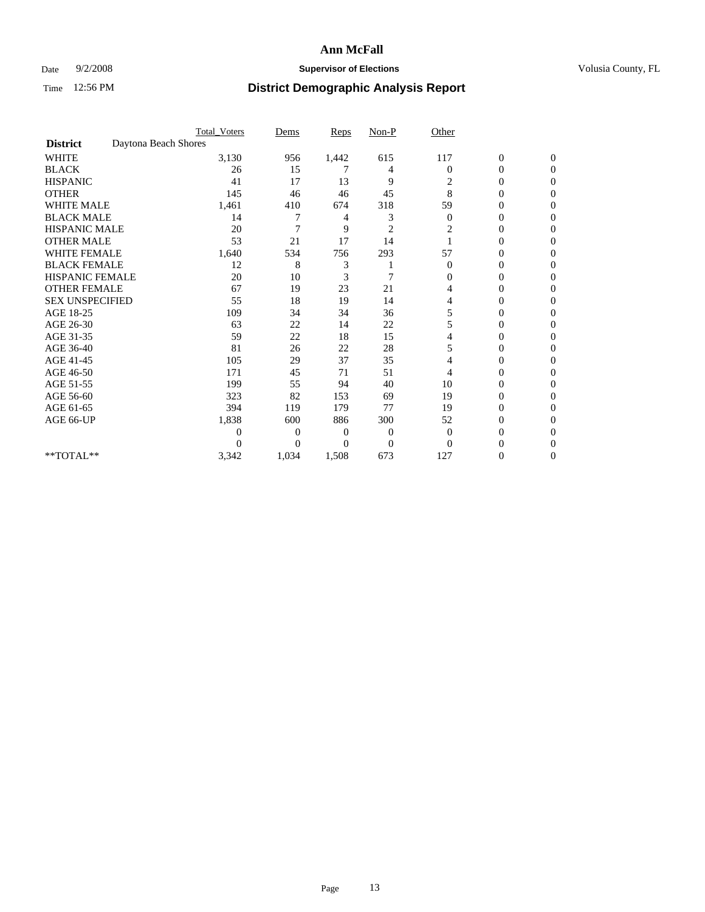# Ann McFall

Date 9/2/2008 **Supervisor of Elections** Volusia County, FL

Time 12:56 PM **District Demographic Analysis Report**

| | Total_Voters | Dems | Reps | Non-P | Other | | |
|---|---|---|---|---|---|---|---|
| **District** Daytona Beach Shores | | | | | | | |
| WHITE | 3,130 | 956 | 1,442 | 615 | 117 | 0 | 0 |
| BLACK | 26 | 15 | 7 | 4 | 0 | 0 | 0 |
| HISPANIC | 41 | 17 | 13 | 9 | 2 | 0 | 0 |
| OTHER | 145 | 46 | 46 | 45 | 8 | 0 | 0 |
| WHITE MALE | 1,461 | 410 | 674 | 318 | 59 | 0 | 0 |
| BLACK MALE | 14 | 7 | 4 | 3 | 0 | 0 | 0 |
| HISPANIC MALE | 20 | 7 | 9 | 2 | 2 | 0 | 0 |
| OTHER MALE | 53 | 21 | 17 | 14 | 1 | 0 | 0 |
| WHITE FEMALE | 1,640 | 534 | 756 | 293 | 57 | 0 | 0 |
| BLACK FEMALE | 12 | 8 | 3 | 1 | 0 | 0 | 0 |
| HISPANIC FEMALE | 20 | 10 | 3 | 7 | 0 | 0 | 0 |
| OTHER FEMALE | 67 | 19 | 23 | 21 | 4 | 0 | 0 |
| SEX UNSPECIFIED | 55 | 18 | 19 | 14 | 4 | 0 | 0 |
| AGE 18-25 | 109 | 34 | 34 | 36 | 5 | 0 | 0 |
| AGE 26-30 | 63 | 22 | 14 | 22 | 5 | 0 | 0 |
| AGE 31-35 | 59 | 22 | 18 | 15 | 4 | 0 | 0 |
| AGE 36-40 | 81 | 26 | 22 | 28 | 5 | 0 | 0 |
| AGE 41-45 | 105 | 29 | 37 | 35 | 4 | 0 | 0 |
| AGE 46-50 | 171 | 45 | 71 | 51 | 4 | 0 | 0 |
| AGE 51-55 | 199 | 55 | 94 | 40 | 10 | 0 | 0 |
| AGE 56-60 | 323 | 82 | 153 | 69 | 19 | 0 | 0 |
| AGE 61-65 | 394 | 119 | 179 | 77 | 19 | 0 | 0 |
| AGE 66-UP | 1,838 | 600 | 886 | 300 | 52 | 0 | 0 |
| | 0 | 0 | 0 | 0 | 0 | 0 | 0 |
| | 0 | 0 | 0 | 0 | 0 | 0 | 0 |
| **TOTAL** | 3,342 | 1,034 | 1,508 | 673 | 127 | 0 | 0 |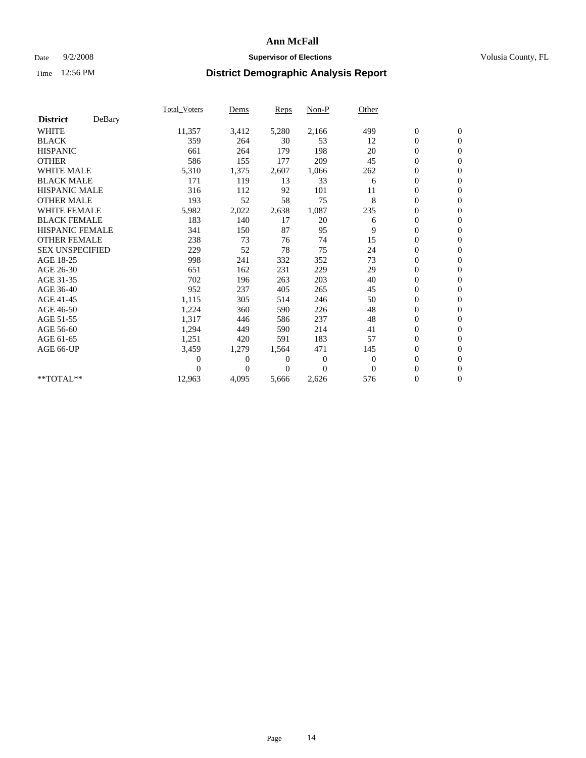# Ann McFall

Date 9/2/2008 **Supervisor of Elections** Volusia County, FL

Time 12:56 PM **District Demographic Analysis Report**

| **District** DeBary | Total_Voters | Dems | Reps | Non-P | Other | | |
|---|---|---|---|---|---|---|---|
| WHITE | 11,357 | 3,412 | 5,280 | 2,166 | 499 | 0 | 0 |
| BLACK | 359 | 264 | 30 | 53 | 12 | 0 | 0 |
| HISPANIC | 661 | 264 | 179 | 198 | 20 | 0 | 0 |
| OTHER | 586 | 155 | 177 | 209 | 45 | 0 | 0 |
| WHITE MALE | 5,310 | 1,375 | 2,607 | 1,066 | 262 | 0 | 0 |
| BLACK MALE | 171 | 119 | 13 | 33 | 6 | 0 | 0 |
| HISPANIC MALE | 316 | 112 | 92 | 101 | 11 | 0 | 0 |
| OTHER MALE | 193 | 52 | 58 | 75 | 8 | 0 | 0 |
| WHITE FEMALE | 5,982 | 2,022 | 2,638 | 1,087 | 235 | 0 | 0 |
| BLACK FEMALE | 183 | 140 | 17 | 20 | 6 | 0 | 0 |
| HISPANIC FEMALE | 341 | 150 | 87 | 95 | 9 | 0 | 0 |
| OTHER FEMALE | 238 | 73 | 76 | 74 | 15 | 0 | 0 |
| SEX UNSPECIFIED | 229 | 52 | 78 | 75 | 24 | 0 | 0 |
| AGE 18-25 | 998 | 241 | 332 | 352 | 73 | 0 | 0 |
| AGE 26-30 | 651 | 162 | 231 | 229 | 29 | 0 | 0 |
| AGE 31-35 | 702 | 196 | 263 | 203 | 40 | 0 | 0 |
| AGE 36-40 | 952 | 237 | 405 | 265 | 45 | 0 | 0 |
| AGE 41-45 | 1,115 | 305 | 514 | 246 | 50 | 0 | 0 |
| AGE 46-50 | 1,224 | 360 | 590 | 226 | 48 | 0 | 0 |
| AGE 51-55 | 1,317 | 446 | 586 | 237 | 48 | 0 | 0 |
| AGE 56-60 | 1,294 | 449 | 590 | 214 | 41 | 0 | 0 |
| AGE 61-65 | 1,251 | 420 | 591 | 183 | 57 | 0 | 0 |
| AGE 66-UP | 3,459 | 1,279 | 1,564 | 471 | 145 | 0 | 0 |
| | 0 | 0 | 0 | 0 | 0 | 0 | 0 |
| | 0 | 0 | 0 | 0 | 0 | 0 | 0 |
| **TOTAL** | 12,963 | 4,095 | 5,666 | 2,626 | 576 | 0 | 0 |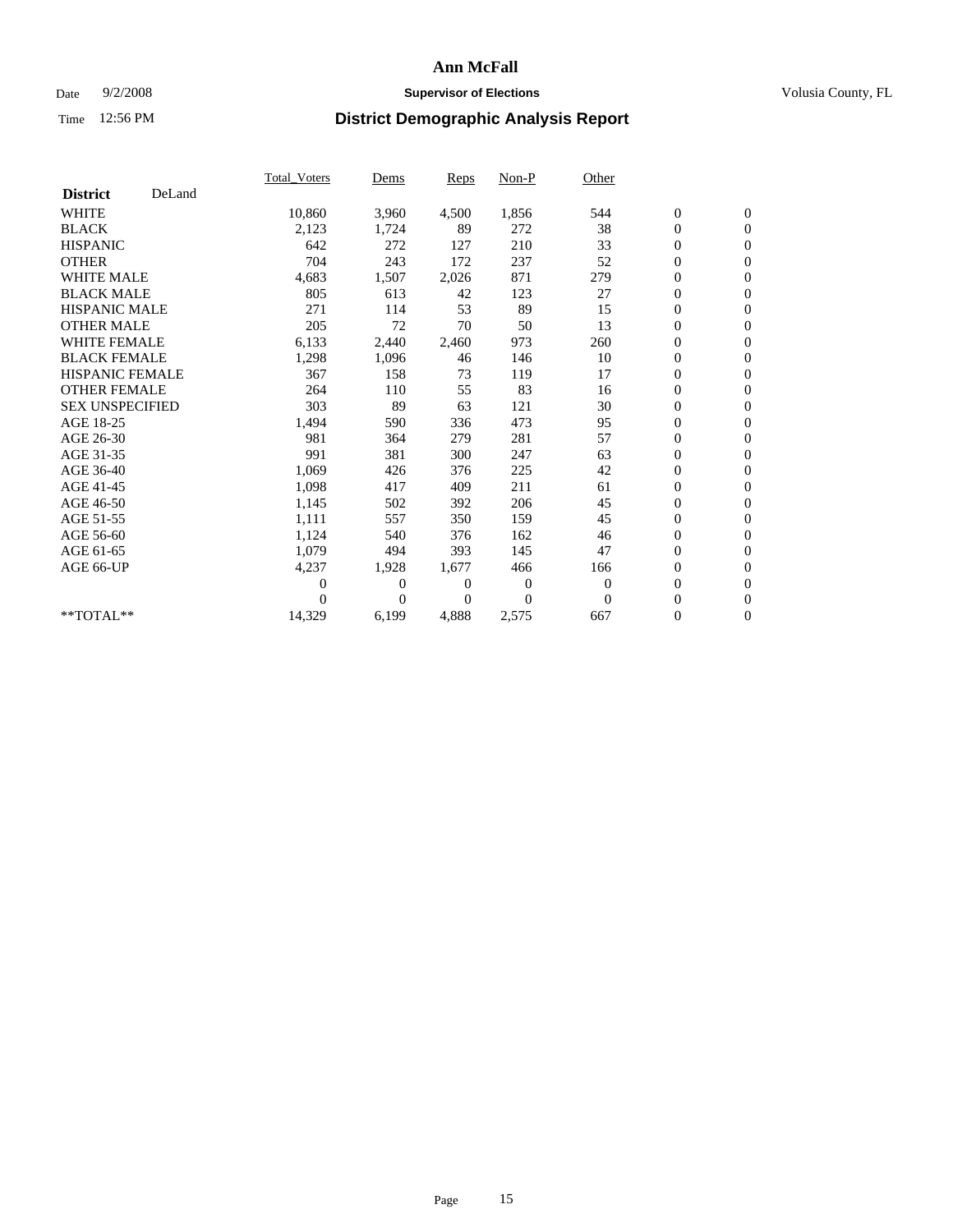# Ann McFall

Date 9/2/2008 **Supervisor of Elections** Volusia County, FL

Time 12:56 PM **District Demographic Analysis Report**

| **District** DeLand | Total_Voters | Dems | Reps | Non-P | Other | | |
|---|---|---|---|---|---|---|---|
| WHITE | 10,860 | 3,960 | 4,500 | 1,856 | 544 | 0 | 0 |
| BLACK | 2,123 | 1,724 | 89 | 272 | 38 | 0 | 0 |
| HISPANIC | 642 | 272 | 127 | 210 | 33 | 0 | 0 |
| OTHER | 704 | 243 | 172 | 237 | 52 | 0 | 0 |
| WHITE MALE | 4,683 | 1,507 | 2,026 | 871 | 279 | 0 | 0 |
| BLACK MALE | 805 | 613 | 42 | 123 | 27 | 0 | 0 |
| HISPANIC MALE | 271 | 114 | 53 | 89 | 15 | 0 | 0 |
| OTHER MALE | 205 | 72 | 70 | 50 | 13 | 0 | 0 |
| WHITE FEMALE | 6,133 | 2,440 | 2,460 | 973 | 260 | 0 | 0 |
| BLACK FEMALE | 1,298 | 1,096 | 46 | 146 | 10 | 0 | 0 |
| HISPANIC FEMALE | 367 | 158 | 73 | 119 | 17 | 0 | 0 |
| OTHER FEMALE | 264 | 110 | 55 | 83 | 16 | 0 | 0 |
| SEX UNSPECIFIED | 303 | 89 | 63 | 121 | 30 | 0 | 0 |
| AGE 18-25 | 1,494 | 590 | 336 | 473 | 95 | 0 | 0 |
| AGE 26-30 | 981 | 364 | 279 | 281 | 57 | 0 | 0 |
| AGE 31-35 | 991 | 381 | 300 | 247 | 63 | 0 | 0 |
| AGE 36-40 | 1,069 | 426 | 376 | 225 | 42 | 0 | 0 |
| AGE 41-45 | 1,098 | 417 | 409 | 211 | 61 | 0 | 0 |
| AGE 46-50 | 1,145 | 502 | 392 | 206 | 45 | 0 | 0 |
| AGE 51-55 | 1,111 | 557 | 350 | 159 | 45 | 0 | 0 |
| AGE 56-60 | 1,124 | 540 | 376 | 162 | 46 | 0 | 0 |
| AGE 61-65 | 1,079 | 494 | 393 | 145 | 47 | 0 | 0 |
| AGE 66-UP | 4,237 | 1,928 | 1,677 | 466 | 166 | 0 | 0 |
| | 0 | 0 | 0 | 0 | 0 | 0 | 0 |
| | 0 | 0 | 0 | 0 | 0 | 0 | 0 |
| **TOTAL** | 14,329 | 6,199 | 4,888 | 2,575 | 667 | 0 | 0 |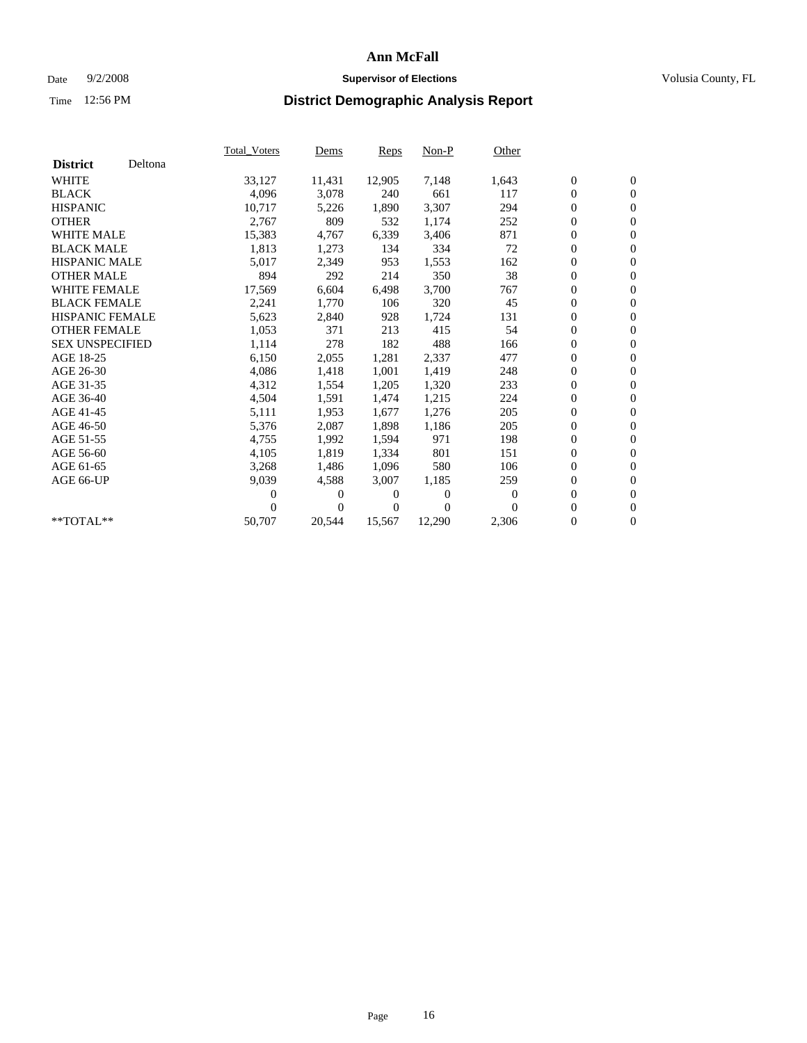# Ann McFall

Date 9/2/2008 **Supervisor of Elections** Volusia County, FL

Time 12:56 PM **District Demographic Analysis Report**

| | Total_Voters | Dems | Reps | Non-P | Other | | |
|---|---|---|---|---|---|---|---|
| **District** Deltona | | | | | | | |
| WHITE | 33,127 | 11,431 | 12,905 | 7,148 | 1,643 | 0 | 0 |
| BLACK | 4,096 | 3,078 | 240 | 661 | 117 | 0 | 0 |
| HISPANIC | 10,717 | 5,226 | 1,890 | 3,307 | 294 | 0 | 0 |
| OTHER | 2,767 | 809 | 532 | 1,174 | 252 | 0 | 0 |
| WHITE MALE | 15,383 | 4,767 | 6,339 | 3,406 | 871 | 0 | 0 |
| BLACK MALE | 1,813 | 1,273 | 134 | 334 | 72 | 0 | 0 |
| HISPANIC MALE | 5,017 | 2,349 | 953 | 1,553 | 162 | 0 | 0 |
| OTHER MALE | 894 | 292 | 214 | 350 | 38 | 0 | 0 |
| WHITE FEMALE | 17,569 | 6,604 | 6,498 | 3,700 | 767 | 0 | 0 |
| BLACK FEMALE | 2,241 | 1,770 | 106 | 320 | 45 | 0 | 0 |
| HISPANIC FEMALE | 5,623 | 2,840 | 928 | 1,724 | 131 | 0 | 0 |
| OTHER FEMALE | 1,053 | 371 | 213 | 415 | 54 | 0 | 0 |
| SEX UNSPECIFIED | 1,114 | 278 | 182 | 488 | 166 | 0 | 0 |
| AGE 18-25 | 6,150 | 2,055 | 1,281 | 2,337 | 477 | 0 | 0 |
| AGE 26-30 | 4,086 | 1,418 | 1,001 | 1,419 | 248 | 0 | 0 |
| AGE 31-35 | 4,312 | 1,554 | 1,205 | 1,320 | 233 | 0 | 0 |
| AGE 36-40 | 4,504 | 1,591 | 1,474 | 1,215 | 224 | 0 | 0 |
| AGE 41-45 | 5,111 | 1,953 | 1,677 | 1,276 | 205 | 0 | 0 |
| AGE 46-50 | 5,376 | 2,087 | 1,898 | 1,186 | 205 | 0 | 0 |
| AGE 51-55 | 4,755 | 1,992 | 1,594 | 971 | 198 | 0 | 0 |
| AGE 56-60 | 4,105 | 1,819 | 1,334 | 801 | 151 | 0 | 0 |
| AGE 61-65 | 3,268 | 1,486 | 1,096 | 580 | 106 | 0 | 0 |
| AGE 66-UP | 9,039 | 4,588 | 3,007 | 1,185 | 259 | 0 | 0 |
| | 0 | 0 | 0 | 0 | 0 | 0 | 0 |
| | 0 | 0 | 0 | 0 | 0 | 0 | 0 |
| **TOTAL** | 50,707 | 20,544 | 15,567 | 12,290 | 2,306 | 0 | 0 |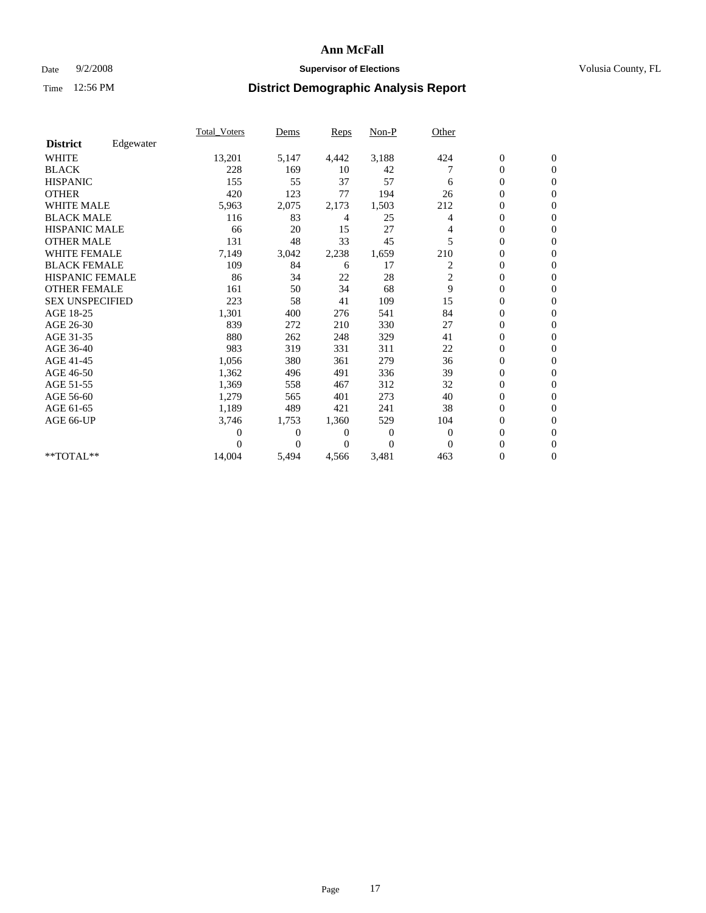# Ann McFall

Date 9/2/2008 **Supervisor of Elections** Volusia County, FL

Time 12:56 PM **District Demographic Analysis Report**

| **District** Edgewater | Total_Voters | Dems | Reps | Non-P | Other | | |
|---|---|---|---|---|---|---|---|
| WHITE | 13,201 | 5,147 | 4,442 | 3,188 | 424 | 0 | 0 |
| BLACK | 228 | 169 | 10 | 42 | 7 | 0 | 0 |
| HISPANIC | 155 | 55 | 37 | 57 | 6 | 0 | 0 |
| OTHER | 420 | 123 | 77 | 194 | 26 | 0 | 0 |
| WHITE MALE | 5,963 | 2,075 | 2,173 | 1,503 | 212 | 0 | 0 |
| BLACK MALE | 116 | 83 | 4 | 25 | 4 | 0 | 0 |
| HISPANIC MALE | 66 | 20 | 15 | 27 | 4 | 0 | 0 |
| OTHER MALE | 131 | 48 | 33 | 45 | 5 | 0 | 0 |
| WHITE FEMALE | 7,149 | 3,042 | 2,238 | 1,659 | 210 | 0 | 0 |
| BLACK FEMALE | 109 | 84 | 6 | 17 | 2 | 0 | 0 |
| HISPANIC FEMALE | 86 | 34 | 22 | 28 | 2 | 0 | 0 |
| OTHER FEMALE | 161 | 50 | 34 | 68 | 9 | 0 | 0 |
| SEX UNSPECIFIED | 223 | 58 | 41 | 109 | 15 | 0 | 0 |
| AGE 18-25 | 1,301 | 400 | 276 | 541 | 84 | 0 | 0 |
| AGE 26-30 | 839 | 272 | 210 | 330 | 27 | 0 | 0 |
| AGE 31-35 | 880 | 262 | 248 | 329 | 41 | 0 | 0 |
| AGE 36-40 | 983 | 319 | 331 | 311 | 22 | 0 | 0 |
| AGE 41-45 | 1,056 | 380 | 361 | 279 | 36 | 0 | 0 |
| AGE 46-50 | 1,362 | 496 | 491 | 336 | 39 | 0 | 0 |
| AGE 51-55 | 1,369 | 558 | 467 | 312 | 32 | 0 | 0 |
| AGE 56-60 | 1,279 | 565 | 401 | 273 | 40 | 0 | 0 |
| AGE 61-65 | 1,189 | 489 | 421 | 241 | 38 | 0 | 0 |
| AGE 66-UP | 3,746 | 1,753 | 1,360 | 529 | 104 | 0 | 0 |
| | 0 | 0 | 0 | 0 | 0 | 0 | 0 |
| | 0 | 0 | 0 | 0 | 0 | 0 | 0 |
| **TOTAL** | 14,004 | 5,494 | 4,566 | 3,481 | 463 | 0 | 0 |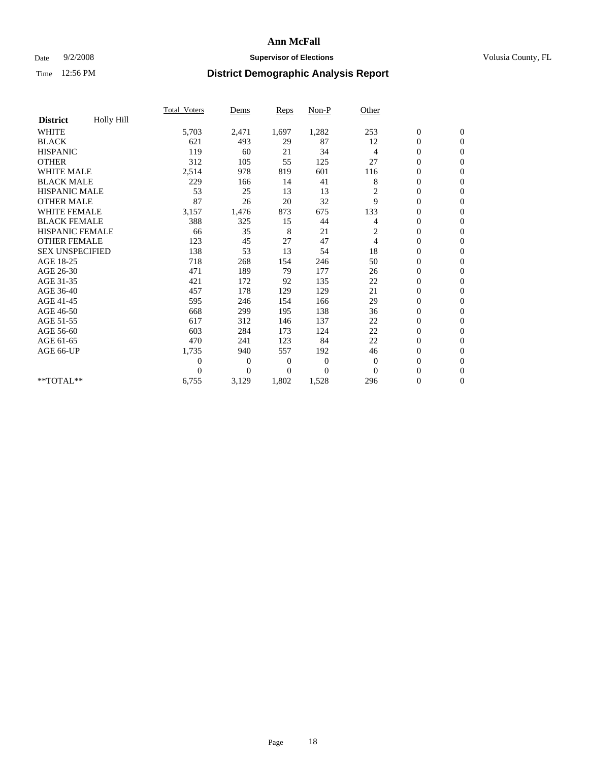# Ann McFall

Date 9/2/2008 **Supervisor of Elections** Volusia County, FL

Time 12:56 PM **District Demographic Analysis Report**

| **District** Holly Hill | Total_Voters | Dems | Reps | Non-P | Other | | |
|---|---|---|---|---|---|---|---|
| WHITE | 5,703 | 2,471 | 1,697 | 1,282 | 253 | 0 | 0 |
| BLACK | 621 | 493 | 29 | 87 | 12 | 0 | 0 |
| HISPANIC | 119 | 60 | 21 | 34 | 4 | 0 | 0 |
| OTHER | 312 | 105 | 55 | 125 | 27 | 0 | 0 |
| WHITE MALE | 2,514 | 978 | 819 | 601 | 116 | 0 | 0 |
| BLACK MALE | 229 | 166 | 14 | 41 | 8 | 0 | 0 |
| HISPANIC MALE | 53 | 25 | 13 | 13 | 2 | 0 | 0 |
| OTHER MALE | 87 | 26 | 20 | 32 | 9 | 0 | 0 |
| WHITE FEMALE | 3,157 | 1,476 | 873 | 675 | 133 | 0 | 0 |
| BLACK FEMALE | 388 | 325 | 15 | 44 | 4 | 0 | 0 |
| HISPANIC FEMALE | 66 | 35 | 8 | 21 | 2 | 0 | 0 |
| OTHER FEMALE | 123 | 45 | 27 | 47 | 4 | 0 | 0 |
| SEX UNSPECIFIED | 138 | 53 | 13 | 54 | 18 | 0 | 0 |
| AGE 18-25 | 718 | 268 | 154 | 246 | 50 | 0 | 0 |
| AGE 26-30 | 471 | 189 | 79 | 177 | 26 | 0 | 0 |
| AGE 31-35 | 421 | 172 | 92 | 135 | 22 | 0 | 0 |
| AGE 36-40 | 457 | 178 | 129 | 129 | 21 | 0 | 0 |
| AGE 41-45 | 595 | 246 | 154 | 166 | 29 | 0 | 0 |
| AGE 46-50 | 668 | 299 | 195 | 138 | 36 | 0 | 0 |
| AGE 51-55 | 617 | 312 | 146 | 137 | 22 | 0 | 0 |
| AGE 56-60 | 603 | 284 | 173 | 124 | 22 | 0 | 0 |
| AGE 61-65 | 470 | 241 | 123 | 84 | 22 | 0 | 0 |
| AGE 66-UP | 1,735 | 940 | 557 | 192 | 46 | 0 | 0 |
| | 0 | 0 | 0 | 0 | 0 | 0 | 0 |
| | 0 | 0 | 0 | 0 | 0 | 0 | 0 |
| **TOTAL** | 6,755 | 3,129 | 1,802 | 1,528 | 296 | 0 | 0 |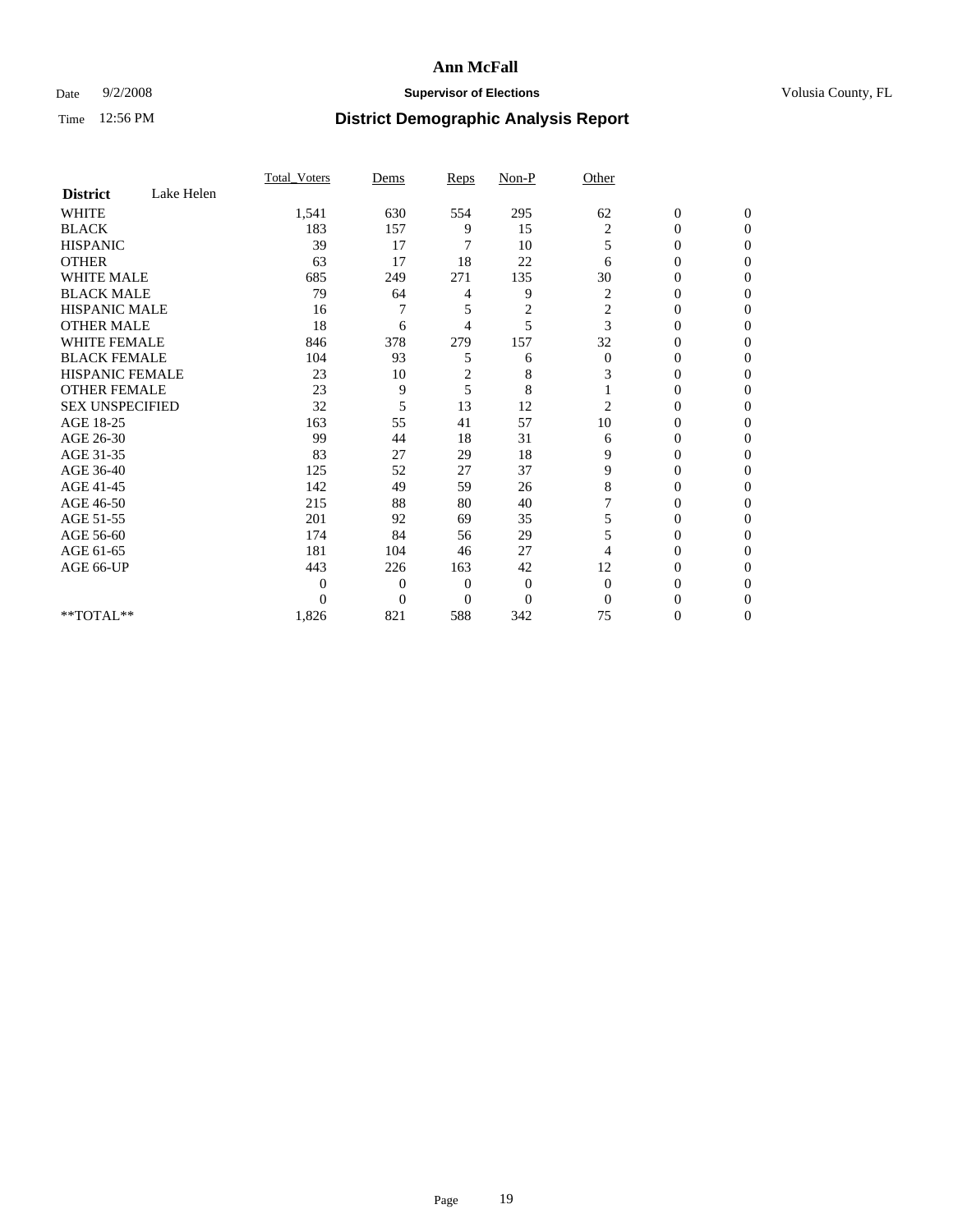# Ann McFall

Date 9/2/2008 **Supervisor of Elections** Volusia County, FL

Time 12:56 PM **District Demographic Analysis Report**

| | Total_Voters | Dems | Reps | Non-P | Other | | |
|---|---|---|---|---|---|---|---|
| **District** Lake Helen | | | | | | | |
| WHITE | 1,541 | 630 | 554 | 295 | 62 | 0 | 0 |
| BLACK | 183 | 157 | 9 | 15 | 2 | 0 | 0 |
| HISPANIC | 39 | 17 | 7 | 10 | 5 | 0 | 0 |
| OTHER | 63 | 17 | 18 | 22 | 6 | 0 | 0 |
| WHITE MALE | 685 | 249 | 271 | 135 | 30 | 0 | 0 |
| BLACK MALE | 79 | 64 | 4 | 9 | 2 | 0 | 0 |
| HISPANIC MALE | 16 | 7 | 5 | 2 | 2 | 0 | 0 |
| OTHER MALE | 18 | 6 | 4 | 5 | 3 | 0 | 0 |
| WHITE FEMALE | 846 | 378 | 279 | 157 | 32 | 0 | 0 |
| BLACK FEMALE | 104 | 93 | 5 | 6 | 0 | 0 | 0 |
| HISPANIC FEMALE | 23 | 10 | 2 | 8 | 3 | 0 | 0 |
| OTHER FEMALE | 23 | 9 | 5 | 8 | 1 | 0 | 0 |
| SEX UNSPECIFIED | 32 | 5 | 13 | 12 | 2 | 0 | 0 |
| AGE 18-25 | 163 | 55 | 41 | 57 | 10 | 0 | 0 |
| AGE 26-30 | 99 | 44 | 18 | 31 | 6 | 0 | 0 |
| AGE 31-35 | 83 | 27 | 29 | 18 | 9 | 0 | 0 |
| AGE 36-40 | 125 | 52 | 27 | 37 | 9 | 0 | 0 |
| AGE 41-45 | 142 | 49 | 59 | 26 | 8 | 0 | 0 |
| AGE 46-50 | 215 | 88 | 80 | 40 | 7 | 0 | 0 |
| AGE 51-55 | 201 | 92 | 69 | 35 | 5 | 0 | 0 |
| AGE 56-60 | 174 | 84 | 56 | 29 | 5 | 0 | 0 |
| AGE 61-65 | 181 | 104 | 46 | 27 | 4 | 0 | 0 |
| AGE 66-UP | 443 | 226 | 163 | 42 | 12 | 0 | 0 |
| | 0 | 0 | 0 | 0 | 0 | 0 | 0 |
| | 0 | 0 | 0 | 0 | 0 | 0 | 0 |
| **TOTAL** | 1,826 | 821 | 588 | 342 | 75 | 0 | 0 |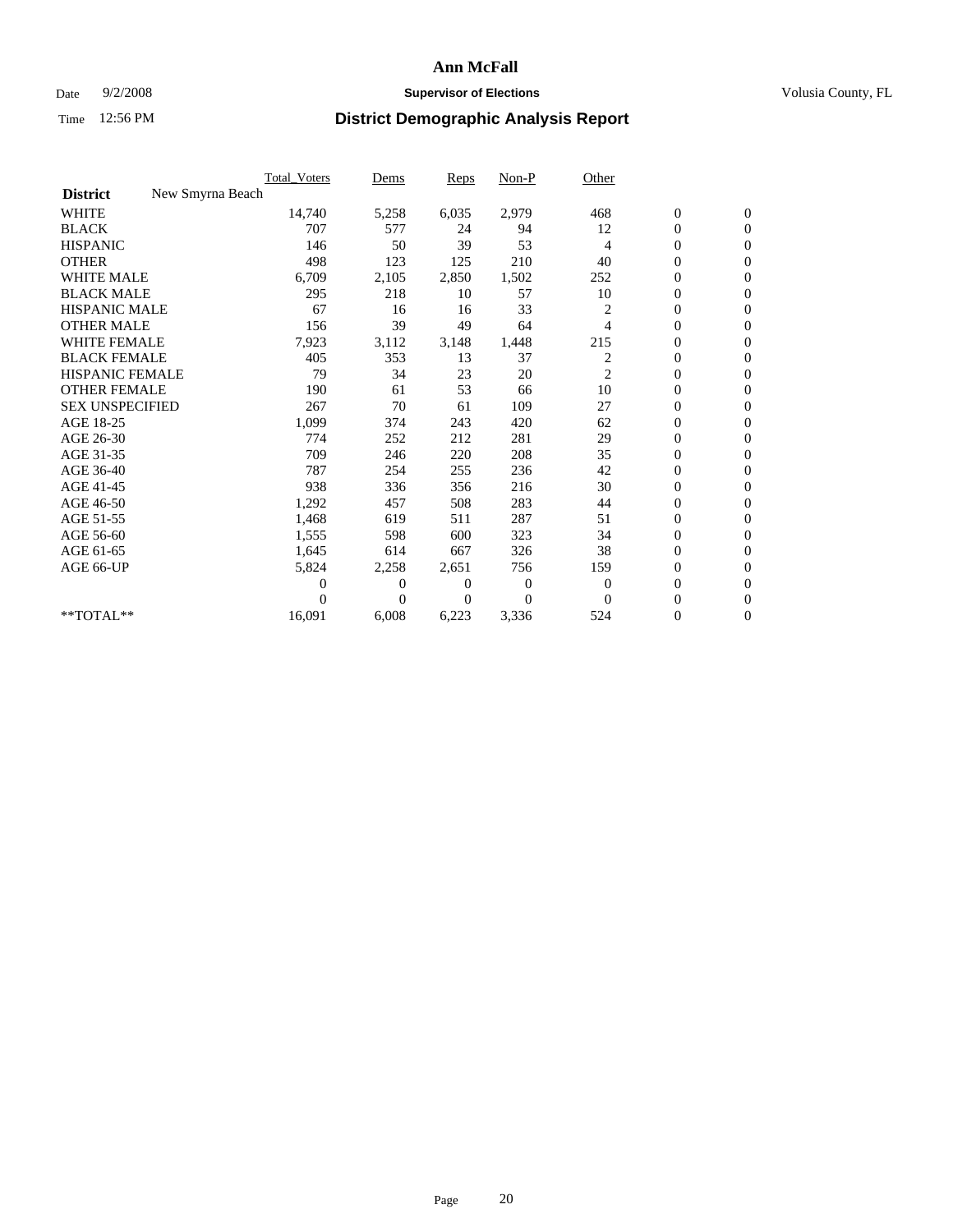# Ann McFall

Date 9/2/2008 **Supervisor of Elections** Volusia County, FL

Time 12:56 PM **District Demographic Analysis Report**

| | Total_Voters | Dems | Reps | Non-P | Other | | |
|---|---|---|---|---|---|---|---|
| **District** New Smyrna Beach | | | | | | | |
| WHITE | 14,740 | 5,258 | 6,035 | 2,979 | 468 | 0 | 0 |
| BLACK | 707 | 577 | 24 | 94 | 12 | 0 | 0 |
| HISPANIC | 146 | 50 | 39 | 53 | 4 | 0 | 0 |
| OTHER | 498 | 123 | 125 | 210 | 40 | 0 | 0 |
| WHITE MALE | 6,709 | 2,105 | 2,850 | 1,502 | 252 | 0 | 0 |
| BLACK MALE | 295 | 218 | 10 | 57 | 10 | 0 | 0 |
| HISPANIC MALE | 67 | 16 | 16 | 33 | 2 | 0 | 0 |
| OTHER MALE | 156 | 39 | 49 | 64 | 4 | 0 | 0 |
| WHITE FEMALE | 7,923 | 3,112 | 3,148 | 1,448 | 215 | 0 | 0 |
| BLACK FEMALE | 405 | 353 | 13 | 37 | 2 | 0 | 0 |
| HISPANIC FEMALE | 79 | 34 | 23 | 20 | 2 | 0 | 0 |
| OTHER FEMALE | 190 | 61 | 53 | 66 | 10 | 0 | 0 |
| SEX UNSPECIFIED | 267 | 70 | 61 | 109 | 27 | 0 | 0 |
| AGE 18-25 | 1,099 | 374 | 243 | 420 | 62 | 0 | 0 |
| AGE 26-30 | 774 | 252 | 212 | 281 | 29 | 0 | 0 |
| AGE 31-35 | 709 | 246 | 220 | 208 | 35 | 0 | 0 |
| AGE 36-40 | 787 | 254 | 255 | 236 | 42 | 0 | 0 |
| AGE 41-45 | 938 | 336 | 356 | 216 | 30 | 0 | 0 |
| AGE 46-50 | 1,292 | 457 | 508 | 283 | 44 | 0 | 0 |
| AGE 51-55 | 1,468 | 619 | 511 | 287 | 51 | 0 | 0 |
| AGE 56-60 | 1,555 | 598 | 600 | 323 | 34 | 0 | 0 |
| AGE 61-65 | 1,645 | 614 | 667 | 326 | 38 | 0 | 0 |
| AGE 66-UP | 5,824 | 2,258 | 2,651 | 756 | 159 | 0 | 0 |
| | 0 | 0 | 0 | 0 | 0 | 0 | 0 |
| | 0 | 0 | 0 | 0 | 0 | 0 | 0 |
| **TOTAL** | 16,091 | 6,008 | 6,223 | 3,336 | 524 | 0 | 0 |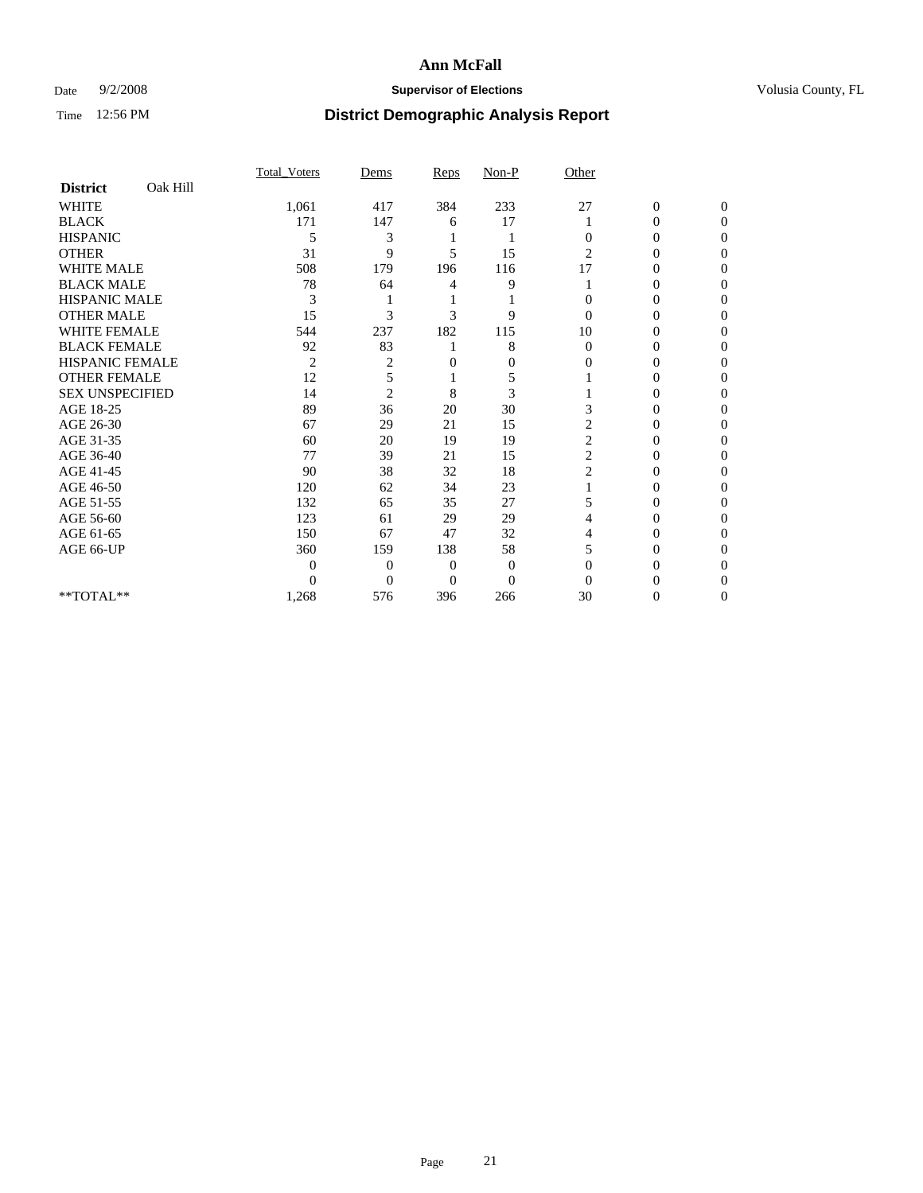# Ann McFall

Date 9/2/2008 **Supervisor of Elections** Volusia County, FL

Time 12:56 PM **District Demographic Analysis Report**

| | Total_Voters | Dems | Reps | Non-P | Other | | |
|---|---|---|---|---|---|---|---|
| **District** Oak Hill | | | | | | | |
| WHITE | 1,061 | 417 | 384 | 233 | 27 | 0 | 0 |
| BLACK | 171 | 147 | 6 | 17 | 1 | 0 | 0 |
| HISPANIC | 5 | 3 | 1 | 1 | 0 | 0 | 0 |
| OTHER | 31 | 9 | 5 | 15 | 2 | 0 | 0 |
| WHITE MALE | 508 | 179 | 196 | 116 | 17 | 0 | 0 |
| BLACK MALE | 78 | 64 | 4 | 9 | 1 | 0 | 0 |
| HISPANIC MALE | 3 | 1 | 1 | 1 | 0 | 0 | 0 |
| OTHER MALE | 15 | 3 | 3 | 9 | 0 | 0 | 0 |
| WHITE FEMALE | 544 | 237 | 182 | 115 | 10 | 0 | 0 |
| BLACK FEMALE | 92 | 83 | 1 | 8 | 0 | 0 | 0 |
| HISPANIC FEMALE | 2 | 2 | 0 | 0 | 0 | 0 | 0 |
| OTHER FEMALE | 12 | 5 | 1 | 5 | 1 | 0 | 0 |
| SEX UNSPECIFIED | 14 | 2 | 8 | 3 | 1 | 0 | 0 |
| AGE 18-25 | 89 | 36 | 20 | 30 | 3 | 0 | 0 |
| AGE 26-30 | 67 | 29 | 21 | 15 | 2 | 0 | 0 |
| AGE 31-35 | 60 | 20 | 19 | 19 | 2 | 0 | 0 |
| AGE 36-40 | 77 | 39 | 21 | 15 | 2 | 0 | 0 |
| AGE 41-45 | 90 | 38 | 32 | 18 | 2 | 0 | 0 |
| AGE 46-50 | 120 | 62 | 34 | 23 | 1 | 0 | 0 |
| AGE 51-55 | 132 | 65 | 35 | 27 | 5 | 0 | 0 |
| AGE 56-60 | 123 | 61 | 29 | 29 | 4 | 0 | 0 |
| AGE 61-65 | 150 | 67 | 47 | 32 | 4 | 0 | 0 |
| AGE 66-UP | 360 | 159 | 138 | 58 | 5 | 0 | 0 |
| | 0 | 0 | 0 | 0 | 0 | 0 | 0 |
| | 0 | 0 | 0 | 0 | 0 | 0 | 0 |
| **TOTAL** | 1,268 | 576 | 396 | 266 | 30 | 0 | 0 |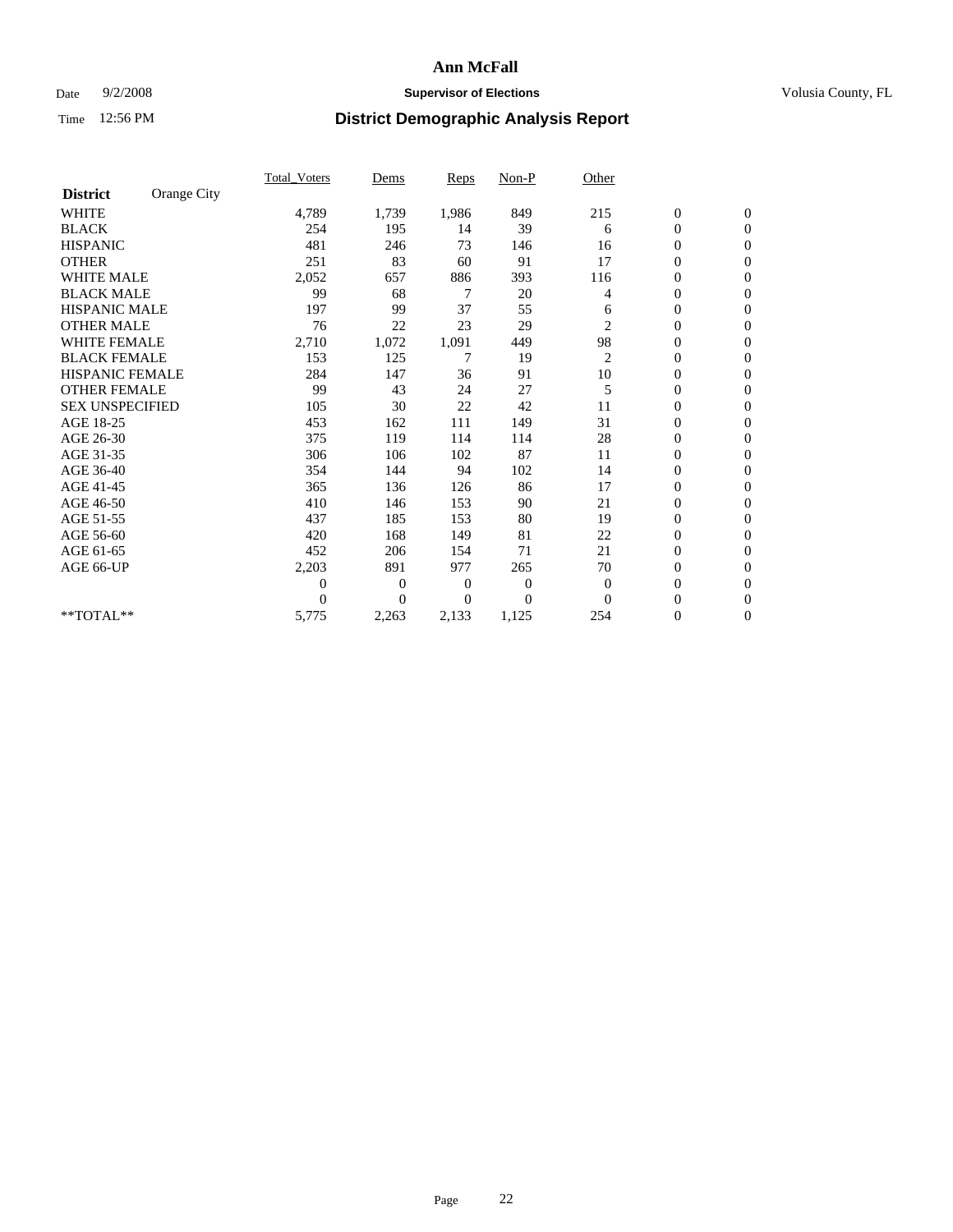**Ann McFall**

Date 9/2/2008 **Supervisor of Elections** Volusia County, FL

Time 12:56 PM **District Demographic Analysis Report**

| District | Orange City | Total_Voters | Dems | Reps | Non-P | Other | | |
|---|---|---|---|---|---|---|---|---|
| WHITE | | 4,789 | 1,739 | 1,986 | 849 | 215 | 0 | 0 |
| BLACK | | 254 | 195 | 14 | 39 | 6 | 0 | 0 |
| HISPANIC | | 481 | 246 | 73 | 146 | 16 | 0 | 0 |
| OTHER | | 251 | 83 | 60 | 91 | 17 | 0 | 0 |
| WHITE MALE | | 2,052 | 657 | 886 | 393 | 116 | 0 | 0 |
| BLACK MALE | | 99 | 68 | 7 | 20 | 4 | 0 | 0 |
| HISPANIC MALE | | 197 | 99 | 37 | 55 | 6 | 0 | 0 |
| OTHER MALE | | 76 | 22 | 23 | 29 | 2 | 0 | 0 |
| WHITE FEMALE | | 2,710 | 1,072 | 1,091 | 449 | 98 | 0 | 0 |
| BLACK FEMALE | | 153 | 125 | 7 | 19 | 2 | 0 | 0 |
| HISPANIC FEMALE | | 284 | 147 | 36 | 91 | 10 | 0 | 0 |
| OTHER FEMALE | | 99 | 43 | 24 | 27 | 5 | 0 | 0 |
| SEX UNSPECIFIED | | 105 | 30 | 22 | 42 | 11 | 0 | 0 |
| AGE 18-25 | | 453 | 162 | 111 | 149 | 31 | 0 | 0 |
| AGE 26-30 | | 375 | 119 | 114 | 114 | 28 | 0 | 0 |
| AGE 31-35 | | 306 | 106 | 102 | 87 | 11 | 0 | 0 |
| AGE 36-40 | | 354 | 144 | 94 | 102 | 14 | 0 | 0 |
| AGE 41-45 | | 365 | 136 | 126 | 86 | 17 | 0 | 0 |
| AGE 46-50 | | 410 | 146 | 153 | 90 | 21 | 0 | 0 |
| AGE 51-55 | | 437 | 185 | 153 | 80 | 19 | 0 | 0 |
| AGE 56-60 | | 420 | 168 | 149 | 81 | 22 | 0 | 0 |
| AGE 61-65 | | 452 | 206 | 154 | 71 | 21 | 0 | 0 |
| AGE 66-UP | | 2,203 | 891 | 977 | 265 | 70 | 0 | 0 |
| | | 0 | 0 | 0 | 0 | 0 | 0 | 0 |
| | | 0 | 0 | 0 | 0 | 0 | 0 | 0 |
| **TOTAL** | | 5,775 | 2,263 | 2,133 | 1,125 | 254 | 0 | 0 |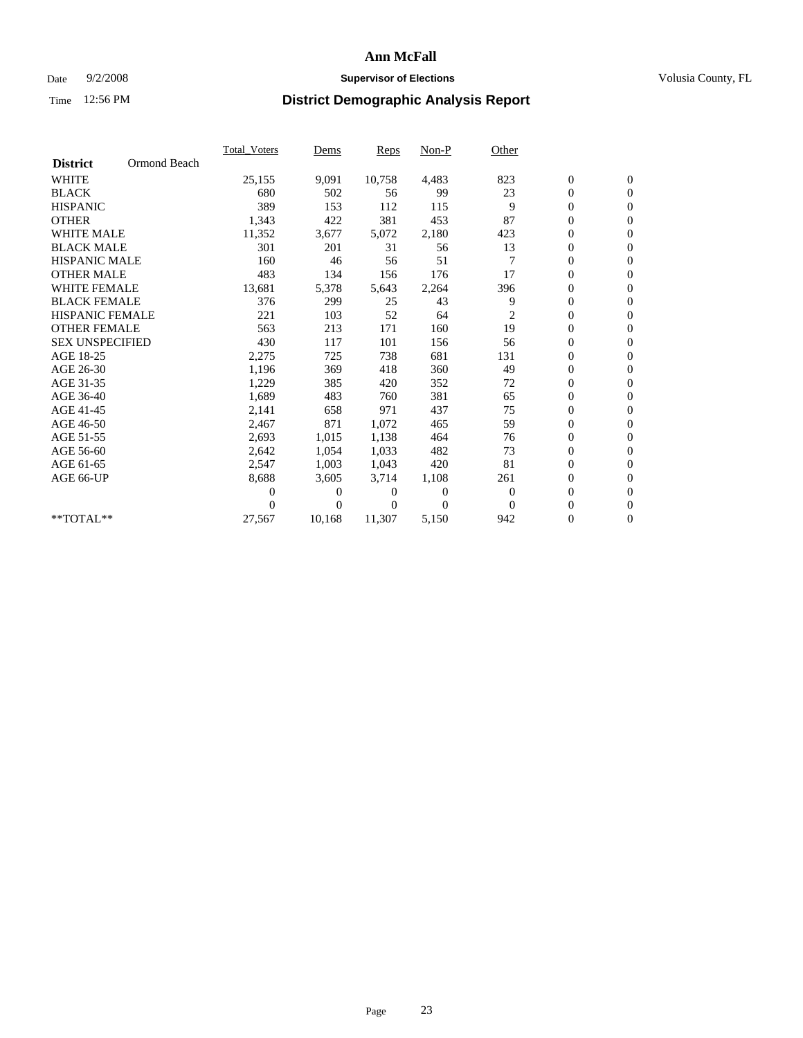**Ann McFall**

Date 9/2/2008 **Supervisor of Elections** Volusia County, FL

Time 12:56 PM **District Demographic Analysis Report**

| | Total_Voters | Dems | Reps | Non-P | Other | | |
|---|---|---|---|---|---|---|---|
| **District** Ormond Beach | | | | | | | |
| WHITE | 25,155 | 9,091 | 10,758 | 4,483 | 823 | 0 | 0 |
| BLACK | 680 | 502 | 56 | 99 | 23 | 0 | 0 |
| HISPANIC | 389 | 153 | 112 | 115 | 9 | 0 | 0 |
| OTHER | 1,343 | 422 | 381 | 453 | 87 | 0 | 0 |
| WHITE MALE | 11,352 | 3,677 | 5,072 | 2,180 | 423 | 0 | 0 |
| BLACK MALE | 301 | 201 | 31 | 56 | 13 | 0 | 0 |
| HISPANIC MALE | 160 | 46 | 56 | 51 | 7 | 0 | 0 |
| OTHER MALE | 483 | 134 | 156 | 176 | 17 | 0 | 0 |
| WHITE FEMALE | 13,681 | 5,378 | 5,643 | 2,264 | 396 | 0 | 0 |
| BLACK FEMALE | 376 | 299 | 25 | 43 | 9 | 0 | 0 |
| HISPANIC FEMALE | 221 | 103 | 52 | 64 | 2 | 0 | 0 |
| OTHER FEMALE | 563 | 213 | 171 | 160 | 19 | 0 | 0 |
| SEX UNSPECIFIED | 430 | 117 | 101 | 156 | 56 | 0 | 0 |
| AGE 18-25 | 2,275 | 725 | 738 | 681 | 131 | 0 | 0 |
| AGE 26-30 | 1,196 | 369 | 418 | 360 | 49 | 0 | 0 |
| AGE 31-35 | 1,229 | 385 | 420 | 352 | 72 | 0 | 0 |
| AGE 36-40 | 1,689 | 483 | 760 | 381 | 65 | 0 | 0 |
| AGE 41-45 | 2,141 | 658 | 971 | 437 | 75 | 0 | 0 |
| AGE 46-50 | 2,467 | 871 | 1,072 | 465 | 59 | 0 | 0 |
| AGE 51-55 | 2,693 | 1,015 | 1,138 | 464 | 76 | 0 | 0 |
| AGE 56-60 | 2,642 | 1,054 | 1,033 | 482 | 73 | 0 | 0 |
| AGE 61-65 | 2,547 | 1,003 | 1,043 | 420 | 81 | 0 | 0 |
| AGE 66-UP | 8,688 | 3,605 | 3,714 | 1,108 | 261 | 0 | 0 |
| | 0 | 0 | 0 | 0 | 0 | 0 | 0 |
| | 0 | 0 | 0 | 0 | 0 | 0 | 0 |
| **TOTAL** | 27,567 | 10,168 | 11,307 | 5,150 | 942 | 0 | 0 |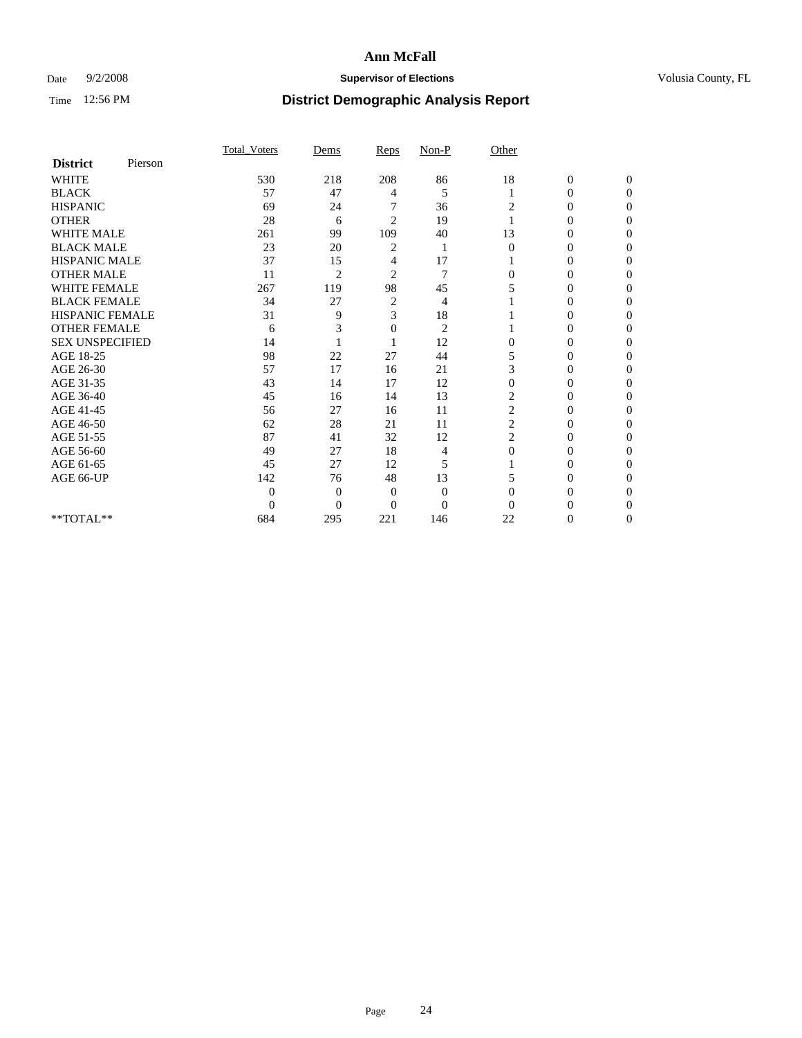# Ann McFall

Date 9/2/2008 **Supervisor of Elections** Volusia County, FL

Time 12:56 PM **District Demographic Analysis Report**

| **District** Pierson | Total_Voters | Dems | Reps | Non-P | Other | | |
|---|---|---|---|---|---|---|---|
| WHITE | 530 | 218 | 208 | 86 | 18 | 0 | 0 |
| BLACK | 57 | 47 | 4 | 5 | 1 | 0 | 0 |
| HISPANIC | 69 | 24 | 7 | 36 | 2 | 0 | 0 |
| OTHER | 28 | 6 | 2 | 19 | 1 | 0 | 0 |
| WHITE MALE | 261 | 99 | 109 | 40 | 13 | 0 | 0 |
| BLACK MALE | 23 | 20 | 2 | 1 | 0 | 0 | 0 |
| HISPANIC MALE | 37 | 15 | 4 | 17 | 1 | 0 | 0 |
| OTHER MALE | 11 | 2 | 2 | 7 | 0 | 0 | 0 |
| WHITE FEMALE | 267 | 119 | 98 | 45 | 5 | 0 | 0 |
| BLACK FEMALE | 34 | 27 | 2 | 4 | 1 | 0 | 0 |
| HISPANIC FEMALE | 31 | 9 | 3 | 18 | 1 | 0 | 0 |
| OTHER FEMALE | 6 | 3 | 0 | 2 | 1 | 0 | 0 |
| SEX UNSPECIFIED | 14 | 1 | 1 | 12 | 0 | 0 | 0 |
| AGE 18-25 | 98 | 22 | 27 | 44 | 5 | 0 | 0 |
| AGE 26-30 | 57 | 17 | 16 | 21 | 3 | 0 | 0 |
| AGE 31-35 | 43 | 14 | 17 | 12 | 0 | 0 | 0 |
| AGE 36-40 | 45 | 16 | 14 | 13 | 2 | 0 | 0 |
| AGE 41-45 | 56 | 27 | 16 | 11 | 2 | 0 | 0 |
| AGE 46-50 | 62 | 28 | 21 | 11 | 2 | 0 | 0 |
| AGE 51-55 | 87 | 41 | 32 | 12 | 2 | 0 | 0 |
| AGE 56-60 | 49 | 27 | 18 | 4 | 0 | 0 | 0 |
| AGE 61-65 | 45 | 27 | 12 | 5 | 1 | 0 | 0 |
| AGE 66-UP | 142 | 76 | 48 | 13 | 5 | 0 | 0 |
| | 0 | 0 | 0 | 0 | 0 | 0 | 0 |
| | 0 | 0 | 0 | 0 | 0 | 0 | 0 |
| **TOTAL** | 684 | 295 | 221 | 146 | 22 | 0 | 0 |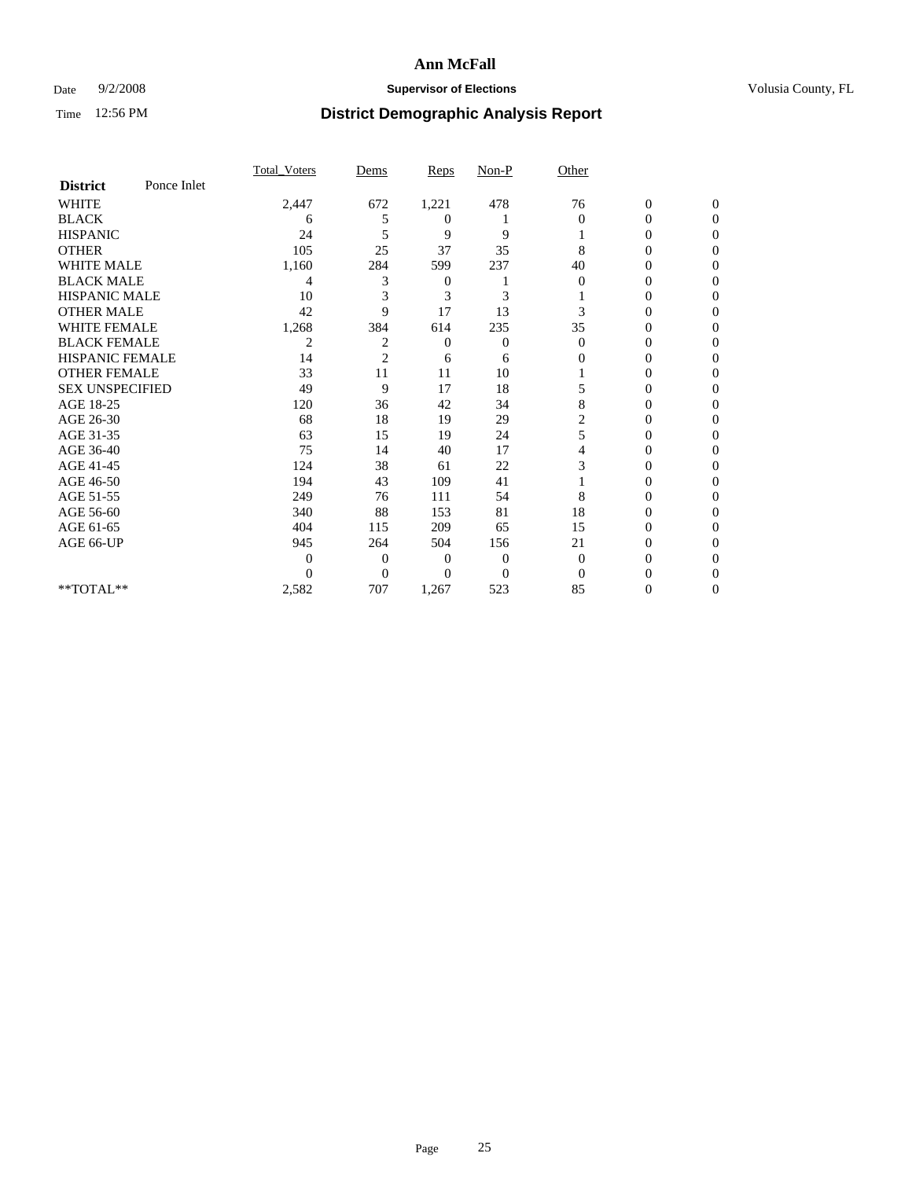# Ann McFall

Date 9/2/2008 **Supervisor of Elections** Volusia County, FL

Time 12:56 PM **District Demographic Analysis Report**

| **District** Ponce Inlet | Total_Voters | Dems | Reps | Non-P | Other | | |
|---|---|---|---|---|---|---|---|
| WHITE | 2,447 | 672 | 1,221 | 478 | 76 | 0 | 0 |
| BLACK | 6 | 5 | 0 | 1 | 0 | 0 | 0 |
| HISPANIC | 24 | 5 | 9 | 9 | 1 | 0 | 0 |
| OTHER | 105 | 25 | 37 | 35 | 8 | 0 | 0 |
| WHITE MALE | 1,160 | 284 | 599 | 237 | 40 | 0 | 0 |
| BLACK MALE | 4 | 3 | 0 | 1 | 0 | 0 | 0 |
| HISPANIC MALE | 10 | 3 | 3 | 3 | 1 | 0 | 0 |
| OTHER MALE | 42 | 9 | 17 | 13 | 3 | 0 | 0 |
| WHITE FEMALE | 1,268 | 384 | 614 | 235 | 35 | 0 | 0 |
| BLACK FEMALE | 2 | 2 | 0 | 0 | 0 | 0 | 0 |
| HISPANIC FEMALE | 14 | 2 | 6 | 6 | 0 | 0 | 0 |
| OTHER FEMALE | 33 | 11 | 11 | 10 | 1 | 0 | 0 |
| SEX UNSPECIFIED | 49 | 9 | 17 | 18 | 5 | 0 | 0 |
| AGE 18-25 | 120 | 36 | 42 | 34 | 8 | 0 | 0 |
| AGE 26-30 | 68 | 18 | 19 | 29 | 2 | 0 | 0 |
| AGE 31-35 | 63 | 15 | 19 | 24 | 5 | 0 | 0 |
| AGE 36-40 | 75 | 14 | 40 | 17 | 4 | 0 | 0 |
| AGE 41-45 | 124 | 38 | 61 | 22 | 3 | 0 | 0 |
| AGE 46-50 | 194 | 43 | 109 | 41 | 1 | 0 | 0 |
| AGE 51-55 | 249 | 76 | 111 | 54 | 8 | 0 | 0 |
| AGE 56-60 | 340 | 88 | 153 | 81 | 18 | 0 | 0 |
| AGE 61-65 | 404 | 115 | 209 | 65 | 15 | 0 | 0 |
| AGE 66-UP | 945 | 264 | 504 | 156 | 21 | 0 | 0 |
| | 0 | 0 | 0 | 0 | 0 | 0 | 0 |
| | 0 | 0 | 0 | 0 | 0 | 0 | 0 |
| **TOTAL** | 2,582 | 707 | 1,267 | 523 | 85 | 0 | 0 |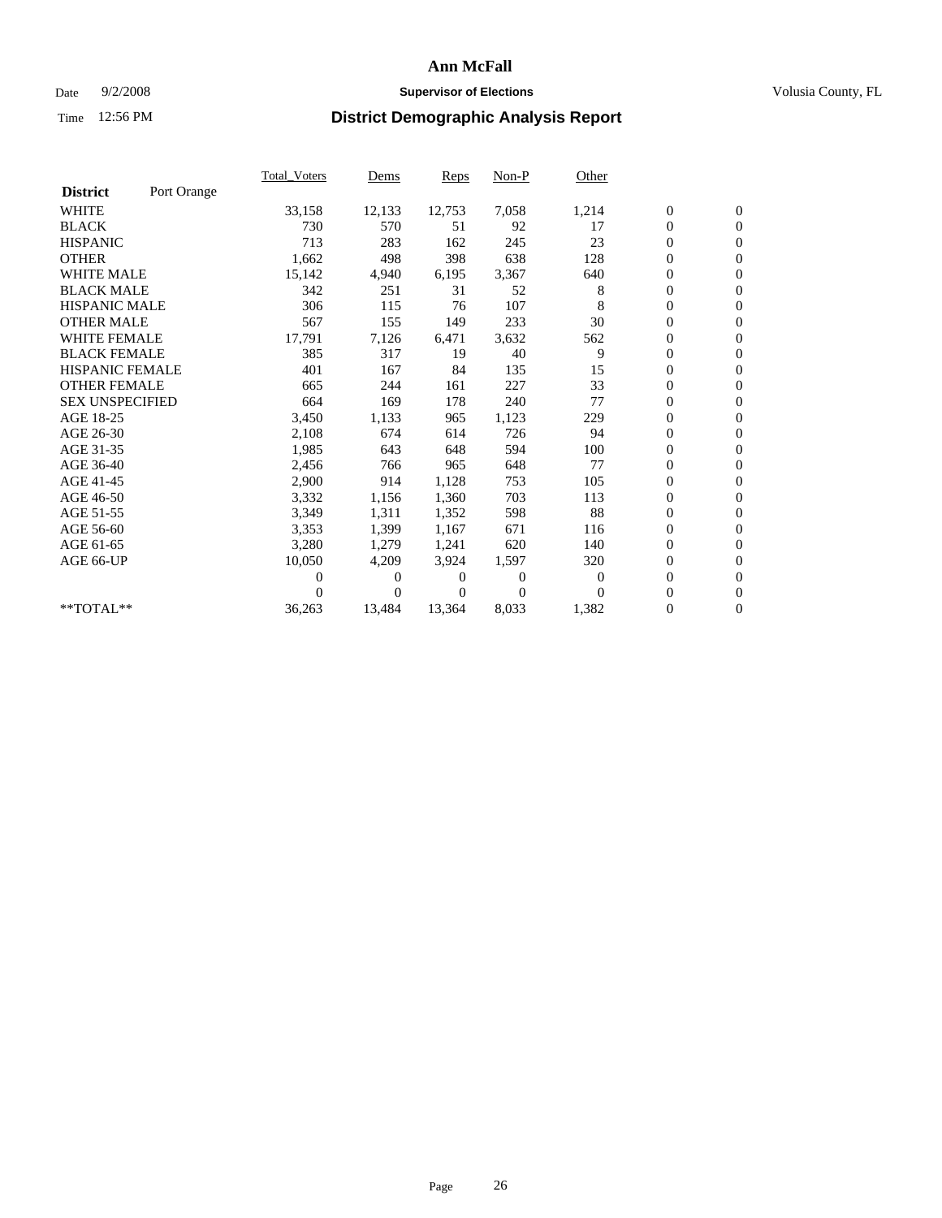# Ann McFall

Date 9/2/2008 **Supervisor of Elections** Volusia County, FL

Time 12:56 PM **District Demographic Analysis Report**

| **District** Port Orange | Total_Voters | Dems | Reps | Non-P | Other | | |
|---|---|---|---|---|---|---|---|
| WHITE | 33,158 | 12,133 | 12,753 | 7,058 | 1,214 | 0 | 0 |
| BLACK | 730 | 570 | 51 | 92 | 17 | 0 | 0 |
| HISPANIC | 713 | 283 | 162 | 245 | 23 | 0 | 0 |
| OTHER | 1,662 | 498 | 398 | 638 | 128 | 0 | 0 |
| WHITE MALE | 15,142 | 4,940 | 6,195 | 3,367 | 640 | 0 | 0 |
| BLACK MALE | 342 | 251 | 31 | 52 | 8 | 0 | 0 |
| HISPANIC MALE | 306 | 115 | 76 | 107 | 8 | 0 | 0 |
| OTHER MALE | 567 | 155 | 149 | 233 | 30 | 0 | 0 |
| WHITE FEMALE | 17,791 | 7,126 | 6,471 | 3,632 | 562 | 0 | 0 |
| BLACK FEMALE | 385 | 317 | 19 | 40 | 9 | 0 | 0 |
| HISPANIC FEMALE | 401 | 167 | 84 | 135 | 15 | 0 | 0 |
| OTHER FEMALE | 665 | 244 | 161 | 227 | 33 | 0 | 0 |
| SEX UNSPECIFIED | 664 | 169 | 178 | 240 | 77 | 0 | 0 |
| AGE 18-25 | 3,450 | 1,133 | 965 | 1,123 | 229 | 0 | 0 |
| AGE 26-30 | 2,108 | 674 | 614 | 726 | 94 | 0 | 0 |
| AGE 31-35 | 1,985 | 643 | 648 | 594 | 100 | 0 | 0 |
| AGE 36-40 | 2,456 | 766 | 965 | 648 | 77 | 0 | 0 |
| AGE 41-45 | 2,900 | 914 | 1,128 | 753 | 105 | 0 | 0 |
| AGE 46-50 | 3,332 | 1,156 | 1,360 | 703 | 113 | 0 | 0 |
| AGE 51-55 | 3,349 | 1,311 | 1,352 | 598 | 88 | 0 | 0 |
| AGE 56-60 | 3,353 | 1,399 | 1,167 | 671 | 116 | 0 | 0 |
| AGE 61-65 | 3,280 | 1,279 | 1,241 | 620 | 140 | 0 | 0 |
| AGE 66-UP | 10,050 | 4,209 | 3,924 | 1,597 | 320 | 0 | 0 |
| | 0 | 0 | 0 | 0 | 0 | 0 | 0 |
| | 0 | 0 | 0 | 0 | 0 | 0 | 0 |
| **TOTAL** | 36,263 | 13,484 | 13,364 | 8,033 | 1,382 | 0 | 0 |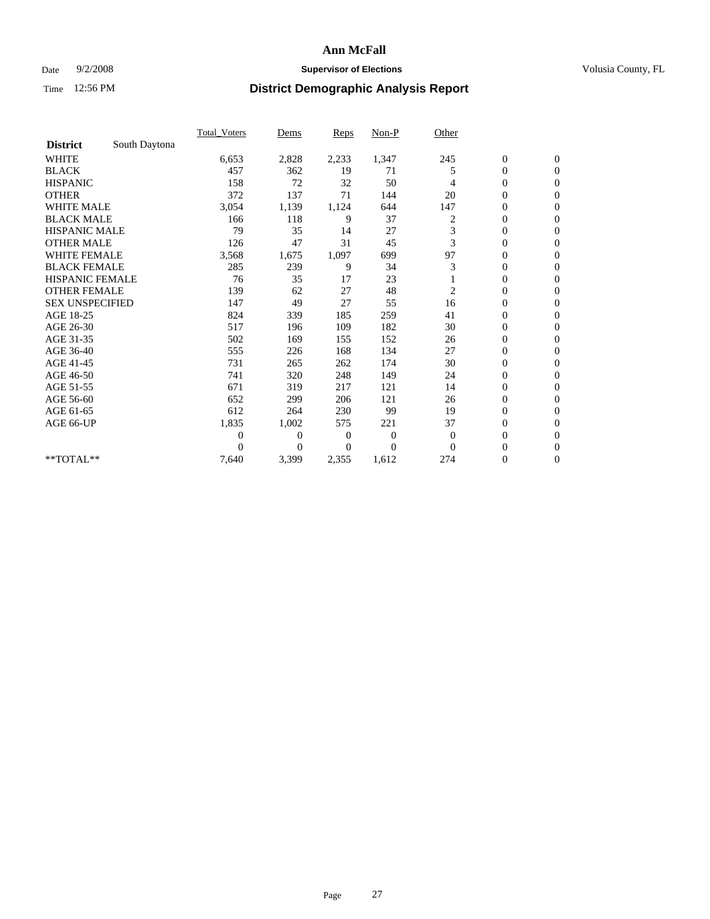# Ann McFall

Date 9/2/2008 **Supervisor of Elections** Volusia County, FL

Time 12:56 PM **District Demographic Analysis Report**

| | Total_Voters | Dems | Reps | Non-P | Other | | |
|---|---|---|---|---|---|---|---|
| **District** South Daytona | | | | | | | |
| WHITE | 6,653 | 2,828 | 2,233 | 1,347 | 245 | 0 | 0 |
| BLACK | 457 | 362 | 19 | 71 | 5 | 0 | 0 |
| HISPANIC | 158 | 72 | 32 | 50 | 4 | 0 | 0 |
| OTHER | 372 | 137 | 71 | 144 | 20 | 0 | 0 |
| WHITE MALE | 3,054 | 1,139 | 1,124 | 644 | 147 | 0 | 0 |
| BLACK MALE | 166 | 118 | 9 | 37 | 2 | 0 | 0 |
| HISPANIC MALE | 79 | 35 | 14 | 27 | 3 | 0 | 0 |
| OTHER MALE | 126 | 47 | 31 | 45 | 3 | 0 | 0 |
| WHITE FEMALE | 3,568 | 1,675 | 1,097 | 699 | 97 | 0 | 0 |
| BLACK FEMALE | 285 | 239 | 9 | 34 | 3 | 0 | 0 |
| HISPANIC FEMALE | 76 | 35 | 17 | 23 | 1 | 0 | 0 |
| OTHER FEMALE | 139 | 62 | 27 | 48 | 2 | 0 | 0 |
| SEX UNSPECIFIED | 147 | 49 | 27 | 55 | 16 | 0 | 0 |
| AGE 18-25 | 824 | 339 | 185 | 259 | 41 | 0 | 0 |
| AGE 26-30 | 517 | 196 | 109 | 182 | 30 | 0 | 0 |
| AGE 31-35 | 502 | 169 | 155 | 152 | 26 | 0 | 0 |
| AGE 36-40 | 555 | 226 | 168 | 134 | 27 | 0 | 0 |
| AGE 41-45 | 731 | 265 | 262 | 174 | 30 | 0 | 0 |
| AGE 46-50 | 741 | 320 | 248 | 149 | 24 | 0 | 0 |
| AGE 51-55 | 671 | 319 | 217 | 121 | 14 | 0 | 0 |
| AGE 56-60 | 652 | 299 | 206 | 121 | 26 | 0 | 0 |
| AGE 61-65 | 612 | 264 | 230 | 99 | 19 | 0 | 0 |
| AGE 66-UP | 1,835 | 1,002 | 575 | 221 | 37 | 0 | 0 |
| | 0 | 0 | 0 | 0 | 0 | 0 | 0 |
| | 0 | 0 | 0 | 0 | 0 | 0 | 0 |
| **TOTAL** | 7,640 | 3,399 | 2,355 | 1,612 | 274 | 0 | 0 |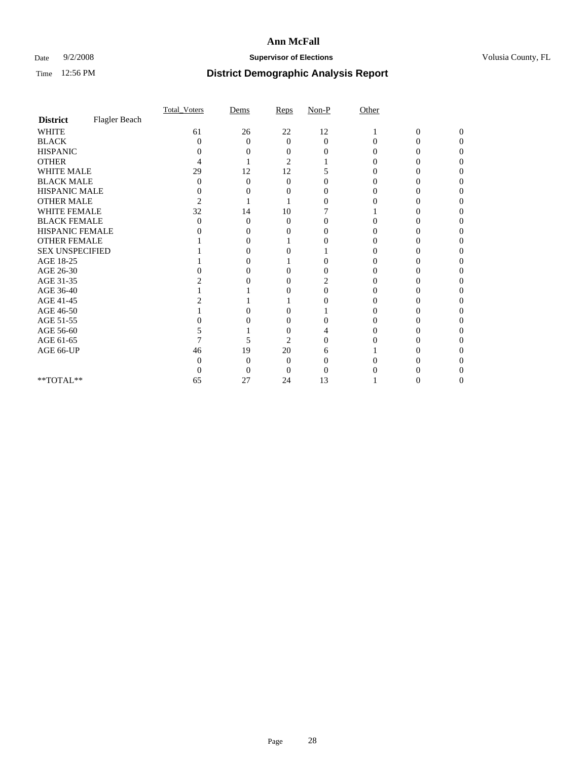# Ann McFall

Date 9/2/2008 **Supervisor of Elections** Volusia County, FL

Time 12:56 PM **District Demographic Analysis Report**

| | Total_Voters | Dems | Reps | Non-P | Other | | |
|---|---|---|---|---|---|---|---|
| **District** Flagler Beach | | | | | | | |
| WHITE | 61 | 26 | 22 | 12 | 1 | 0 | 0 |
| BLACK | 0 | 0 | 0 | 0 | 0 | 0 | 0 |
| HISPANIC | 0 | 0 | 0 | 0 | 0 | 0 | 0 |
| OTHER | 4 | 1 | 2 | 1 | 0 | 0 | 0 |
| WHITE MALE | 29 | 12 | 12 | 5 | 0 | 0 | 0 |
| BLACK MALE | 0 | 0 | 0 | 0 | 0 | 0 | 0 |
| HISPANIC MALE | 0 | 0 | 0 | 0 | 0 | 0 | 0 |
| OTHER MALE | 2 | 1 | 1 | 0 | 0 | 0 | 0 |
| WHITE FEMALE | 32 | 14 | 10 | 7 | 1 | 0 | 0 |
| BLACK FEMALE | 0 | 0 | 0 | 0 | 0 | 0 | 0 |
| HISPANIC FEMALE | 0 | 0 | 0 | 0 | 0 | 0 | 0 |
| OTHER FEMALE | 1 | 0 | 1 | 0 | 0 | 0 | 0 |
| SEX UNSPECIFIED | 1 | 0 | 0 | 1 | 0 | 0 | 0 |
| AGE 18-25 | 1 | 0 | 1 | 0 | 0 | 0 | 0 |
| AGE 26-30 | 0 | 0 | 0 | 0 | 0 | 0 | 0 |
| AGE 31-35 | 2 | 0 | 0 | 2 | 0 | 0 | 0 |
| AGE 36-40 | 1 | 1 | 0 | 0 | 0 | 0 | 0 |
| AGE 41-45 | 2 | 1 | 1 | 0 | 0 | 0 | 0 |
| AGE 46-50 | 1 | 0 | 0 | 1 | 0 | 0 | 0 |
| AGE 51-55 | 0 | 0 | 0 | 0 | 0 | 0 | 0 |
| AGE 56-60 | 5 | 1 | 0 | 4 | 0 | 0 | 0 |
| AGE 61-65 | 7 | 5 | 2 | 0 | 0 | 0 | 0 |
| AGE 66-UP | 46 | 19 | 20 | 6 | 1 | 0 | 0 |
| | 0 | 0 | 0 | 0 | 0 | 0 | 0 |
| | 0 | 0 | 0 | 0 | 0 | 0 | 0 |
| **TOTAL** | 65 | 27 | 24 | 13 | 1 | 0 | 0 |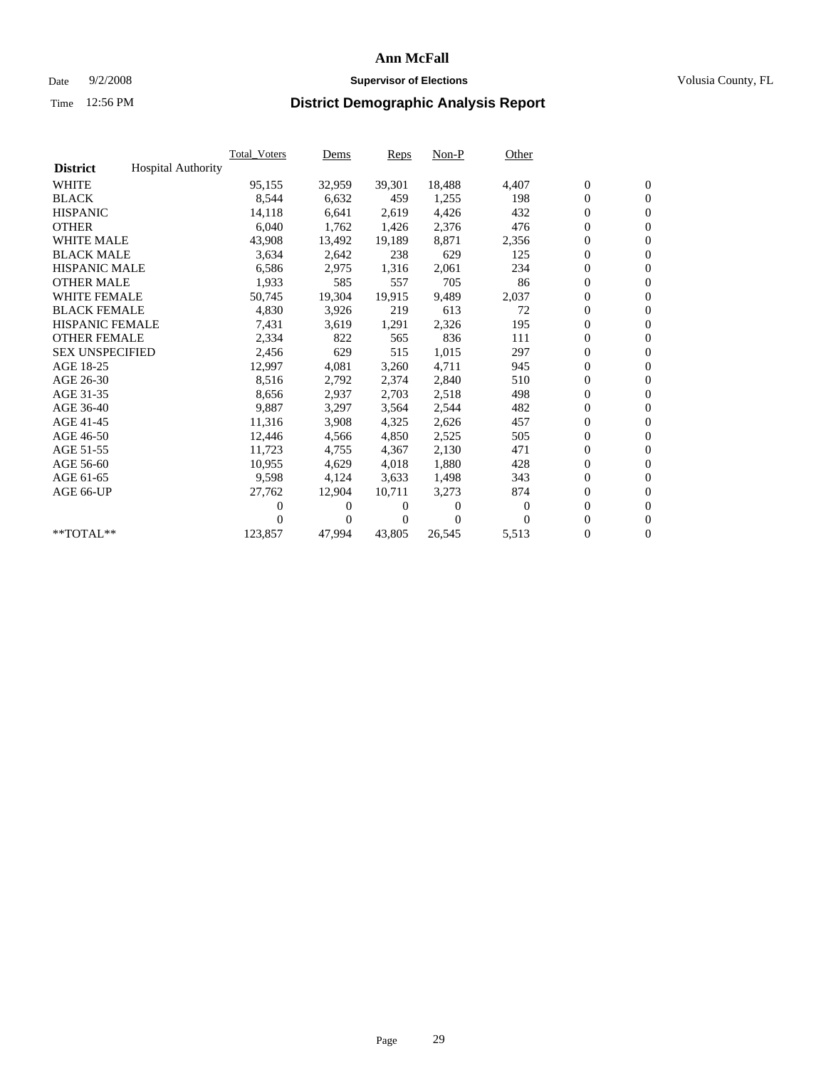# Ann McFall

Date 9/2/2008 **Supervisor of Elections** Volusia County, FL

Time 12:56 PM **District Demographic Analysis Report**

| | Total_Voters | Dems | Reps | Non-P | Other | | |
|---|---|---|---|---|---|---|---|
| **District** Hospital Authority | | | | | | | |
| WHITE | 95,155 | 32,959 | 39,301 | 18,488 | 4,407 | 0 | 0 |
| BLACK | 8,544 | 6,632 | 459 | 1,255 | 198 | 0 | 0 |
| HISPANIC | 14,118 | 6,641 | 2,619 | 4,426 | 432 | 0 | 0 |
| OTHER | 6,040 | 1,762 | 1,426 | 2,376 | 476 | 0 | 0 |
| WHITE MALE | 43,908 | 13,492 | 19,189 | 8,871 | 2,356 | 0 | 0 |
| BLACK MALE | 3,634 | 2,642 | 238 | 629 | 125 | 0 | 0 |
| HISPANIC MALE | 6,586 | 2,975 | 1,316 | 2,061 | 234 | 0 | 0 |
| OTHER MALE | 1,933 | 585 | 557 | 705 | 86 | 0 | 0 |
| WHITE FEMALE | 50,745 | 19,304 | 19,915 | 9,489 | 2,037 | 0 | 0 |
| BLACK FEMALE | 4,830 | 3,926 | 219 | 613 | 72 | 0 | 0 |
| HISPANIC FEMALE | 7,431 | 3,619 | 1,291 | 2,326 | 195 | 0 | 0 |
| OTHER FEMALE | 2,334 | 822 | 565 | 836 | 111 | 0 | 0 |
| SEX UNSPECIFIED | 2,456 | 629 | 515 | 1,015 | 297 | 0 | 0 |
| AGE 18-25 | 12,997 | 4,081 | 3,260 | 4,711 | 945 | 0 | 0 |
| AGE 26-30 | 8,516 | 2,792 | 2,374 | 2,840 | 510 | 0 | 0 |
| AGE 31-35 | 8,656 | 2,937 | 2,703 | 2,518 | 498 | 0 | 0 |
| AGE 36-40 | 9,887 | 3,297 | 3,564 | 2,544 | 482 | 0 | 0 |
| AGE 41-45 | 11,316 | 3,908 | 4,325 | 2,626 | 457 | 0 | 0 |
| AGE 46-50 | 12,446 | 4,566 | 4,850 | 2,525 | 505 | 0 | 0 |
| AGE 51-55 | 11,723 | 4,755 | 4,367 | 2,130 | 471 | 0 | 0 |
| AGE 56-60 | 10,955 | 4,629 | 4,018 | 1,880 | 428 | 0 | 0 |
| AGE 61-65 | 9,598 | 4,124 | 3,633 | 1,498 | 343 | 0 | 0 |
| AGE 66-UP | 27,762 | 12,904 | 10,711 | 3,273 | 874 | 0 | 0 |
| | 0 | 0 | 0 | 0 | 0 | 0 | 0 |
| | 0 | 0 | 0 | 0 | 0 | 0 | 0 |
| **TOTAL** | 123,857 | 47,994 | 43,805 | 26,545 | 5,513 | 0 | 0 |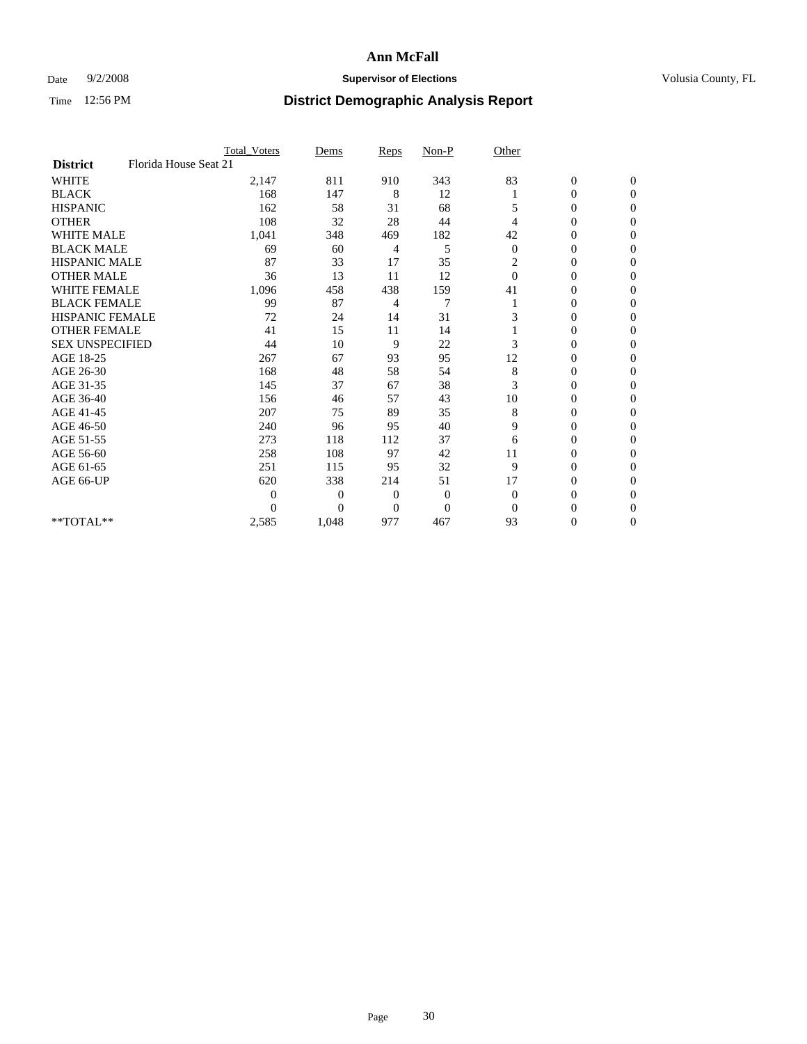# Ann McFall

Date 9/2/2008 **Supervisor of Elections** Volusia County, FL

Time 12:56 PM **District Demographic Analysis Report**

| | Total_Voters | Dems | Reps | Non-P | Other | | |
|---|---|---|---|---|---|---|---|
| **District** Florida House Seat 21 | | | | | | | |
| WHITE | 2,147 | 811 | 910 | 343 | 83 | 0 | 0 |
| BLACK | 168 | 147 | 8 | 12 | 1 | 0 | 0 |
| HISPANIC | 162 | 58 | 31 | 68 | 5 | 0 | 0 |
| OTHER | 108 | 32 | 28 | 44 | 4 | 0 | 0 |
| WHITE MALE | 1,041 | 348 | 469 | 182 | 42 | 0 | 0 |
| BLACK MALE | 69 | 60 | 4 | 5 | 0 | 0 | 0 |
| HISPANIC MALE | 87 | 33 | 17 | 35 | 2 | 0 | 0 |
| OTHER MALE | 36 | 13 | 11 | 12 | 0 | 0 | 0 |
| WHITE FEMALE | 1,096 | 458 | 438 | 159 | 41 | 0 | 0 |
| BLACK FEMALE | 99 | 87 | 4 | 7 | 1 | 0 | 0 |
| HISPANIC FEMALE | 72 | 24 | 14 | 31 | 3 | 0 | 0 |
| OTHER FEMALE | 41 | 15 | 11 | 14 | 1 | 0 | 0 |
| SEX UNSPECIFIED | 44 | 10 | 9 | 22 | 3 | 0 | 0 |
| AGE 18-25 | 267 | 67 | 93 | 95 | 12 | 0 | 0 |
| AGE 26-30 | 168 | 48 | 58 | 54 | 8 | 0 | 0 |
| AGE 31-35 | 145 | 37 | 67 | 38 | 3 | 0 | 0 |
| AGE 36-40 | 156 | 46 | 57 | 43 | 10 | 0 | 0 |
| AGE 41-45 | 207 | 75 | 89 | 35 | 8 | 0 | 0 |
| AGE 46-50 | 240 | 96 | 95 | 40 | 9 | 0 | 0 |
| AGE 51-55 | 273 | 118 | 112 | 37 | 6 | 0 | 0 |
| AGE 56-60 | 258 | 108 | 97 | 42 | 11 | 0 | 0 |
| AGE 61-65 | 251 | 115 | 95 | 32 | 9 | 0 | 0 |
| AGE 66-UP | 620 | 338 | 214 | 51 | 17 | 0 | 0 |
| | 0 | 0 | 0 | 0 | 0 | 0 | 0 |
| | 0 | 0 | 0 | 0 | 0 | 0 | 0 |
| **TOTAL** | 2,585 | 1,048 | 977 | 467 | 93 | 0 | 0 |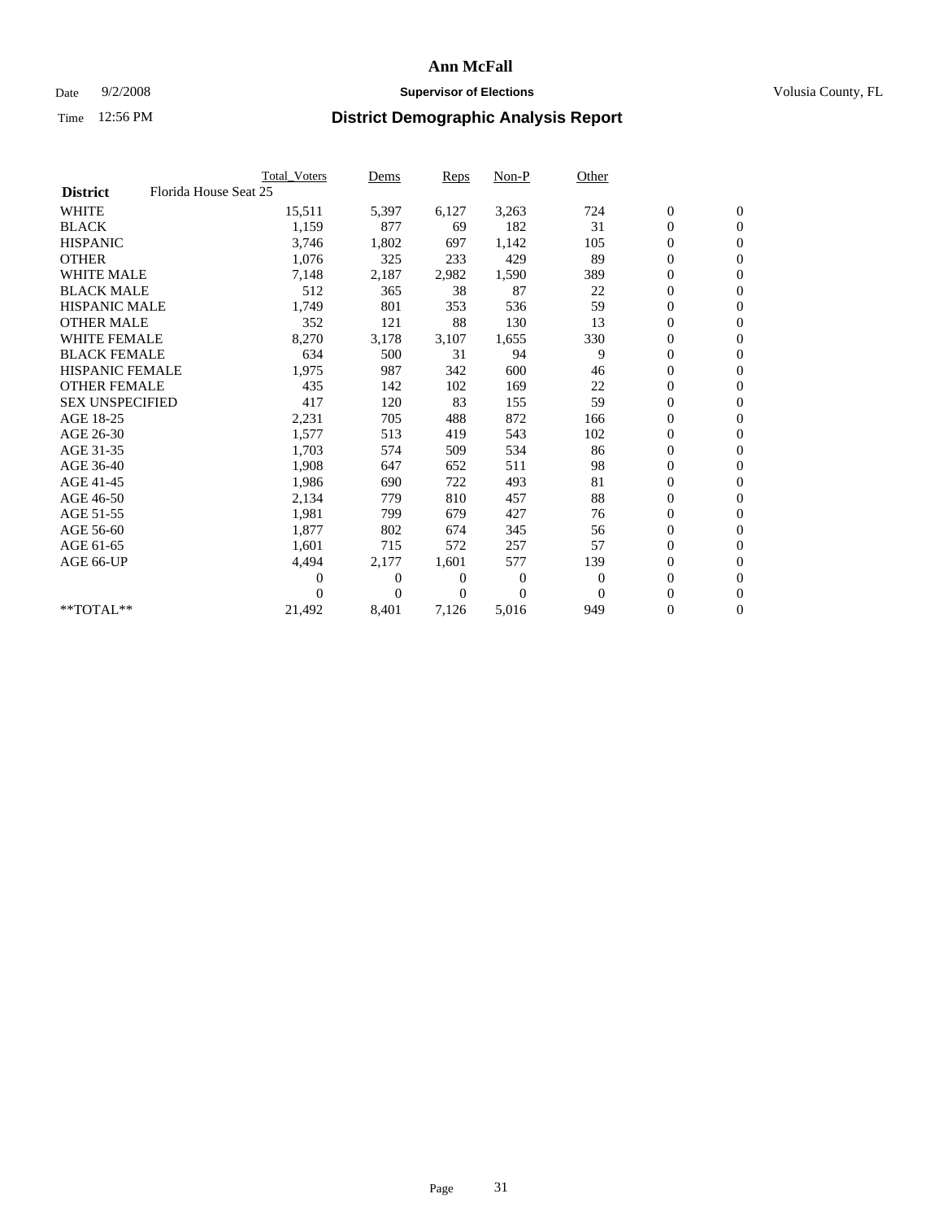# Ann McFall

Date 9/2/2008 **Supervisor of Elections** Volusia County, FL

Time 12:56 PM **District Demographic Analysis Report**

| | Total_Voters | Dems | Reps | Non-P | Other | | |
|---|---|---|---|---|---|---|---|
| **District** Florida House Seat 25 | | | | | | | |
| WHITE | 15,511 | 5,397 | 6,127 | 3,263 | 724 | 0 | 0 |
| BLACK | 1,159 | 877 | 69 | 182 | 31 | 0 | 0 |
| HISPANIC | 3,746 | 1,802 | 697 | 1,142 | 105 | 0 | 0 |
| OTHER | 1,076 | 325 | 233 | 429 | 89 | 0 | 0 |
| WHITE MALE | 7,148 | 2,187 | 2,982 | 1,590 | 389 | 0 | 0 |
| BLACK MALE | 512 | 365 | 38 | 87 | 22 | 0 | 0 |
| HISPANIC MALE | 1,749 | 801 | 353 | 536 | 59 | 0 | 0 |
| OTHER MALE | 352 | 121 | 88 | 130 | 13 | 0 | 0 |
| WHITE FEMALE | 8,270 | 3,178 | 3,107 | 1,655 | 330 | 0 | 0 |
| BLACK FEMALE | 634 | 500 | 31 | 94 | 9 | 0 | 0 |
| HISPANIC FEMALE | 1,975 | 987 | 342 | 600 | 46 | 0 | 0 |
| OTHER FEMALE | 435 | 142 | 102 | 169 | 22 | 0 | 0 |
| SEX UNSPECIFIED | 417 | 120 | 83 | 155 | 59 | 0 | 0 |
| AGE 18-25 | 2,231 | 705 | 488 | 872 | 166 | 0 | 0 |
| AGE 26-30 | 1,577 | 513 | 419 | 543 | 102 | 0 | 0 |
| AGE 31-35 | 1,703 | 574 | 509 | 534 | 86 | 0 | 0 |
| AGE 36-40 | 1,908 | 647 | 652 | 511 | 98 | 0 | 0 |
| AGE 41-45 | 1,986 | 690 | 722 | 493 | 81 | 0 | 0 |
| AGE 46-50 | 2,134 | 779 | 810 | 457 | 88 | 0 | 0 |
| AGE 51-55 | 1,981 | 799 | 679 | 427 | 76 | 0 | 0 |
| AGE 56-60 | 1,877 | 802 | 674 | 345 | 56 | 0 | 0 |
| AGE 61-65 | 1,601 | 715 | 572 | 257 | 57 | 0 | 0 |
| AGE 66-UP | 4,494 | 2,177 | 1,601 | 577 | 139 | 0 | 0 |
| | 0 | 0 | 0 | 0 | 0 | 0 | 0 |
| | 0 | 0 | 0 | 0 | 0 | 0 | 0 |
| **TOTAL** | 21,492 | 8,401 | 7,126 | 5,016 | 949 | 0 | 0 |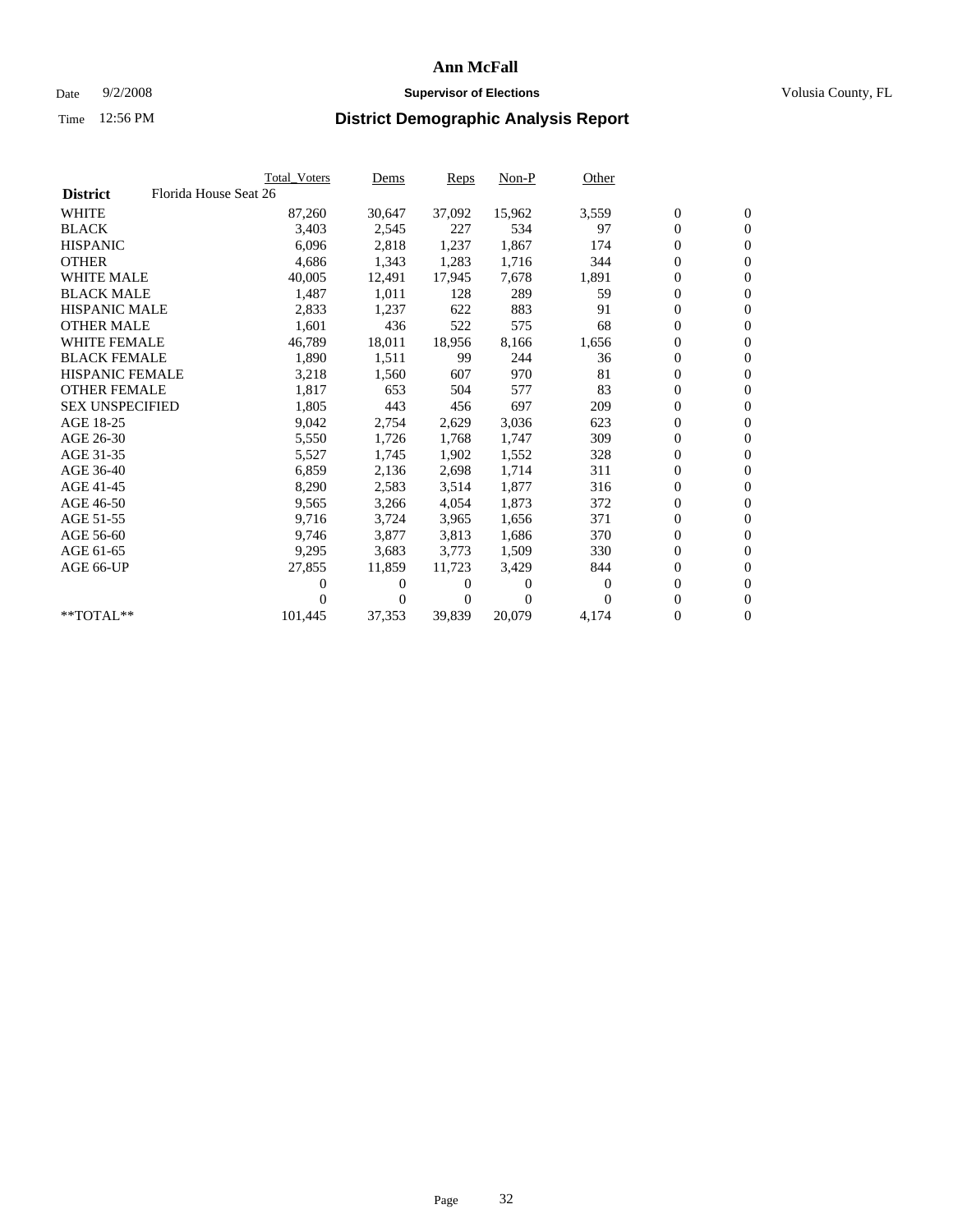# Ann McFall

Date 9/2/2008 **Supervisor of Elections** Volusia County, FL

Time 12:56 PM **District Demographic Analysis Report**

| | Total_Voters | Dems | Reps | Non-P | Other | | |
|---|---|---|---|---|---|---|---|
| **District** Florida House Seat 26 | | | | | | | |
| WHITE | 87,260 | 30,647 | 37,092 | 15,962 | 3,559 | 0 | 0 |
| BLACK | 3,403 | 2,545 | 227 | 534 | 97 | 0 | 0 |
| HISPANIC | 6,096 | 2,818 | 1,237 | 1,867 | 174 | 0 | 0 |
| OTHER | 4,686 | 1,343 | 1,283 | 1,716 | 344 | 0 | 0 |
| WHITE MALE | 40,005 | 12,491 | 17,945 | 7,678 | 1,891 | 0 | 0 |
| BLACK MALE | 1,487 | 1,011 | 128 | 289 | 59 | 0 | 0 |
| HISPANIC MALE | 2,833 | 1,237 | 622 | 883 | 91 | 0 | 0 |
| OTHER MALE | 1,601 | 436 | 522 | 575 | 68 | 0 | 0 |
| WHITE FEMALE | 46,789 | 18,011 | 18,956 | 8,166 | 1,656 | 0 | 0 |
| BLACK FEMALE | 1,890 | 1,511 | 99 | 244 | 36 | 0 | 0 |
| HISPANIC FEMALE | 3,218 | 1,560 | 607 | 970 | 81 | 0 | 0 |
| OTHER FEMALE | 1,817 | 653 | 504 | 577 | 83 | 0 | 0 |
| SEX UNSPECIFIED | 1,805 | 443 | 456 | 697 | 209 | 0 | 0 |
| AGE 18-25 | 9,042 | 2,754 | 2,629 | 3,036 | 623 | 0 | 0 |
| AGE 26-30 | 5,550 | 1,726 | 1,768 | 1,747 | 309 | 0 | 0 |
| AGE 31-35 | 5,527 | 1,745 | 1,902 | 1,552 | 328 | 0 | 0 |
| AGE 36-40 | 6,859 | 2,136 | 2,698 | 1,714 | 311 | 0 | 0 |
| AGE 41-45 | 8,290 | 2,583 | 3,514 | 1,877 | 316 | 0 | 0 |
| AGE 46-50 | 9,565 | 3,266 | 4,054 | 1,873 | 372 | 0 | 0 |
| AGE 51-55 | 9,716 | 3,724 | 3,965 | 1,656 | 371 | 0 | 0 |
| AGE 56-60 | 9,746 | 3,877 | 3,813 | 1,686 | 370 | 0 | 0 |
| AGE 61-65 | 9,295 | 3,683 | 3,773 | 1,509 | 330 | 0 | 0 |
| AGE 66-UP | 27,855 | 11,859 | 11,723 | 3,429 | 844 | 0 | 0 |
| | 0 | 0 | 0 | 0 | 0 | 0 | 0 |
| | 0 | 0 | 0 | 0 | 0 | 0 | 0 |
| **TOTAL** | 101,445 | 37,353 | 39,839 | 20,079 | 4,174 | 0 | 0 |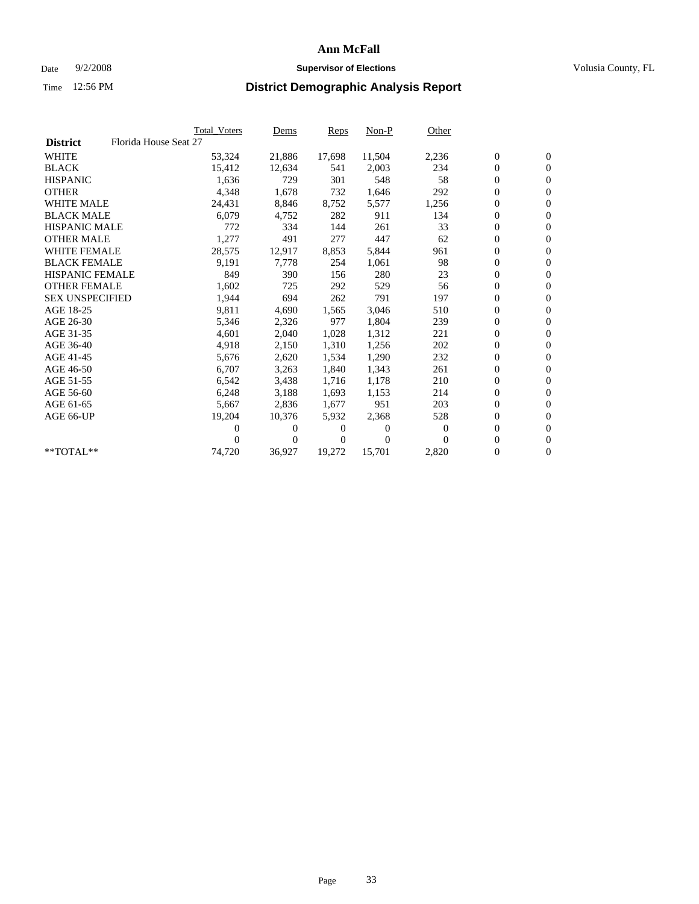# Ann McFall

Date 9/2/2008 **Supervisor of Elections** Volusia County, FL

Time 12:56 PM **District Demographic Analysis Report**

| **District** Florida House Seat 27 | Total_Voters | Dems | Reps | Non-P | Other | | |
|---|---|---|---|---|---|---|---|
| WHITE | 53,324 | 21,886 | 17,698 | 11,504 | 2,236 | 0 | 0 |
| BLACK | 15,412 | 12,634 | 541 | 2,003 | 234 | 0 | 0 |
| HISPANIC | 1,636 | 729 | 301 | 548 | 58 | 0 | 0 |
| OTHER | 4,348 | 1,678 | 732 | 1,646 | 292 | 0 | 0 |
| WHITE MALE | 24,431 | 8,846 | 8,752 | 5,577 | 1,256 | 0 | 0 |
| BLACK MALE | 6,079 | 4,752 | 282 | 911 | 134 | 0 | 0 |
| HISPANIC MALE | 772 | 334 | 144 | 261 | 33 | 0 | 0 |
| OTHER MALE | 1,277 | 491 | 277 | 447 | 62 | 0 | 0 |
| WHITE FEMALE | 28,575 | 12,917 | 8,853 | 5,844 | 961 | 0 | 0 |
| BLACK FEMALE | 9,191 | 7,778 | 254 | 1,061 | 98 | 0 | 0 |
| HISPANIC FEMALE | 849 | 390 | 156 | 280 | 23 | 0 | 0 |
| OTHER FEMALE | 1,602 | 725 | 292 | 529 | 56 | 0 | 0 |
| SEX UNSPECIFIED | 1,944 | 694 | 262 | 791 | 197 | 0 | 0 |
| AGE 18-25 | 9,811 | 4,690 | 1,565 | 3,046 | 510 | 0 | 0 |
| AGE 26-30 | 5,346 | 2,326 | 977 | 1,804 | 239 | 0 | 0 |
| AGE 31-35 | 4,601 | 2,040 | 1,028 | 1,312 | 221 | 0 | 0 |
| AGE 36-40 | 4,918 | 2,150 | 1,310 | 1,256 | 202 | 0 | 0 |
| AGE 41-45 | 5,676 | 2,620 | 1,534 | 1,290 | 232 | 0 | 0 |
| AGE 46-50 | 6,707 | 3,263 | 1,840 | 1,343 | 261 | 0 | 0 |
| AGE 51-55 | 6,542 | 3,438 | 1,716 | 1,178 | 210 | 0 | 0 |
| AGE 56-60 | 6,248 | 3,188 | 1,693 | 1,153 | 214 | 0 | 0 |
| AGE 61-65 | 5,667 | 2,836 | 1,677 | 951 | 203 | 0 | 0 |
| AGE 66-UP | 19,204 | 10,376 | 5,932 | 2,368 | 528 | 0 | 0 |
| | 0 | 0 | 0 | 0 | 0 | 0 | 0 |
| | 0 | 0 | 0 | 0 | 0 | 0 | 0 |
| **TOTAL** | 74,720 | 36,927 | 19,272 | 15,701 | 2,820 | 0 | 0 |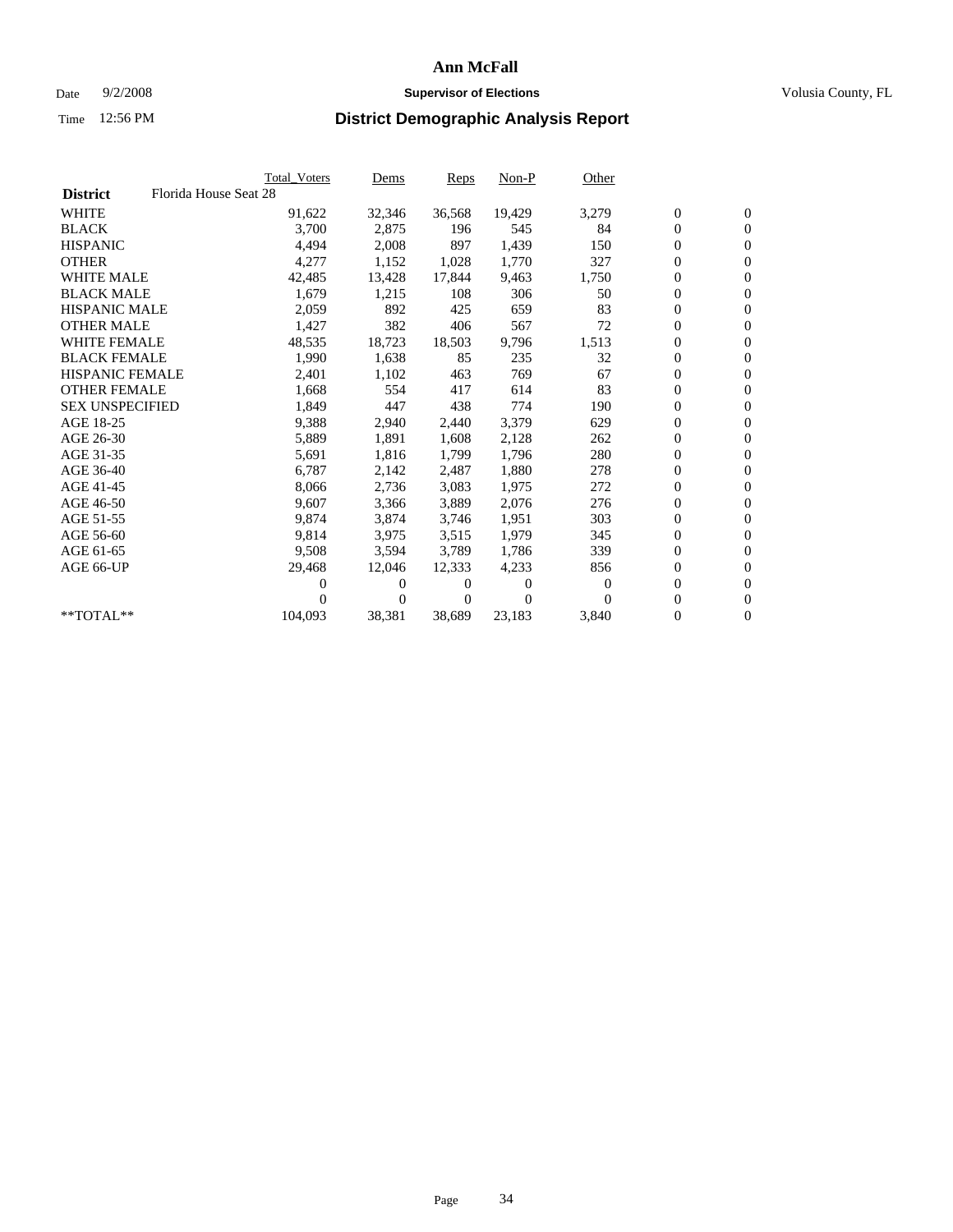# Ann McFall

Date 9/2/2008 **Supervisor of Elections** Volusia County, FL

Time 12:56 PM **District Demographic Analysis Report**

| | Total_Voters | Dems | Reps | Non-P | Other | | |
|---|---|---|---|---|---|---|---|
| **District** Florida House Seat 28 | | | | | | | |
| WHITE | 91,622 | 32,346 | 36,568 | 19,429 | 3,279 | 0 | 0 |
| BLACK | 3,700 | 2,875 | 196 | 545 | 84 | 0 | 0 |
| HISPANIC | 4,494 | 2,008 | 897 | 1,439 | 150 | 0 | 0 |
| OTHER | 4,277 | 1,152 | 1,028 | 1,770 | 327 | 0 | 0 |
| WHITE MALE | 42,485 | 13,428 | 17,844 | 9,463 | 1,750 | 0 | 0 |
| BLACK MALE | 1,679 | 1,215 | 108 | 306 | 50 | 0 | 0 |
| HISPANIC MALE | 2,059 | 892 | 425 | 659 | 83 | 0 | 0 |
| OTHER MALE | 1,427 | 382 | 406 | 567 | 72 | 0 | 0 |
| WHITE FEMALE | 48,535 | 18,723 | 18,503 | 9,796 | 1,513 | 0 | 0 |
| BLACK FEMALE | 1,990 | 1,638 | 85 | 235 | 32 | 0 | 0 |
| HISPANIC FEMALE | 2,401 | 1,102 | 463 | 769 | 67 | 0 | 0 |
| OTHER FEMALE | 1,668 | 554 | 417 | 614 | 83 | 0 | 0 |
| SEX UNSPECIFIED | 1,849 | 447 | 438 | 774 | 190 | 0 | 0 |
| AGE 18-25 | 9,388 | 2,940 | 2,440 | 3,379 | 629 | 0 | 0 |
| AGE 26-30 | 5,889 | 1,891 | 1,608 | 2,128 | 262 | 0 | 0 |
| AGE 31-35 | 5,691 | 1,816 | 1,799 | 1,796 | 280 | 0 | 0 |
| AGE 36-40 | 6,787 | 2,142 | 2,487 | 1,880 | 278 | 0 | 0 |
| AGE 41-45 | 8,066 | 2,736 | 3,083 | 1,975 | 272 | 0 | 0 |
| AGE 46-50 | 9,607 | 3,366 | 3,889 | 2,076 | 276 | 0 | 0 |
| AGE 51-55 | 9,874 | 3,874 | 3,746 | 1,951 | 303 | 0 | 0 |
| AGE 56-60 | 9,814 | 3,975 | 3,515 | 1,979 | 345 | 0 | 0 |
| AGE 61-65 | 9,508 | 3,594 | 3,789 | 1,786 | 339 | 0 | 0 |
| AGE 66-UP | 29,468 | 12,046 | 12,333 | 4,233 | 856 | 0 | 0 |
| | 0 | 0 | 0 | 0 | 0 | 0 | 0 |
| | 0 | 0 | 0 | 0 | 0 | 0 | 0 |
| **TOTAL** | 104,093 | 38,381 | 38,689 | 23,183 | 3,840 | 0 | 0 |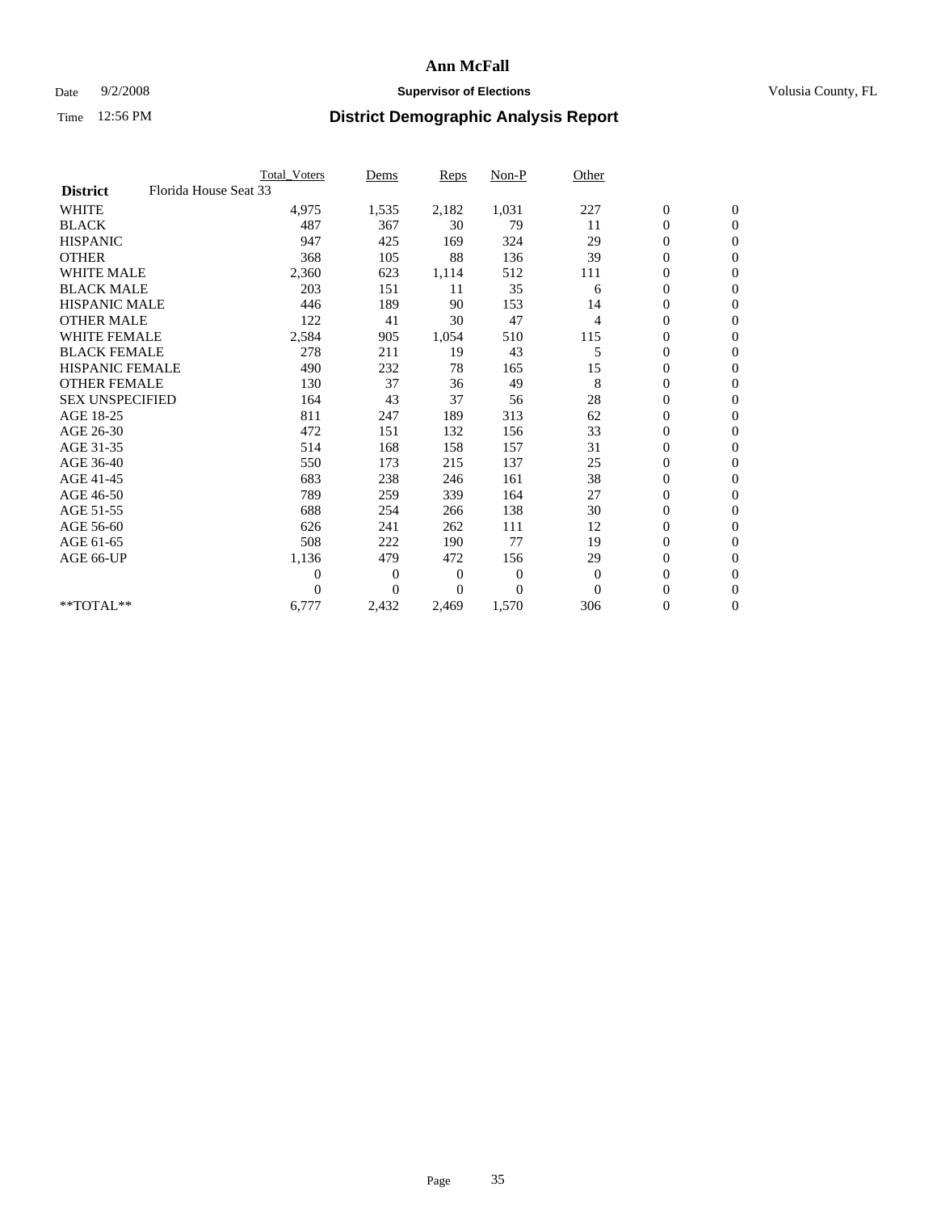# Ann McFall

Date 9/2/2008 **Supervisor of Elections** Volusia County, FL

Time 12:56 PM **District Demographic Analysis Report**

| | Total_Voters | Dems | Reps | Non-P | Other | | |
|---|---|---|---|---|---|---|---|
| **District** Florida House Seat 33 | | | | | | | |
| WHITE | 4,975 | 1,535 | 2,182 | 1,031 | 227 | 0 | 0 |
| BLACK | 487 | 367 | 30 | 79 | 11 | 0 | 0 |
| HISPANIC | 947 | 425 | 169 | 324 | 29 | 0 | 0 |
| OTHER | 368 | 105 | 88 | 136 | 39 | 0 | 0 |
| WHITE MALE | 2,360 | 623 | 1,114 | 512 | 111 | 0 | 0 |
| BLACK MALE | 203 | 151 | 11 | 35 | 6 | 0 | 0 |
| HISPANIC MALE | 446 | 189 | 90 | 153 | 14 | 0 | 0 |
| OTHER MALE | 122 | 41 | 30 | 47 | 4 | 0 | 0 |
| WHITE FEMALE | 2,584 | 905 | 1,054 | 510 | 115 | 0 | 0 |
| BLACK FEMALE | 278 | 211 | 19 | 43 | 5 | 0 | 0 |
| HISPANIC FEMALE | 490 | 232 | 78 | 165 | 15 | 0 | 0 |
| OTHER FEMALE | 130 | 37 | 36 | 49 | 8 | 0 | 0 |
| SEX UNSPECIFIED | 164 | 43 | 37 | 56 | 28 | 0 | 0 |
| AGE 18-25 | 811 | 247 | 189 | 313 | 62 | 0 | 0 |
| AGE 26-30 | 472 | 151 | 132 | 156 | 33 | 0 | 0 |
| AGE 31-35 | 514 | 168 | 158 | 157 | 31 | 0 | 0 |
| AGE 36-40 | 550 | 173 | 215 | 137 | 25 | 0 | 0 |
| AGE 41-45 | 683 | 238 | 246 | 161 | 38 | 0 | 0 |
| AGE 46-50 | 789 | 259 | 339 | 164 | 27 | 0 | 0 |
| AGE 51-55 | 688 | 254 | 266 | 138 | 30 | 0 | 0 |
| AGE 56-60 | 626 | 241 | 262 | 111 | 12 | 0 | 0 |
| AGE 61-65 | 508 | 222 | 190 | 77 | 19 | 0 | 0 |
| AGE 66-UP | 1,136 | 479 | 472 | 156 | 29 | 0 | 0 |
| | 0 | 0 | 0 | 0 | 0 | 0 | 0 |
| | 0 | 0 | 0 | 0 | 0 | 0 | 0 |
| **TOTAL** | 6,777 | 2,432 | 2,469 | 1,570 | 306 | 0 | 0 |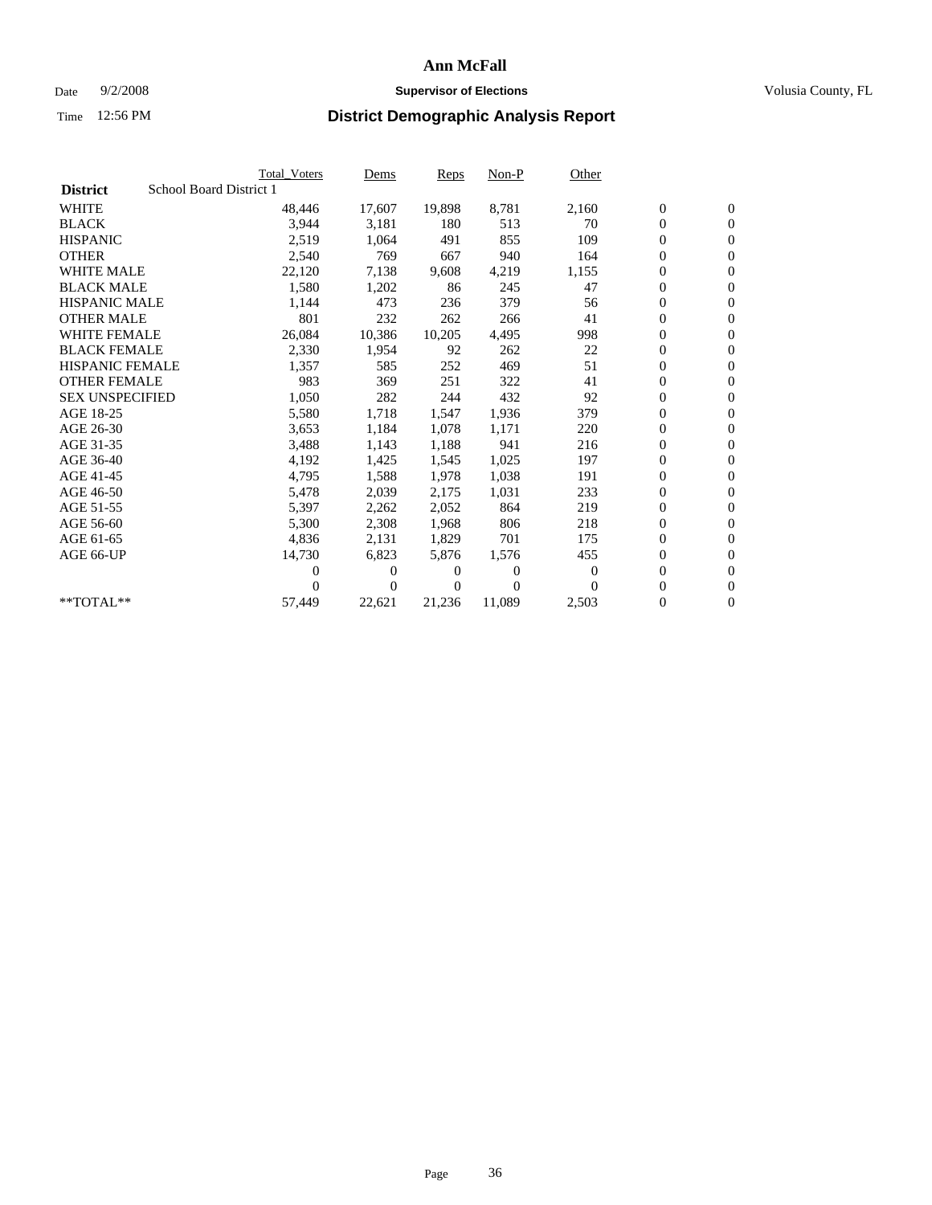# Ann McFall

Date 9/2/2008 **Supervisor of Elections** Volusia County, FL

Time 12:56 PM **District Demographic Analysis Report**

| | Total_Voters | Dems | Reps | Non-P | Other | | |
|---|---|---|---|---|---|---|---|
| **District** School Board District 1 | | | | | | | |
| WHITE | 48,446 | 17,607 | 19,898 | 8,781 | 2,160 | 0 | 0 |
| BLACK | 3,944 | 3,181 | 180 | 513 | 70 | 0 | 0 |
| HISPANIC | 2,519 | 1,064 | 491 | 855 | 109 | 0 | 0 |
| OTHER | 2,540 | 769 | 667 | 940 | 164 | 0 | 0 |
| WHITE MALE | 22,120 | 7,138 | 9,608 | 4,219 | 1,155 | 0 | 0 |
| BLACK MALE | 1,580 | 1,202 | 86 | 245 | 47 | 0 | 0 |
| HISPANIC MALE | 1,144 | 473 | 236 | 379 | 56 | 0 | 0 |
| OTHER MALE | 801 | 232 | 262 | 266 | 41 | 0 | 0 |
| WHITE FEMALE | 26,084 | 10,386 | 10,205 | 4,495 | 998 | 0 | 0 |
| BLACK FEMALE | 2,330 | 1,954 | 92 | 262 | 22 | 0 | 0 |
| HISPANIC FEMALE | 1,357 | 585 | 252 | 469 | 51 | 0 | 0 |
| OTHER FEMALE | 983 | 369 | 251 | 322 | 41 | 0 | 0 |
| SEX UNSPECIFIED | 1,050 | 282 | 244 | 432 | 92 | 0 | 0 |
| AGE 18-25 | 5,580 | 1,718 | 1,547 | 1,936 | 379 | 0 | 0 |
| AGE 26-30 | 3,653 | 1,184 | 1,078 | 1,171 | 220 | 0 | 0 |
| AGE 31-35 | 3,488 | 1,143 | 1,188 | 941 | 216 | 0 | 0 |
| AGE 36-40 | 4,192 | 1,425 | 1,545 | 1,025 | 197 | 0 | 0 |
| AGE 41-45 | 4,795 | 1,588 | 1,978 | 1,038 | 191 | 0 | 0 |
| AGE 46-50 | 5,478 | 2,039 | 2,175 | 1,031 | 233 | 0 | 0 |
| AGE 51-55 | 5,397 | 2,262 | 2,052 | 864 | 219 | 0 | 0 |
| AGE 56-60 | 5,300 | 2,308 | 1,968 | 806 | 218 | 0 | 0 |
| AGE 61-65 | 4,836 | 2,131 | 1,829 | 701 | 175 | 0 | 0 |
| AGE 66-UP | 14,730 | 6,823 | 5,876 | 1,576 | 455 | 0 | 0 |
| | 0 | 0 | 0 | 0 | 0 | 0 | 0 |
| | 0 | 0 | 0 | 0 | 0 | 0 | 0 |
| **TOTAL** | 57,449 | 22,621 | 21,236 | 11,089 | 2,503 | 0 | 0 |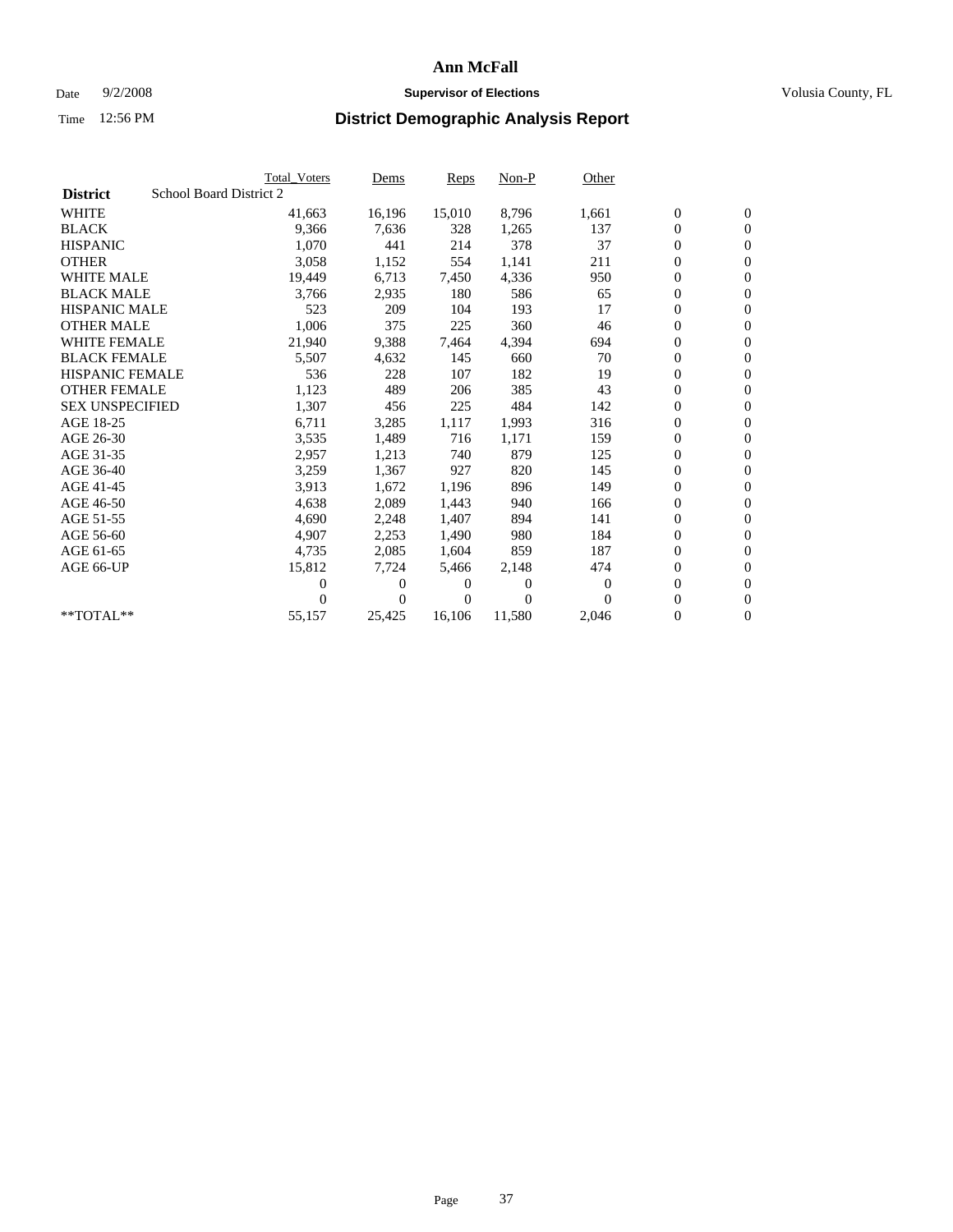# Ann McFall

Date 9/2/2008 **Supervisor of Elections** Volusia County, FL

Time 12:56 PM **District Demographic Analysis Report**

| District | School Board District 2 | Total_Voters | Dems | Reps | Non-P | Other | | |
|---|---|---|---|---|---|---|---|---|
| WHITE | | 41,663 | 16,196 | 15,010 | 8,796 | 1,661 | 0 | 0 |
| BLACK | | 9,366 | 7,636 | 328 | 1,265 | 137 | 0 | 0 |
| HISPANIC | | 1,070 | 441 | 214 | 378 | 37 | 0 | 0 |
| OTHER | | 3,058 | 1,152 | 554 | 1,141 | 211 | 0 | 0 |
| WHITE MALE | | 19,449 | 6,713 | 7,450 | 4,336 | 950 | 0 | 0 |
| BLACK MALE | | 3,766 | 2,935 | 180 | 586 | 65 | 0 | 0 |
| HISPANIC MALE | | 523 | 209 | 104 | 193 | 17 | 0 | 0 |
| OTHER MALE | | 1,006 | 375 | 225 | 360 | 46 | 0 | 0 |
| WHITE FEMALE | | 21,940 | 9,388 | 7,464 | 4,394 | 694 | 0 | 0 |
| BLACK FEMALE | | 5,507 | 4,632 | 145 | 660 | 70 | 0 | 0 |
| HISPANIC FEMALE | | 536 | 228 | 107 | 182 | 19 | 0 | 0 |
| OTHER FEMALE | | 1,123 | 489 | 206 | 385 | 43 | 0 | 0 |
| SEX UNSPECIFIED | | 1,307 | 456 | 225 | 484 | 142 | 0 | 0 |
| AGE 18-25 | | 6,711 | 3,285 | 1,117 | 1,993 | 316 | 0 | 0 |
| AGE 26-30 | | 3,535 | 1,489 | 716 | 1,171 | 159 | 0 | 0 |
| AGE 31-35 | | 2,957 | 1,213 | 740 | 879 | 125 | 0 | 0 |
| AGE 36-40 | | 3,259 | 1,367 | 927 | 820 | 145 | 0 | 0 |
| AGE 41-45 | | 3,913 | 1,672 | 1,196 | 896 | 149 | 0 | 0 |
| AGE 46-50 | | 4,638 | 2,089 | 1,443 | 940 | 166 | 0 | 0 |
| AGE 51-55 | | 4,690 | 2,248 | 1,407 | 894 | 141 | 0 | 0 |
| AGE 56-60 | | 4,907 | 2,253 | 1,490 | 980 | 184 | 0 | 0 |
| AGE 61-65 | | 4,735 | 2,085 | 1,604 | 859 | 187 | 0 | 0 |
| AGE 66-UP | | 15,812 | 7,724 | 5,466 | 2,148 | 474 | 0 | 0 |
| | | 0 | 0 | 0 | 0 | 0 | 0 | 0 |
| | | 0 | 0 | 0 | 0 | 0 | 0 | 0 |
| **TOTAL** | | 55,157 | 25,425 | 16,106 | 11,580 | 2,046 | 0 | 0 |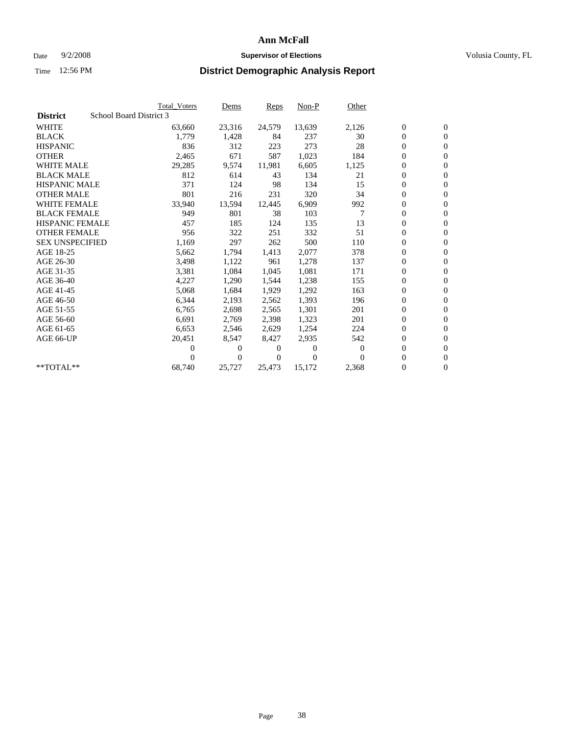# Ann McFall

Date 9/2/2008 **Supervisor of Elections** Volusia County, FL

Time 12:56 PM **District Demographic Analysis Report**

| | Total_Voters | Dems | Reps | Non-P | Other | | |
|---|---|---|---|---|---|---|---|
| **District** School Board District 3 | | | | | | | |
| WHITE | 63,660 | 23,316 | 24,579 | 13,639 | 2,126 | 0 | 0 |
| BLACK | 1,779 | 1,428 | 84 | 237 | 30 | 0 | 0 |
| HISPANIC | 836 | 312 | 223 | 273 | 28 | 0 | 0 |
| OTHER | 2,465 | 671 | 587 | 1,023 | 184 | 0 | 0 |
| WHITE MALE | 29,285 | 9,574 | 11,981 | 6,605 | 1,125 | 0 | 0 |
| BLACK MALE | 812 | 614 | 43 | 134 | 21 | 0 | 0 |
| HISPANIC MALE | 371 | 124 | 98 | 134 | 15 | 0 | 0 |
| OTHER MALE | 801 | 216 | 231 | 320 | 34 | 0 | 0 |
| WHITE FEMALE | 33,940 | 13,594 | 12,445 | 6,909 | 992 | 0 | 0 |
| BLACK FEMALE | 949 | 801 | 38 | 103 | 7 | 0 | 0 |
| HISPANIC FEMALE | 457 | 185 | 124 | 135 | 13 | 0 | 0 |
| OTHER FEMALE | 956 | 322 | 251 | 332 | 51 | 0 | 0 |
| SEX UNSPECIFIED | 1,169 | 297 | 262 | 500 | 110 | 0 | 0 |
| AGE 18-25 | 5,662 | 1,794 | 1,413 | 2,077 | 378 | 0 | 0 |
| AGE 26-30 | 3,498 | 1,122 | 961 | 1,278 | 137 | 0 | 0 |
| AGE 31-35 | 3,381 | 1,084 | 1,045 | 1,081 | 171 | 0 | 0 |
| AGE 36-40 | 4,227 | 1,290 | 1,544 | 1,238 | 155 | 0 | 0 |
| AGE 41-45 | 5,068 | 1,684 | 1,929 | 1,292 | 163 | 0 | 0 |
| AGE 46-50 | 6,344 | 2,193 | 2,562 | 1,393 | 196 | 0 | 0 |
| AGE 51-55 | 6,765 | 2,698 | 2,565 | 1,301 | 201 | 0 | 0 |
| AGE 56-60 | 6,691 | 2,769 | 2,398 | 1,323 | 201 | 0 | 0 |
| AGE 61-65 | 6,653 | 2,546 | 2,629 | 1,254 | 224 | 0 | 0 |
| AGE 66-UP | 20,451 | 8,547 | 8,427 | 2,935 | 542 | 0 | 0 |
| | 0 | 0 | 0 | 0 | 0 | 0 | 0 |
| | 0 | 0 | 0 | 0 | 0 | 0 | 0 |
| **TOTAL** | 68,740 | 25,727 | 25,473 | 15,172 | 2,368 | 0 | 0 |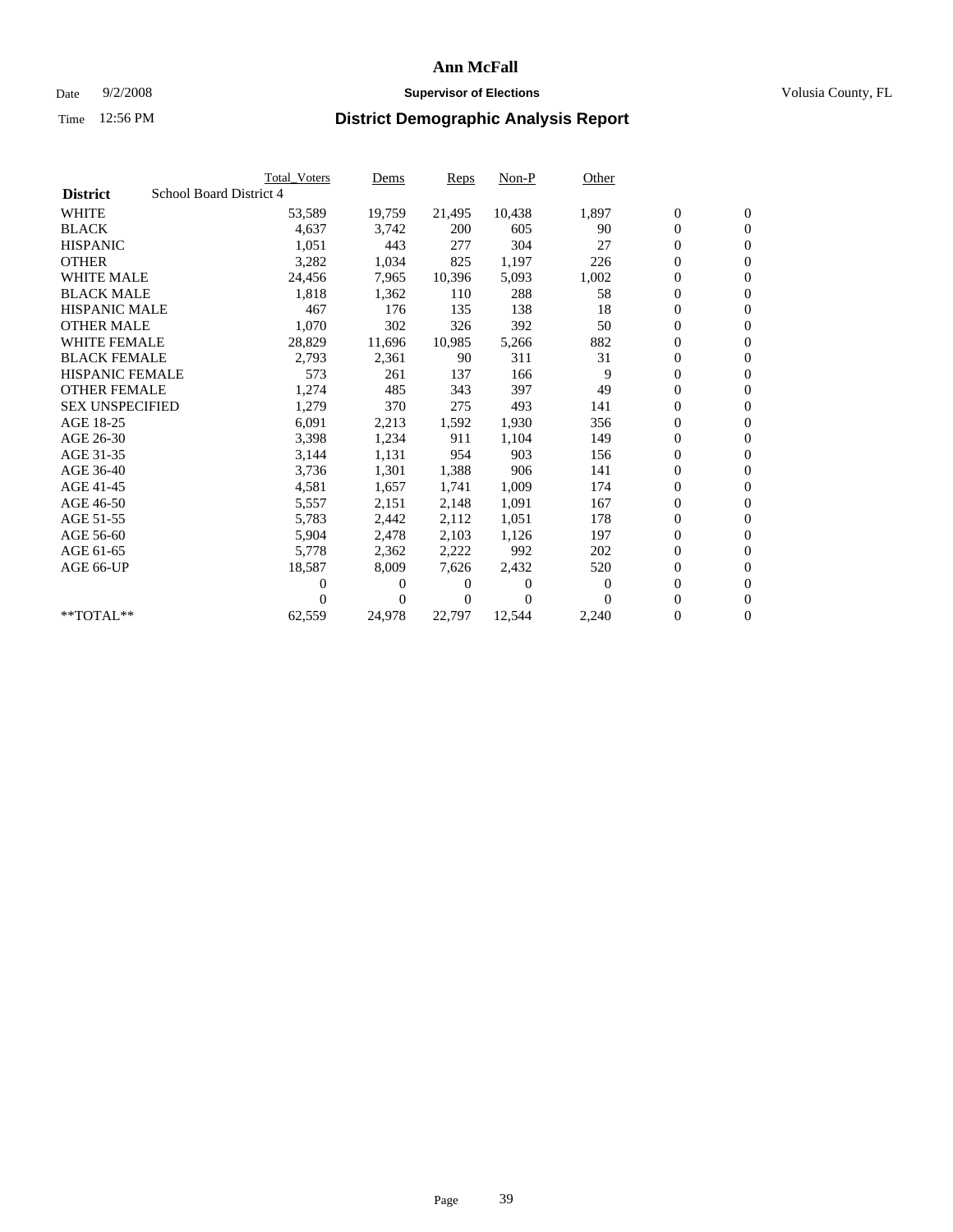# Ann McFall

Date 9/2/2008 **Supervisor of Elections** Volusia County, FL

Time 12:56 PM **District Demographic Analysis Report**

| | Total_Voters | Dems | Reps | Non-P | Other | | |
|---|---|---|---|---|---|---|---|
| **District** School Board District 4 | | | | | | | |
| WHITE | 53,589 | 19,759 | 21,495 | 10,438 | 1,897 | 0 | 0 |
| BLACK | 4,637 | 3,742 | 200 | 605 | 90 | 0 | 0 |
| HISPANIC | 1,051 | 443 | 277 | 304 | 27 | 0 | 0 |
| OTHER | 3,282 | 1,034 | 825 | 1,197 | 226 | 0 | 0 |
| WHITE MALE | 24,456 | 7,965 | 10,396 | 5,093 | 1,002 | 0 | 0 |
| BLACK MALE | 1,818 | 1,362 | 110 | 288 | 58 | 0 | 0 |
| HISPANIC MALE | 467 | 176 | 135 | 138 | 18 | 0 | 0 |
| OTHER MALE | 1,070 | 302 | 326 | 392 | 50 | 0 | 0 |
| WHITE FEMALE | 28,829 | 11,696 | 10,985 | 5,266 | 882 | 0 | 0 |
| BLACK FEMALE | 2,793 | 2,361 | 90 | 311 | 31 | 0 | 0 |
| HISPANIC FEMALE | 573 | 261 | 137 | 166 | 9 | 0 | 0 |
| OTHER FEMALE | 1,274 | 485 | 343 | 397 | 49 | 0 | 0 |
| SEX UNSPECIFIED | 1,279 | 370 | 275 | 493 | 141 | 0 | 0 |
| AGE 18-25 | 6,091 | 2,213 | 1,592 | 1,930 | 356 | 0 | 0 |
| AGE 26-30 | 3,398 | 1,234 | 911 | 1,104 | 149 | 0 | 0 |
| AGE 31-35 | 3,144 | 1,131 | 954 | 903 | 156 | 0 | 0 |
| AGE 36-40 | 3,736 | 1,301 | 1,388 | 906 | 141 | 0 | 0 |
| AGE 41-45 | 4,581 | 1,657 | 1,741 | 1,009 | 174 | 0 | 0 |
| AGE 46-50 | 5,557 | 2,151 | 2,148 | 1,091 | 167 | 0 | 0 |
| AGE 51-55 | 5,783 | 2,442 | 2,112 | 1,051 | 178 | 0 | 0 |
| AGE 56-60 | 5,904 | 2,478 | 2,103 | 1,126 | 197 | 0 | 0 |
| AGE 61-65 | 5,778 | 2,362 | 2,222 | 992 | 202 | 0 | 0 |
| AGE 66-UP | 18,587 | 8,009 | 7,626 | 2,432 | 520 | 0 | 0 |
| | 0 | 0 | 0 | 0 | 0 | 0 | 0 |
| | 0 | 0 | 0 | 0 | 0 | 0 | 0 |
| **TOTAL** | 62,559 | 24,978 | 22,797 | 12,544 | 2,240 | 0 | 0 |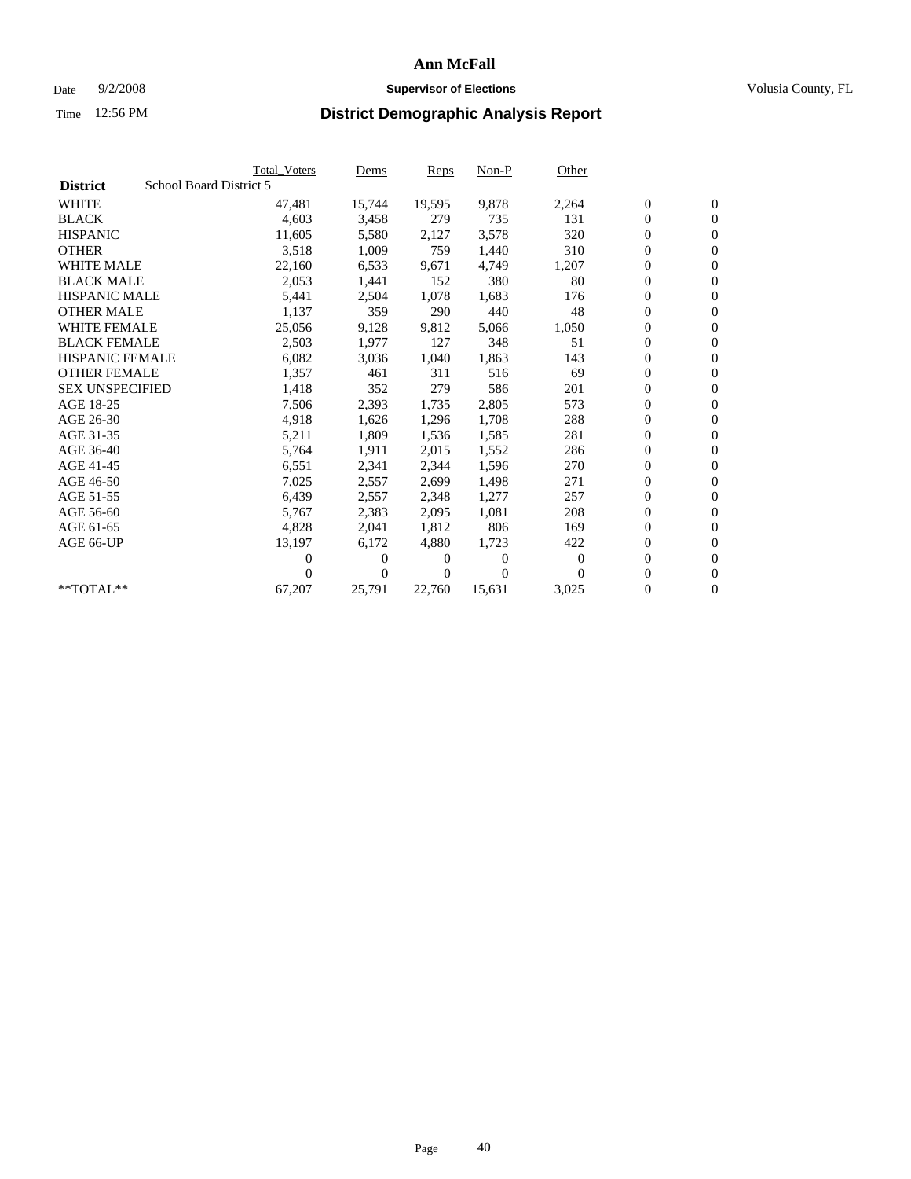# Ann McFall

Date 9/2/2008 **Supervisor of Elections** Volusia County, FL

Time 12:56 PM **District Demographic Analysis Report**

| | Total_Voters | Dems | Reps | Non-P | Other | | |
|---|---|---|---|---|---|---|---|
| **District** School Board District 5 | | | | | | | |
| WHITE | 47,481 | 15,744 | 19,595 | 9,878 | 2,264 | 0 | 0 |
| BLACK | 4,603 | 3,458 | 279 | 735 | 131 | 0 | 0 |
| HISPANIC | 11,605 | 5,580 | 2,127 | 3,578 | 320 | 0 | 0 |
| OTHER | 3,518 | 1,009 | 759 | 1,440 | 310 | 0 | 0 |
| WHITE MALE | 22,160 | 6,533 | 9,671 | 4,749 | 1,207 | 0 | 0 |
| BLACK MALE | 2,053 | 1,441 | 152 | 380 | 80 | 0 | 0 |
| HISPANIC MALE | 5,441 | 2,504 | 1,078 | 1,683 | 176 | 0 | 0 |
| OTHER MALE | 1,137 | 359 | 290 | 440 | 48 | 0 | 0 |
| WHITE FEMALE | 25,056 | 9,128 | 9,812 | 5,066 | 1,050 | 0 | 0 |
| BLACK FEMALE | 2,503 | 1,977 | 127 | 348 | 51 | 0 | 0 |
| HISPANIC FEMALE | 6,082 | 3,036 | 1,040 | 1,863 | 143 | 0 | 0 |
| OTHER FEMALE | 1,357 | 461 | 311 | 516 | 69 | 0 | 0 |
| SEX UNSPECIFIED | 1,418 | 352 | 279 | 586 | 201 | 0 | 0 |
| AGE 18-25 | 7,506 | 2,393 | 1,735 | 2,805 | 573 | 0 | 0 |
| AGE 26-30 | 4,918 | 1,626 | 1,296 | 1,708 | 288 | 0 | 0 |
| AGE 31-35 | 5,211 | 1,809 | 1,536 | 1,585 | 281 | 0 | 0 |
| AGE 36-40 | 5,764 | 1,911 | 2,015 | 1,552 | 286 | 0 | 0 |
| AGE 41-45 | 6,551 | 2,341 | 2,344 | 1,596 | 270 | 0 | 0 |
| AGE 46-50 | 7,025 | 2,557 | 2,699 | 1,498 | 271 | 0 | 0 |
| AGE 51-55 | 6,439 | 2,557 | 2,348 | 1,277 | 257 | 0 | 0 |
| AGE 56-60 | 5,767 | 2,383 | 2,095 | 1,081 | 208 | 0 | 0 |
| AGE 61-65 | 4,828 | 2,041 | 1,812 | 806 | 169 | 0 | 0 |
| AGE 66-UP | 13,197 | 6,172 | 4,880 | 1,723 | 422 | 0 | 0 |
| | 0 | 0 | 0 | 0 | 0 | 0 | 0 |
| | 0 | 0 | 0 | 0 | 0 | 0 | 0 |
| **TOTAL** | 67,207 | 25,791 | 22,760 | 15,631 | 3,025 | 0 | 0 |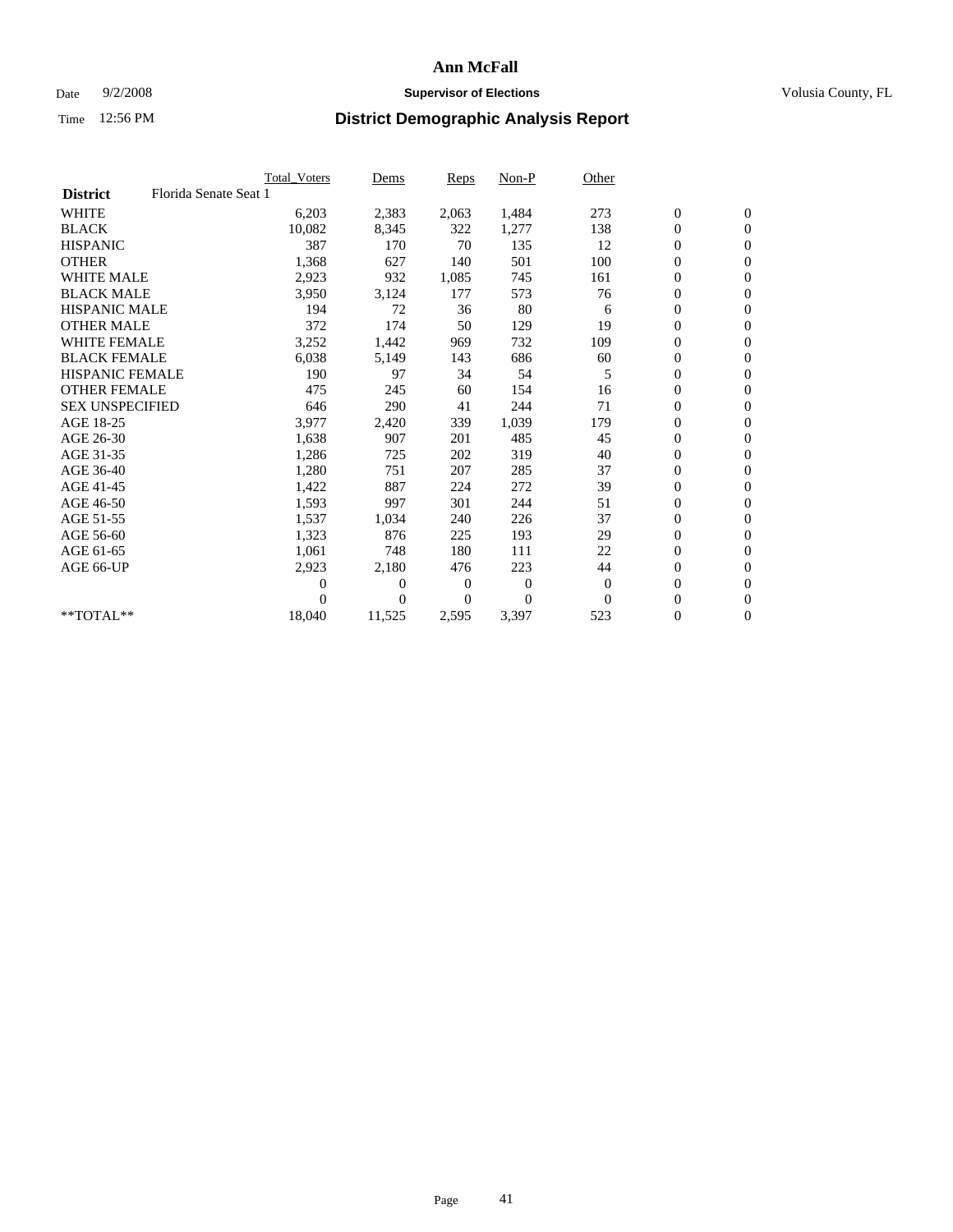# Ann McFall

Date 9/2/2008 **Supervisor of Elections** Volusia County, FL

Time 12:56 PM **District Demographic Analysis Report**

| | Total_Voters | Dems | Reps | Non-P | Other | | |
|---|---|---|---|---|---|---|---|
| **District** Florida Senate Seat 1 | | | | | | | |
| WHITE | 6,203 | 2,383 | 2,063 | 1,484 | 273 | 0 | 0 |
| BLACK | 10,082 | 8,345 | 322 | 1,277 | 138 | 0 | 0 |
| HISPANIC | 387 | 170 | 70 | 135 | 12 | 0 | 0 |
| OTHER | 1,368 | 627 | 140 | 501 | 100 | 0 | 0 |
| WHITE MALE | 2,923 | 932 | 1,085 | 745 | 161 | 0 | 0 |
| BLACK MALE | 3,950 | 3,124 | 177 | 573 | 76 | 0 | 0 |
| HISPANIC MALE | 194 | 72 | 36 | 80 | 6 | 0 | 0 |
| OTHER MALE | 372 | 174 | 50 | 129 | 19 | 0 | 0 |
| WHITE FEMALE | 3,252 | 1,442 | 969 | 732 | 109 | 0 | 0 |
| BLACK FEMALE | 6,038 | 5,149 | 143 | 686 | 60 | 0 | 0 |
| HISPANIC FEMALE | 190 | 97 | 34 | 54 | 5 | 0 | 0 |
| OTHER FEMALE | 475 | 245 | 60 | 154 | 16 | 0 | 0 |
| SEX UNSPECIFIED | 646 | 290 | 41 | 244 | 71 | 0 | 0 |
| AGE 18-25 | 3,977 | 2,420 | 339 | 1,039 | 179 | 0 | 0 |
| AGE 26-30 | 1,638 | 907 | 201 | 485 | 45 | 0 | 0 |
| AGE 31-35 | 1,286 | 725 | 202 | 319 | 40 | 0 | 0 |
| AGE 36-40 | 1,280 | 751 | 207 | 285 | 37 | 0 | 0 |
| AGE 41-45 | 1,422 | 887 | 224 | 272 | 39 | 0 | 0 |
| AGE 46-50 | 1,593 | 997 | 301 | 244 | 51 | 0 | 0 |
| AGE 51-55 | 1,537 | 1,034 | 240 | 226 | 37 | 0 | 0 |
| AGE 56-60 | 1,323 | 876 | 225 | 193 | 29 | 0 | 0 |
| AGE 61-65 | 1,061 | 748 | 180 | 111 | 22 | 0 | 0 |
| AGE 66-UP | 2,923 | 2,180 | 476 | 223 | 44 | 0 | 0 |
| | 0 | 0 | 0 | 0 | 0 | 0 | 0 |
| | 0 | 0 | 0 | 0 | 0 | 0 | 0 |
| **TOTAL** | 18,040 | 11,525 | 2,595 | 3,397 | 523 | 0 | 0 |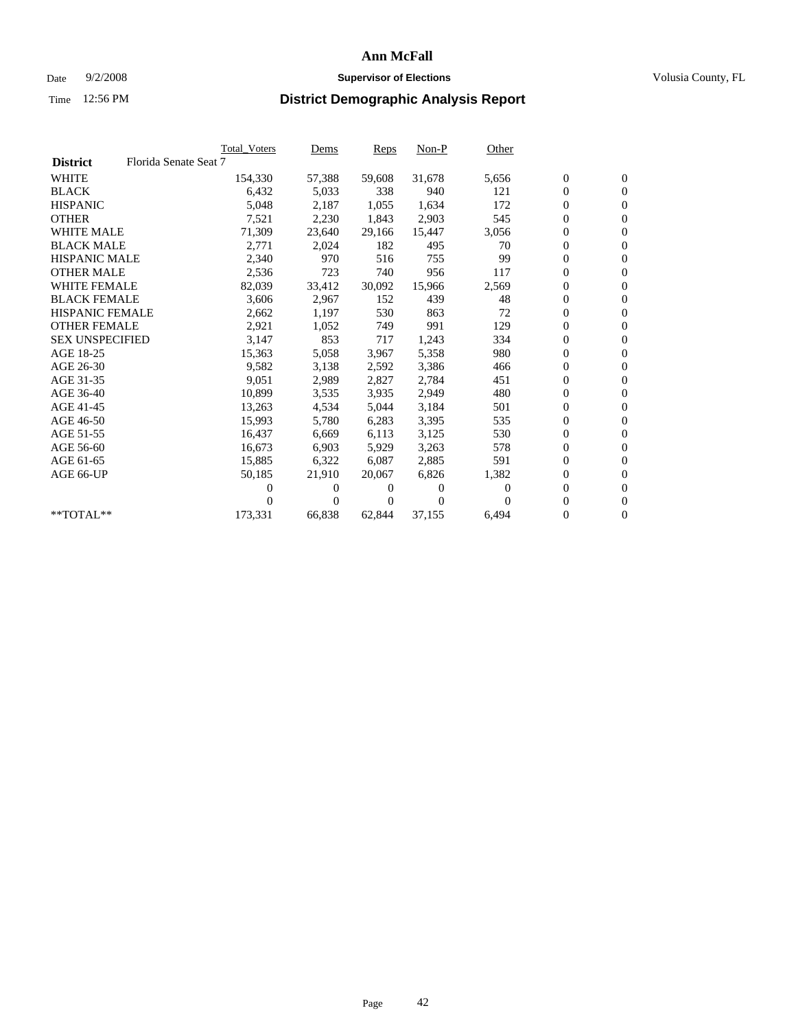# Ann McFall

Date 9/2/2008 **Supervisor of Elections** Volusia County, FL

Time 12:56 PM **District Demographic Analysis Report**

| | Total_Voters | Dems | Reps | Non-P | Other | | |
|---|---|---|---|---|---|---|---|
| **District** Florida Senate Seat 7 | | | | | | | |
| WHITE | 154,330 | 57,388 | 59,608 | 31,678 | 5,656 | 0 | 0 |
| BLACK | 6,432 | 5,033 | 338 | 940 | 121 | 0 | 0 |
| HISPANIC | 5,048 | 2,187 | 1,055 | 1,634 | 172 | 0 | 0 |
| OTHER | 7,521 | 2,230 | 1,843 | 2,903 | 545 | 0 | 0 |
| WHITE MALE | 71,309 | 23,640 | 29,166 | 15,447 | 3,056 | 0 | 0 |
| BLACK MALE | 2,771 | 2,024 | 182 | 495 | 70 | 0 | 0 |
| HISPANIC MALE | 2,340 | 970 | 516 | 755 | 99 | 0 | 0 |
| OTHER MALE | 2,536 | 723 | 740 | 956 | 117 | 0 | 0 |
| WHITE FEMALE | 82,039 | 33,412 | 30,092 | 15,966 | 2,569 | 0 | 0 |
| BLACK FEMALE | 3,606 | 2,967 | 152 | 439 | 48 | 0 | 0 |
| HISPANIC FEMALE | 2,662 | 1,197 | 530 | 863 | 72 | 0 | 0 |
| OTHER FEMALE | 2,921 | 1,052 | 749 | 991 | 129 | 0 | 0 |
| SEX UNSPECIFIED | 3,147 | 853 | 717 | 1,243 | 334 | 0 | 0 |
| AGE 18-25 | 15,363 | 5,058 | 3,967 | 5,358 | 980 | 0 | 0 |
| AGE 26-30 | 9,582 | 3,138 | 2,592 | 3,386 | 466 | 0 | 0 |
| AGE 31-35 | 9,051 | 2,989 | 2,827 | 2,784 | 451 | 0 | 0 |
| AGE 36-40 | 10,899 | 3,535 | 3,935 | 2,949 | 480 | 0 | 0 |
| AGE 41-45 | 13,263 | 4,534 | 5,044 | 3,184 | 501 | 0 | 0 |
| AGE 46-50 | 15,993 | 5,780 | 6,283 | 3,395 | 535 | 0 | 0 |
| AGE 51-55 | 16,437 | 6,669 | 6,113 | 3,125 | 530 | 0 | 0 |
| AGE 56-60 | 16,673 | 6,903 | 5,929 | 3,263 | 578 | 0 | 0 |
| AGE 61-65 | 15,885 | 6,322 | 6,087 | 2,885 | 591 | 0 | 0 |
| AGE 66-UP | 50,185 | 21,910 | 20,067 | 6,826 | 1,382 | 0 | 0 |
| | 0 | 0 | 0 | 0 | 0 | 0 | 0 |
| | 0 | 0 | 0 | 0 | 0 | 0 | 0 |
| **TOTAL** | 173,331 | 66,838 | 62,844 | 37,155 | 6,494 | 0 | 0 |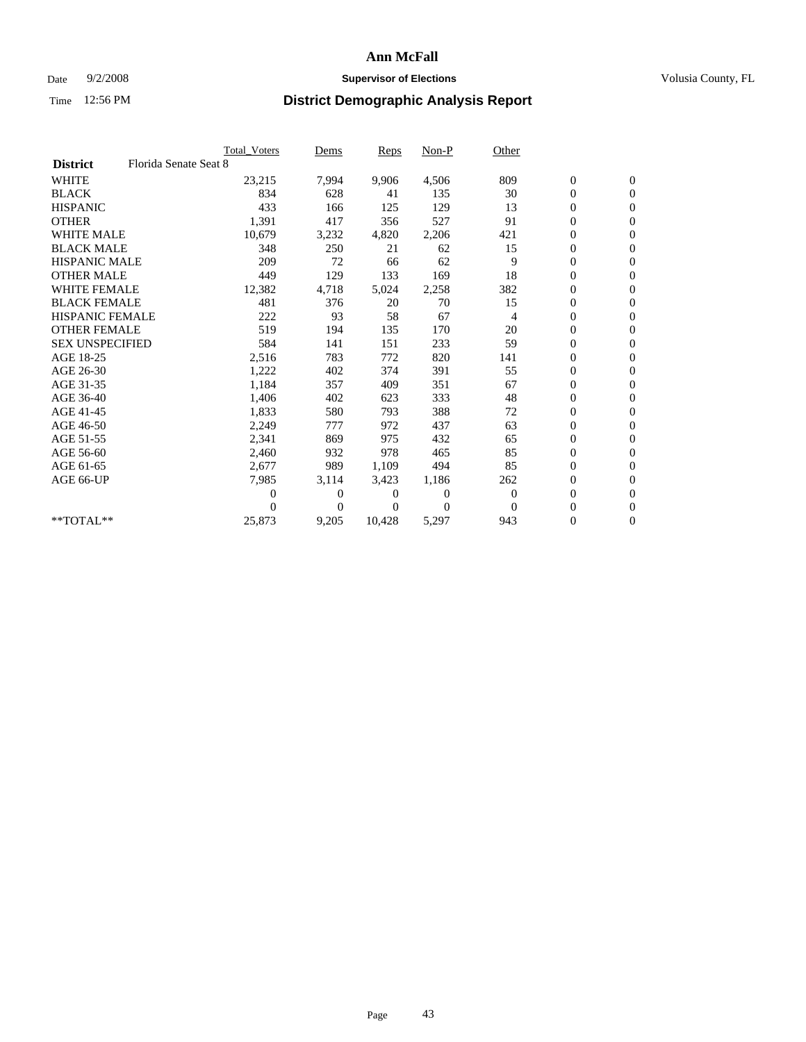# Ann McFall

Date 9/2/2008 **Supervisor of Elections** Volusia County, FL

Time 12:56 PM **District Demographic Analysis Report**

| | Total_Voters | Dems | Reps | Non-P | Other | | |
|---|---|---|---|---|---|---|---|
| **District** Florida Senate Seat 8 | | | | | | | |
| WHITE | 23,215 | 7,994 | 9,906 | 4,506 | 809 | 0 | 0 |
| BLACK | 834 | 628 | 41 | 135 | 30 | 0 | 0 |
| HISPANIC | 433 | 166 | 125 | 129 | 13 | 0 | 0 |
| OTHER | 1,391 | 417 | 356 | 527 | 91 | 0 | 0 |
| WHITE MALE | 10,679 | 3,232 | 4,820 | 2,206 | 421 | 0 | 0 |
| BLACK MALE | 348 | 250 | 21 | 62 | 15 | 0 | 0 |
| HISPANIC MALE | 209 | 72 | 66 | 62 | 9 | 0 | 0 |
| OTHER MALE | 449 | 129 | 133 | 169 | 18 | 0 | 0 |
| WHITE FEMALE | 12,382 | 4,718 | 5,024 | 2,258 | 382 | 0 | 0 |
| BLACK FEMALE | 481 | 376 | 20 | 70 | 15 | 0 | 0 |
| HISPANIC FEMALE | 222 | 93 | 58 | 67 | 4 | 0 | 0 |
| OTHER FEMALE | 519 | 194 | 135 | 170 | 20 | 0 | 0 |
| SEX UNSPECIFIED | 584 | 141 | 151 | 233 | 59 | 0 | 0 |
| AGE 18-25 | 2,516 | 783 | 772 | 820 | 141 | 0 | 0 |
| AGE 26-30 | 1,222 | 402 | 374 | 391 | 55 | 0 | 0 |
| AGE 31-35 | 1,184 | 357 | 409 | 351 | 67 | 0 | 0 |
| AGE 36-40 | 1,406 | 402 | 623 | 333 | 48 | 0 | 0 |
| AGE 41-45 | 1,833 | 580 | 793 | 388 | 72 | 0 | 0 |
| AGE 46-50 | 2,249 | 777 | 972 | 437 | 63 | 0 | 0 |
| AGE 51-55 | 2,341 | 869 | 975 | 432 | 65 | 0 | 0 |
| AGE 56-60 | 2,460 | 932 | 978 | 465 | 85 | 0 | 0 |
| AGE 61-65 | 2,677 | 989 | 1,109 | 494 | 85 | 0 | 0 |
| AGE 66-UP | 7,985 | 3,114 | 3,423 | 1,186 | 262 | 0 | 0 |
| | 0 | 0 | 0 | 0 | 0 | 0 | 0 |
| | 0 | 0 | 0 | 0 | 0 | 0 | 0 |
| **TOTAL** | 25,873 | 9,205 | 10,428 | 5,297 | 943 | 0 | 0 |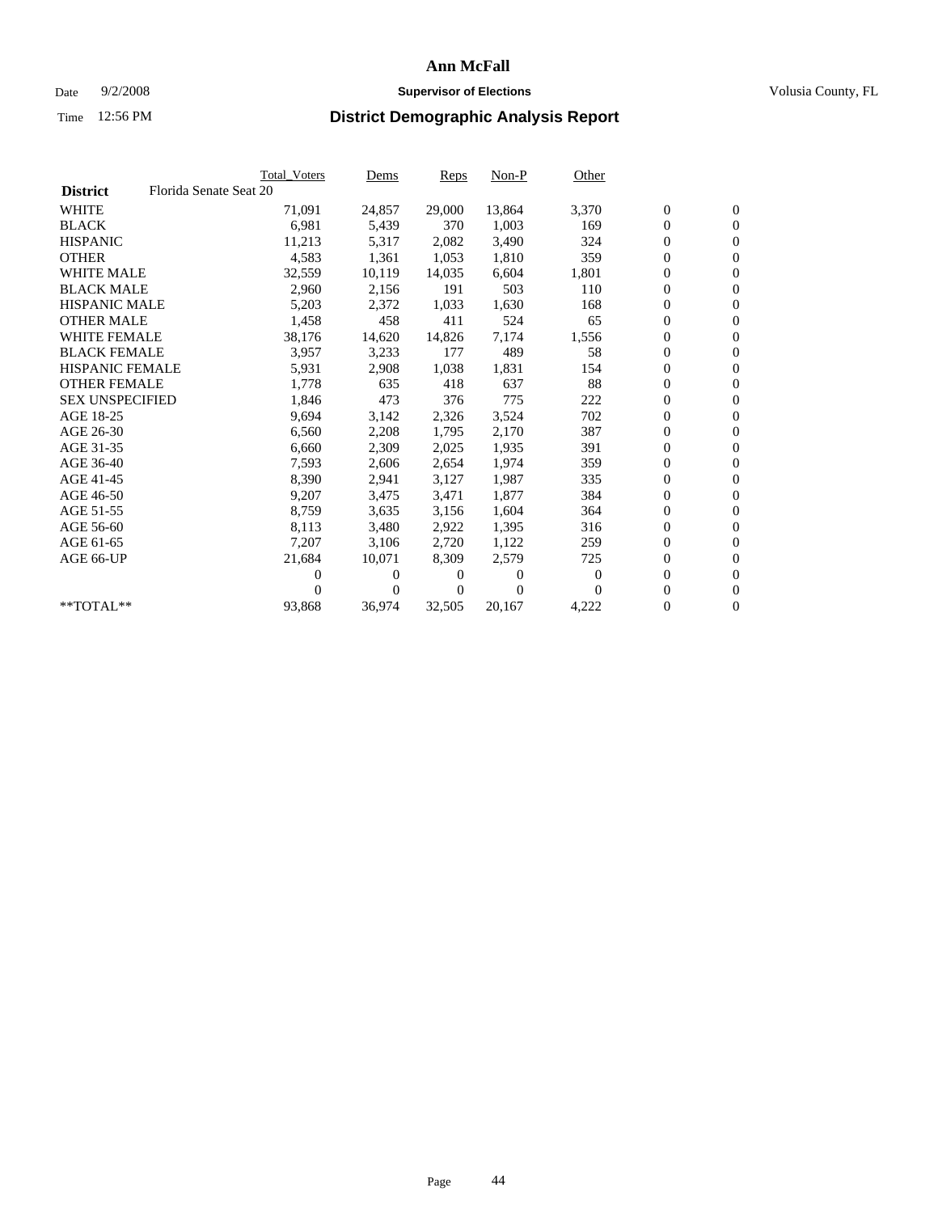# Ann McFall

Date 9/2/2008 **Supervisor of Elections** Volusia County, FL

Time 12:56 PM

## District Demographic Analysis Report

| | Total_Voters | Dems | Reps | Non-P | Other | | |
|---|---|---|---|---|---|---|---|
| **District** Florida Senate Seat 20 | | | | | | | |
| WHITE | 71,091 | 24,857 | 29,000 | 13,864 | 3,370 | 0 | 0 |
| BLACK | 6,981 | 5,439 | 370 | 1,003 | 169 | 0 | 0 |
| HISPANIC | 11,213 | 5,317 | 2,082 | 3,490 | 324 | 0 | 0 |
| OTHER | 4,583 | 1,361 | 1,053 | 1,810 | 359 | 0 | 0 |
| WHITE MALE | 32,559 | 10,119 | 14,035 | 6,604 | 1,801 | 0 | 0 |
| BLACK MALE | 2,960 | 2,156 | 191 | 503 | 110 | 0 | 0 |
| HISPANIC MALE | 5,203 | 2,372 | 1,033 | 1,630 | 168 | 0 | 0 |
| OTHER MALE | 1,458 | 458 | 411 | 524 | 65 | 0 | 0 |
| WHITE FEMALE | 38,176 | 14,620 | 14,826 | 7,174 | 1,556 | 0 | 0 |
| BLACK FEMALE | 3,957 | 3,233 | 177 | 489 | 58 | 0 | 0 |
| HISPANIC FEMALE | 5,931 | 2,908 | 1,038 | 1,831 | 154 | 0 | 0 |
| OTHER FEMALE | 1,778 | 635 | 418 | 637 | 88 | 0 | 0 |
| SEX UNSPECIFIED | 1,846 | 473 | 376 | 775 | 222 | 0 | 0 |
| AGE 18-25 | 9,694 | 3,142 | 2,326 | 3,524 | 702 | 0 | 0 |
| AGE 26-30 | 6,560 | 2,208 | 1,795 | 2,170 | 387 | 0 | 0 |
| AGE 31-35 | 6,660 | 2,309 | 2,025 | 1,935 | 391 | 0 | 0 |
| AGE 36-40 | 7,593 | 2,606 | 2,654 | 1,974 | 359 | 0 | 0 |
| AGE 41-45 | 8,390 | 2,941 | 3,127 | 1,987 | 335 | 0 | 0 |
| AGE 46-50 | 9,207 | 3,475 | 3,471 | 1,877 | 384 | 0 | 0 |
| AGE 51-55 | 8,759 | 3,635 | 3,156 | 1,604 | 364 | 0 | 0 |
| AGE 56-60 | 8,113 | 3,480 | 2,922 | 1,395 | 316 | 0 | 0 |
| AGE 61-65 | 7,207 | 3,106 | 2,720 | 1,122 | 259 | 0 | 0 |
| AGE 66-UP | 21,684 | 10,071 | 8,309 | 2,579 | 725 | 0 | 0 |
| | 0 | 0 | 0 | 0 | 0 | 0 | 0 |
| | 0 | 0 | 0 | 0 | 0 | 0 | 0 |
| **TOTAL** | 93,868 | 36,974 | 32,505 | 20,167 | 4,222 | 0 | 0 |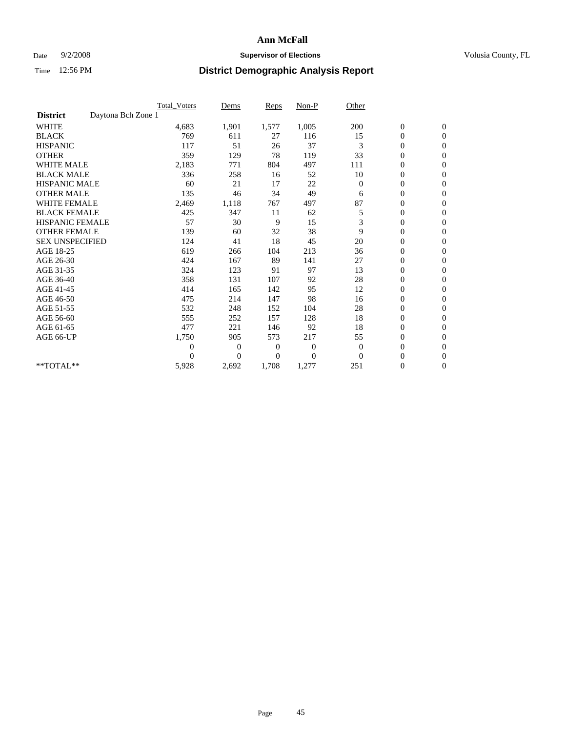# Ann McFall

Date 9/2/2008 **Supervisor of Elections** Volusia County, FL

Time 12:56 PM **District Demographic Analysis Report**

| | Total_Voters | Dems | Reps | Non-P | Other | | |
|---|---|---|---|---|---|---|---|
| **District** Daytona Bch Zone 1 | | | | | | | |
| WHITE | 4,683 | 1,901 | 1,577 | 1,005 | 200 | 0 | 0 |
| BLACK | 769 | 611 | 27 | 116 | 15 | 0 | 0 |
| HISPANIC | 117 | 51 | 26 | 37 | 3 | 0 | 0 |
| OTHER | 359 | 129 | 78 | 119 | 33 | 0 | 0 |
| WHITE MALE | 2,183 | 771 | 804 | 497 | 111 | 0 | 0 |
| BLACK MALE | 336 | 258 | 16 | 52 | 10 | 0 | 0 |
| HISPANIC MALE | 60 | 21 | 17 | 22 | 0 | 0 | 0 |
| OTHER MALE | 135 | 46 | 34 | 49 | 6 | 0 | 0 |
| WHITE FEMALE | 2,469 | 1,118 | 767 | 497 | 87 | 0 | 0 |
| BLACK FEMALE | 425 | 347 | 11 | 62 | 5 | 0 | 0 |
| HISPANIC FEMALE | 57 | 30 | 9 | 15 | 3 | 0 | 0 |
| OTHER FEMALE | 139 | 60 | 32 | 38 | 9 | 0 | 0 |
| SEX UNSPECIFIED | 124 | 41 | 18 | 45 | 20 | 0 | 0 |
| AGE 18-25 | 619 | 266 | 104 | 213 | 36 | 0 | 0 |
| AGE 26-30 | 424 | 167 | 89 | 141 | 27 | 0 | 0 |
| AGE 31-35 | 324 | 123 | 91 | 97 | 13 | 0 | 0 |
| AGE 36-40 | 358 | 131 | 107 | 92 | 28 | 0 | 0 |
| AGE 41-45 | 414 | 165 | 142 | 95 | 12 | 0 | 0 |
| AGE 46-50 | 475 | 214 | 147 | 98 | 16 | 0 | 0 |
| AGE 51-55 | 532 | 248 | 152 | 104 | 28 | 0 | 0 |
| AGE 56-60 | 555 | 252 | 157 | 128 | 18 | 0 | 0 |
| AGE 61-65 | 477 | 221 | 146 | 92 | 18 | 0 | 0 |
| AGE 66-UP | 1,750 | 905 | 573 | 217 | 55 | 0 | 0 |
| | 0 | 0 | 0 | 0 | 0 | 0 | 0 |
| | 0 | 0 | 0 | 0 | 0 | 0 | 0 |
| **TOTAL** | 5,928 | 2,692 | 1,708 | 1,277 | 251 | 0 | 0 |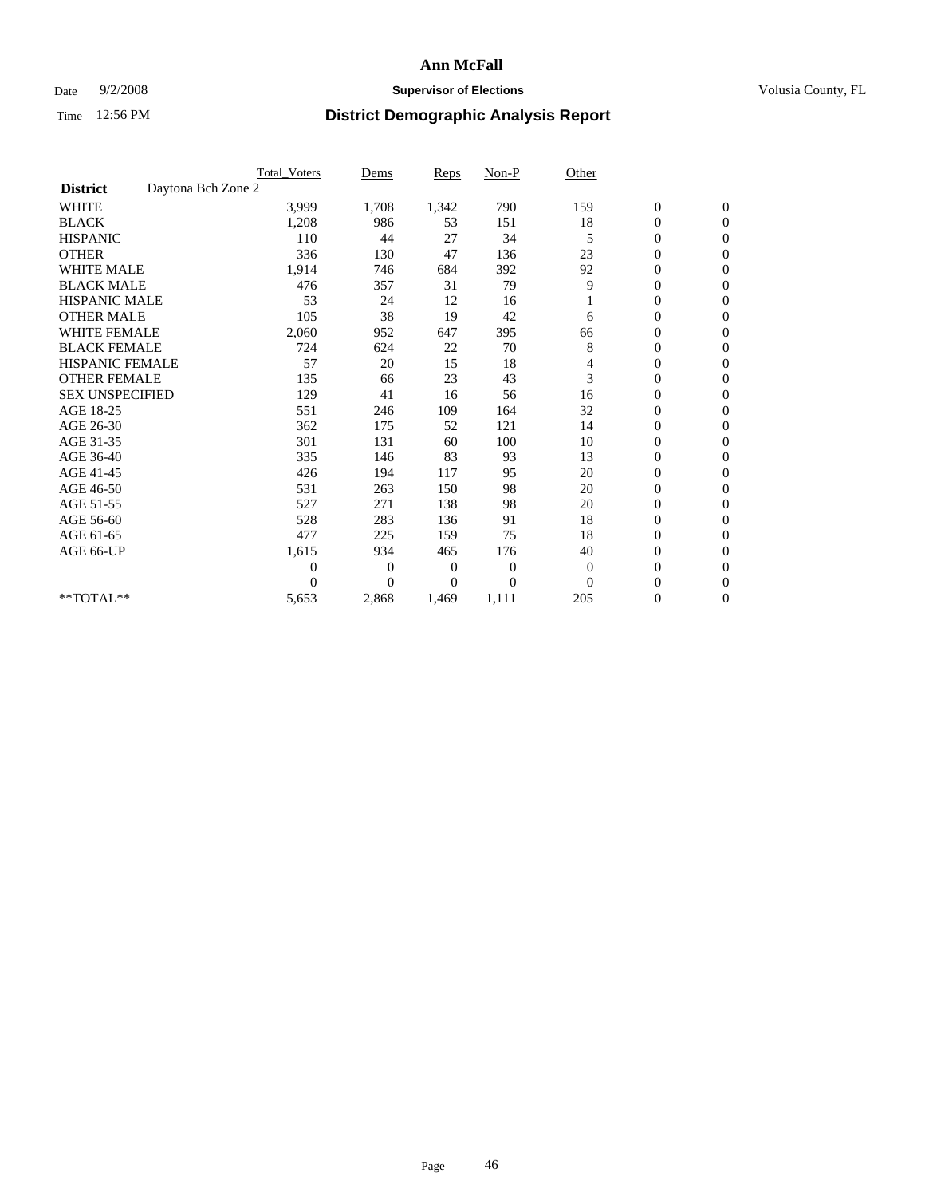**Ann McFall**

Date 9/2/2008 **Supervisor of Elections** Volusia County, FL

Time 12:56 PM **District Demographic Analysis Report**

| | Total_Voters | Dems | Reps | Non-P | Other | | |
|---|---|---|---|---|---|---|---|
| **District** Daytona Bch Zone 2 | | | | | | | |
| WHITE | 3,999 | 1,708 | 1,342 | 790 | 159 | 0 | 0 |
| BLACK | 1,208 | 986 | 53 | 151 | 18 | 0 | 0 |
| HISPANIC | 110 | 44 | 27 | 34 | 5 | 0 | 0 |
| OTHER | 336 | 130 | 47 | 136 | 23 | 0 | 0 |
| WHITE MALE | 1,914 | 746 | 684 | 392 | 92 | 0 | 0 |
| BLACK MALE | 476 | 357 | 31 | 79 | 9 | 0 | 0 |
| HISPANIC MALE | 53 | 24 | 12 | 16 | 1 | 0 | 0 |
| OTHER MALE | 105 | 38 | 19 | 42 | 6 | 0 | 0 |
| WHITE FEMALE | 2,060 | 952 | 647 | 395 | 66 | 0 | 0 |
| BLACK FEMALE | 724 | 624 | 22 | 70 | 8 | 0 | 0 |
| HISPANIC FEMALE | 57 | 20 | 15 | 18 | 4 | 0 | 0 |
| OTHER FEMALE | 135 | 66 | 23 | 43 | 3 | 0 | 0 |
| SEX UNSPECIFIED | 129 | 41 | 16 | 56 | 16 | 0 | 0 |
| AGE 18-25 | 551 | 246 | 109 | 164 | 32 | 0 | 0 |
| AGE 26-30 | 362 | 175 | 52 | 121 | 14 | 0 | 0 |
| AGE 31-35 | 301 | 131 | 60 | 100 | 10 | 0 | 0 |
| AGE 36-40 | 335 | 146 | 83 | 93 | 13 | 0 | 0 |
| AGE 41-45 | 426 | 194 | 117 | 95 | 20 | 0 | 0 |
| AGE 46-50 | 531 | 263 | 150 | 98 | 20 | 0 | 0 |
| AGE 51-55 | 527 | 271 | 138 | 98 | 20 | 0 | 0 |
| AGE 56-60 | 528 | 283 | 136 | 91 | 18 | 0 | 0 |
| AGE 61-65 | 477 | 225 | 159 | 75 | 18 | 0 | 0 |
| AGE 66-UP | 1,615 | 934 | 465 | 176 | 40 | 0 | 0 |
| | 0 | 0 | 0 | 0 | 0 | 0 | 0 |
| | 0 | 0 | 0 | 0 | 0 | 0 | 0 |
| **TOTAL** | 5,653 | 2,868 | 1,469 | 1,111 | 205 | 0 | 0 |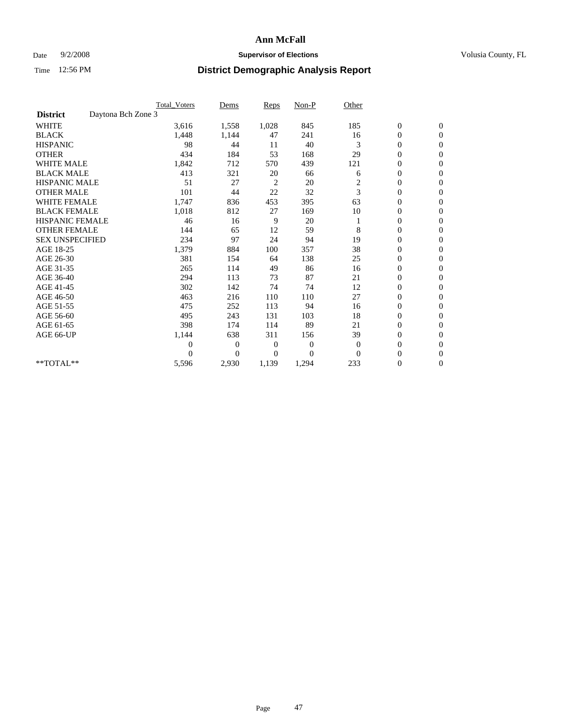# Ann McFall

Date 9/2/2008 **Supervisor of Elections** Volusia County, FL

Time 12:56 PM **District Demographic Analysis Report**

| | Total_Voters | Dems | Reps | Non-P | Other | | |
|---|---|---|---|---|---|---|---|
| **District** Daytona Bch Zone 3 | | | | | | | |
| WHITE | 3,616 | 1,558 | 1,028 | 845 | 185 | 0 | 0 |
| BLACK | 1,448 | 1,144 | 47 | 241 | 16 | 0 | 0 |
| HISPANIC | 98 | 44 | 11 | 40 | 3 | 0 | 0 |
| OTHER | 434 | 184 | 53 | 168 | 29 | 0 | 0 |
| WHITE MALE | 1,842 | 712 | 570 | 439 | 121 | 0 | 0 |
| BLACK MALE | 413 | 321 | 20 | 66 | 6 | 0 | 0 |
| HISPANIC MALE | 51 | 27 | 2 | 20 | 2 | 0 | 0 |
| OTHER MALE | 101 | 44 | 22 | 32 | 3 | 0 | 0 |
| WHITE FEMALE | 1,747 | 836 | 453 | 395 | 63 | 0 | 0 |
| BLACK FEMALE | 1,018 | 812 | 27 | 169 | 10 | 0 | 0 |
| HISPANIC FEMALE | 46 | 16 | 9 | 20 | 1 | 0 | 0 |
| OTHER FEMALE | 144 | 65 | 12 | 59 | 8 | 0 | 0 |
| SEX UNSPECIFIED | 234 | 97 | 24 | 94 | 19 | 0 | 0 |
| AGE 18-25 | 1,379 | 884 | 100 | 357 | 38 | 0 | 0 |
| AGE 26-30 | 381 | 154 | 64 | 138 | 25 | 0 | 0 |
| AGE 31-35 | 265 | 114 | 49 | 86 | 16 | 0 | 0 |
| AGE 36-40 | 294 | 113 | 73 | 87 | 21 | 0 | 0 |
| AGE 41-45 | 302 | 142 | 74 | 74 | 12 | 0 | 0 |
| AGE 46-50 | 463 | 216 | 110 | 110 | 27 | 0 | 0 |
| AGE 51-55 | 475 | 252 | 113 | 94 | 16 | 0 | 0 |
| AGE 56-60 | 495 | 243 | 131 | 103 | 18 | 0 | 0 |
| AGE 61-65 | 398 | 174 | 114 | 89 | 21 | 0 | 0 |
| AGE 66-UP | 1,144 | 638 | 311 | 156 | 39 | 0 | 0 |
| | 0 | 0 | 0 | 0 | 0 | 0 | 0 |
| | 0 | 0 | 0 | 0 | 0 | 0 | 0 |
| **TOTAL** | 5,596 | 2,930 | 1,139 | 1,294 | 233 | 0 | 0 |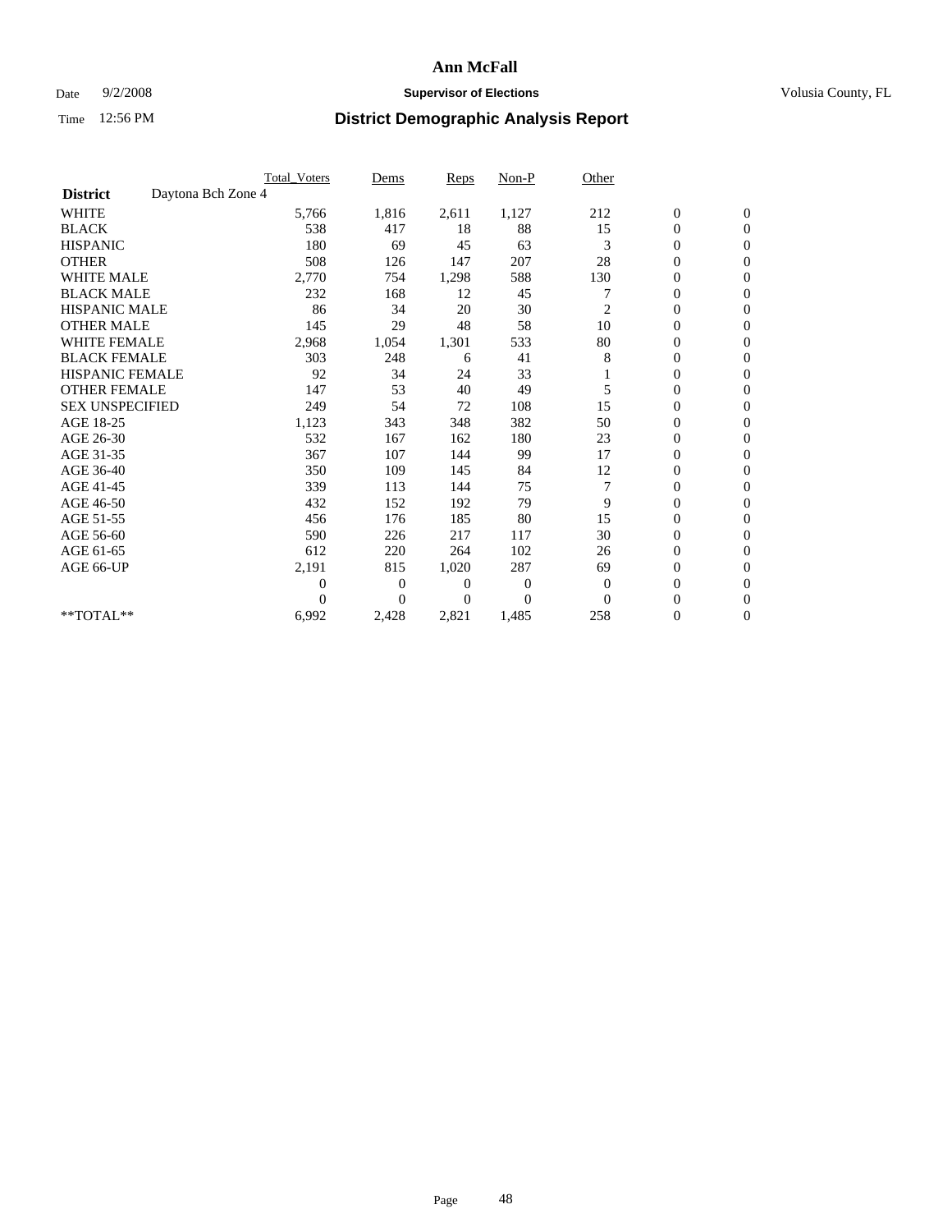# Ann McFall

Date 9/2/2008 **Supervisor of Elections** Volusia County, FL

Time 12:56 PM

## District Demographic Analysis Report

| | Total_Voters | Dems | Reps | Non-P | Other | | |
|---|---|---|---|---|---|---|---|
| **District** Daytona Bch Zone 4 | | | | | | | |
| WHITE | 5,766 | 1,816 | 2,611 | 1,127 | 212 | 0 | 0 |
| BLACK | 538 | 417 | 18 | 88 | 15 | 0 | 0 |
| HISPANIC | 180 | 69 | 45 | 63 | 3 | 0 | 0 |
| OTHER | 508 | 126 | 147 | 207 | 28 | 0 | 0 |
| WHITE MALE | 2,770 | 754 | 1,298 | 588 | 130 | 0 | 0 |
| BLACK MALE | 232 | 168 | 12 | 45 | 7 | 0 | 0 |
| HISPANIC MALE | 86 | 34 | 20 | 30 | 2 | 0 | 0 |
| OTHER MALE | 145 | 29 | 48 | 58 | 10 | 0 | 0 |
| WHITE FEMALE | 2,968 | 1,054 | 1,301 | 533 | 80 | 0 | 0 |
| BLACK FEMALE | 303 | 248 | 6 | 41 | 8 | 0 | 0 |
| HISPANIC FEMALE | 92 | 34 | 24 | 33 | 1 | 0 | 0 |
| OTHER FEMALE | 147 | 53 | 40 | 49 | 5 | 0 | 0 |
| SEX UNSPECIFIED | 249 | 54 | 72 | 108 | 15 | 0 | 0 |
| AGE 18-25 | 1,123 | 343 | 348 | 382 | 50 | 0 | 0 |
| AGE 26-30 | 532 | 167 | 162 | 180 | 23 | 0 | 0 |
| AGE 31-35 | 367 | 107 | 144 | 99 | 17 | 0 | 0 |
| AGE 36-40 | 350 | 109 | 145 | 84 | 12 | 0 | 0 |
| AGE 41-45 | 339 | 113 | 144 | 75 | 7 | 0 | 0 |
| AGE 46-50 | 432 | 152 | 192 | 79 | 9 | 0 | 0 |
| AGE 51-55 | 456 | 176 | 185 | 80 | 15 | 0 | 0 |
| AGE 56-60 | 590 | 226 | 217 | 117 | 30 | 0 | 0 |
| AGE 61-65 | 612 | 220 | 264 | 102 | 26 | 0 | 0 |
| AGE 66-UP | 2,191 | 815 | 1,020 | 287 | 69 | 0 | 0 |
| | 0 | 0 | 0 | 0 | 0 | 0 | 0 |
| | 0 | 0 | 0 | 0 | 0 | 0 | 0 |
| **TOTAL** | 6,992 | 2,428 | 2,821 | 1,485 | 258 | 0 | 0 |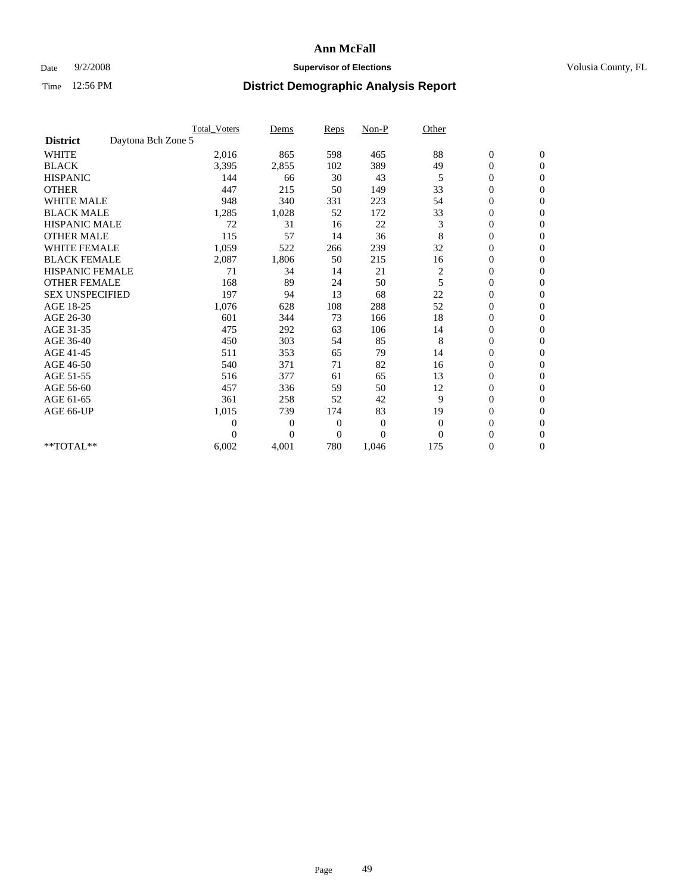# Ann McFall

Date 9/2/2008 **Supervisor of Elections** Volusia County, FL

Time 12:56 PM **District Demographic Analysis Report**

| | Total_Voters | Dems | Reps | Non-P | Other | | |
|---|---|---|---|---|---|---|---|
| **District** Daytona Bch Zone 5 | | | | | | | |
| WHITE | 2,016 | 865 | 598 | 465 | 88 | 0 | 0 |
| BLACK | 3,395 | 2,855 | 102 | 389 | 49 | 0 | 0 |
| HISPANIC | 144 | 66 | 30 | 43 | 5 | 0 | 0 |
| OTHER | 447 | 215 | 50 | 149 | 33 | 0 | 0 |
| WHITE MALE | 948 | 340 | 331 | 223 | 54 | 0 | 0 |
| BLACK MALE | 1,285 | 1,028 | 52 | 172 | 33 | 0 | 0 |
| HISPANIC MALE | 72 | 31 | 16 | 22 | 3 | 0 | 0 |
| OTHER MALE | 115 | 57 | 14 | 36 | 8 | 0 | 0 |
| WHITE FEMALE | 1,059 | 522 | 266 | 239 | 32 | 0 | 0 |
| BLACK FEMALE | 2,087 | 1,806 | 50 | 215 | 16 | 0 | 0 |
| HISPANIC FEMALE | 71 | 34 | 14 | 21 | 2 | 0 | 0 |
| OTHER FEMALE | 168 | 89 | 24 | 50 | 5 | 0 | 0 |
| SEX UNSPECIFIED | 197 | 94 | 13 | 68 | 22 | 0 | 0 |
| AGE 18-25 | 1,076 | 628 | 108 | 288 | 52 | 0 | 0 |
| AGE 26-30 | 601 | 344 | 73 | 166 | 18 | 0 | 0 |
| AGE 31-35 | 475 | 292 | 63 | 106 | 14 | 0 | 0 |
| AGE 36-40 | 450 | 303 | 54 | 85 | 8 | 0 | 0 |
| AGE 41-45 | 511 | 353 | 65 | 79 | 14 | 0 | 0 |
| AGE 46-50 | 540 | 371 | 71 | 82 | 16 | 0 | 0 |
| AGE 51-55 | 516 | 377 | 61 | 65 | 13 | 0 | 0 |
| AGE 56-60 | 457 | 336 | 59 | 50 | 12 | 0 | 0 |
| AGE 61-65 | 361 | 258 | 52 | 42 | 9 | 0 | 0 |
| AGE 66-UP | 1,015 | 739 | 174 | 83 | 19 | 0 | 0 |
| | 0 | 0 | 0 | 0 | 0 | 0 | 0 |
| | 0 | 0 | 0 | 0 | 0 | 0 | 0 |
| **TOTAL** | 6,002 | 4,001 | 780 | 1,046 | 175 | 0 | 0 |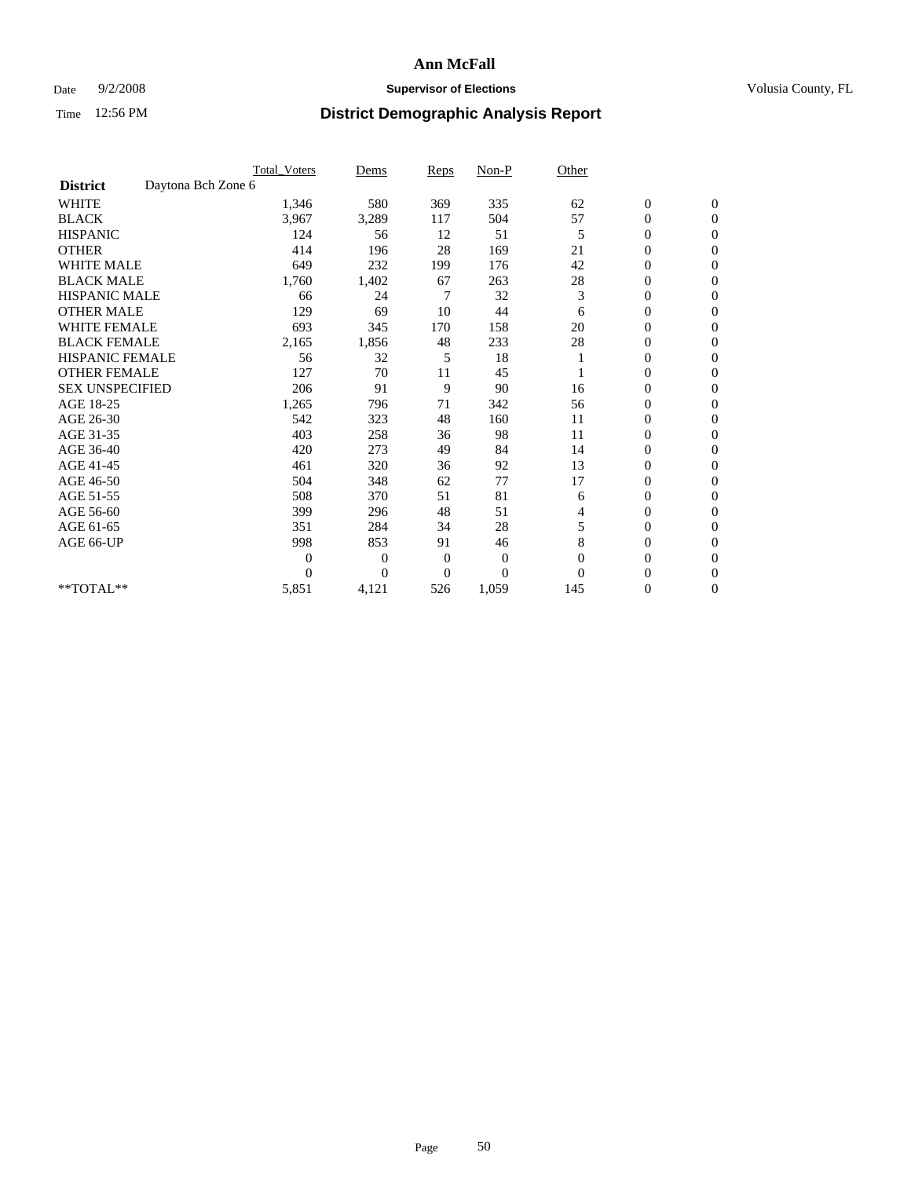# Ann McFall

Date 9/2/2008 **Supervisor of Elections** Volusia County, FL

Time 12:56 PM **District Demographic Analysis Report**

| | Total_Voters | Dems | Reps | Non-P | Other | | |
|---|---|---|---|---|---|---|---|
| **District** Daytona Bch Zone 6 | | | | | | | |
| WHITE | 1,346 | 580 | 369 | 335 | 62 | 0 | 0 |
| BLACK | 3,967 | 3,289 | 117 | 504 | 57 | 0 | 0 |
| HISPANIC | 124 | 56 | 12 | 51 | 5 | 0 | 0 |
| OTHER | 414 | 196 | 28 | 169 | 21 | 0 | 0 |
| WHITE MALE | 649 | 232 | 199 | 176 | 42 | 0 | 0 |
| BLACK MALE | 1,760 | 1,402 | 67 | 263 | 28 | 0 | 0 |
| HISPANIC MALE | 66 | 24 | 7 | 32 | 3 | 0 | 0 |
| OTHER MALE | 129 | 69 | 10 | 44 | 6 | 0 | 0 |
| WHITE FEMALE | 693 | 345 | 170 | 158 | 20 | 0 | 0 |
| BLACK FEMALE | 2,165 | 1,856 | 48 | 233 | 28 | 0 | 0 |
| HISPANIC FEMALE | 56 | 32 | 5 | 18 | 1 | 0 | 0 |
| OTHER FEMALE | 127 | 70 | 11 | 45 | 1 | 0 | 0 |
| SEX UNSPECIFIED | 206 | 91 | 9 | 90 | 16 | 0 | 0 |
| AGE 18-25 | 1,265 | 796 | 71 | 342 | 56 | 0 | 0 |
| AGE 26-30 | 542 | 323 | 48 | 160 | 11 | 0 | 0 |
| AGE 31-35 | 403 | 258 | 36 | 98 | 11 | 0 | 0 |
| AGE 36-40 | 420 | 273 | 49 | 84 | 14 | 0 | 0 |
| AGE 41-45 | 461 | 320 | 36 | 92 | 13 | 0 | 0 |
| AGE 46-50 | 504 | 348 | 62 | 77 | 17 | 0 | 0 |
| AGE 51-55 | 508 | 370 | 51 | 81 | 6 | 0 | 0 |
| AGE 56-60 | 399 | 296 | 48 | 51 | 4 | 0 | 0 |
| AGE 61-65 | 351 | 284 | 34 | 28 | 5 | 0 | 0 |
| AGE 66-UP | 998 | 853 | 91 | 46 | 8 | 0 | 0 |
| | 0 | 0 | 0 | 0 | 0 | 0 | 0 |
| | 0 | 0 | 0 | 0 | 0 | 0 | 0 |
| **TOTAL** | 5,851 | 4,121 | 526 | 1,059 | 145 | 0 | 0 |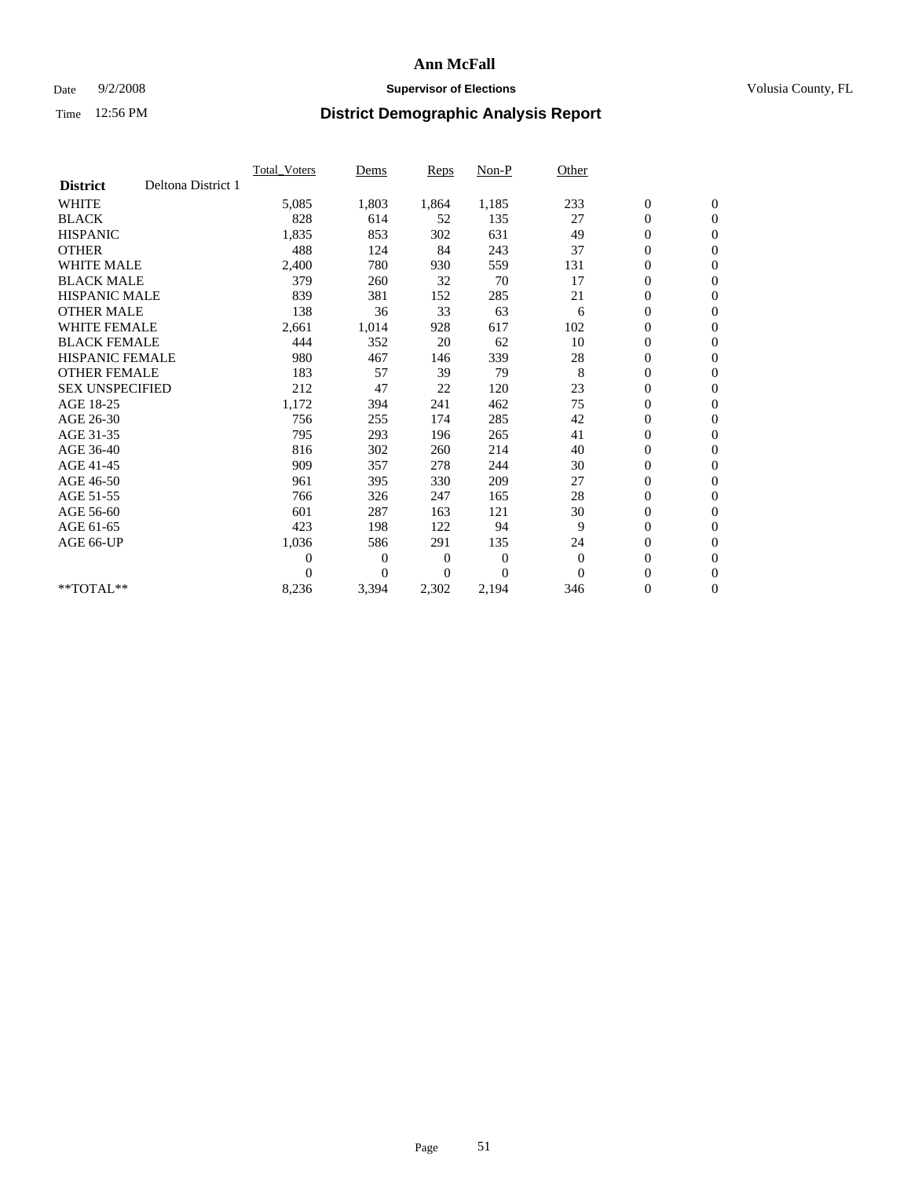# Ann McFall

Date 9/2/2008 **Supervisor of Elections** Volusia County, FL

Time 12:56 PM **District Demographic Analysis Report**

| | Total_Voters | Dems | Reps | Non-P | Other | | |
|---|---|---|---|---|---|---|---|
| **District** Deltona District 1 | | | | | | | |
| WHITE | 5,085 | 1,803 | 1,864 | 1,185 | 233 | 0 | 0 |
| BLACK | 828 | 614 | 52 | 135 | 27 | 0 | 0 |
| HISPANIC | 1,835 | 853 | 302 | 631 | 49 | 0 | 0 |
| OTHER | 488 | 124 | 84 | 243 | 37 | 0 | 0 |
| WHITE MALE | 2,400 | 780 | 930 | 559 | 131 | 0 | 0 |
| BLACK MALE | 379 | 260 | 32 | 70 | 17 | 0 | 0 |
| HISPANIC MALE | 839 | 381 | 152 | 285 | 21 | 0 | 0 |
| OTHER MALE | 138 | 36 | 33 | 63 | 6 | 0 | 0 |
| WHITE FEMALE | 2,661 | 1,014 | 928 | 617 | 102 | 0 | 0 |
| BLACK FEMALE | 444 | 352 | 20 | 62 | 10 | 0 | 0 |
| HISPANIC FEMALE | 980 | 467 | 146 | 339 | 28 | 0 | 0 |
| OTHER FEMALE | 183 | 57 | 39 | 79 | 8 | 0 | 0 |
| SEX UNSPECIFIED | 212 | 47 | 22 | 120 | 23 | 0 | 0 |
| AGE 18-25 | 1,172 | 394 | 241 | 462 | 75 | 0 | 0 |
| AGE 26-30 | 756 | 255 | 174 | 285 | 42 | 0 | 0 |
| AGE 31-35 | 795 | 293 | 196 | 265 | 41 | 0 | 0 |
| AGE 36-40 | 816 | 302 | 260 | 214 | 40 | 0 | 0 |
| AGE 41-45 | 909 | 357 | 278 | 244 | 30 | 0 | 0 |
| AGE 46-50 | 961 | 395 | 330 | 209 | 27 | 0 | 0 |
| AGE 51-55 | 766 | 326 | 247 | 165 | 28 | 0 | 0 |
| AGE 56-60 | 601 | 287 | 163 | 121 | 30 | 0 | 0 |
| AGE 61-65 | 423 | 198 | 122 | 94 | 9 | 0 | 0 |
| AGE 66-UP | 1,036 | 586 | 291 | 135 | 24 | 0 | 0 |
| | 0 | 0 | 0 | 0 | 0 | 0 | 0 |
| | 0 | 0 | 0 | 0 | 0 | 0 | 0 |
| **TOTAL** | 8,236 | 3,394 | 2,302 | 2,194 | 346 | 0 | 0 |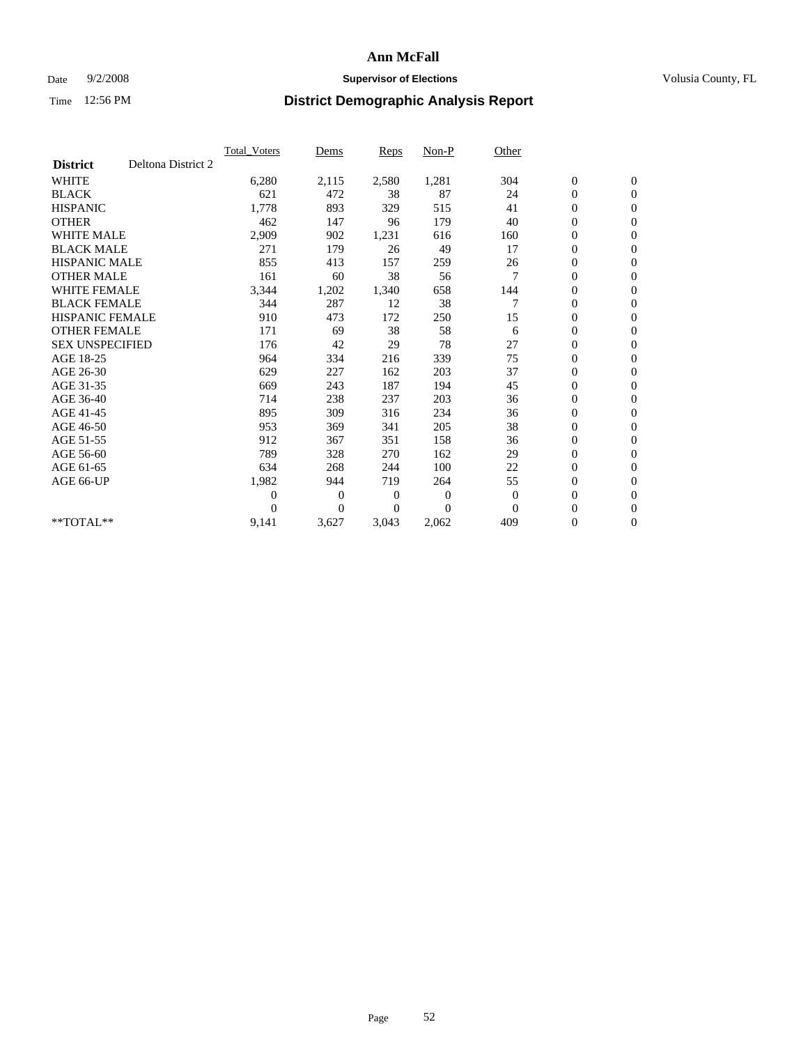# Ann McFall

Date 9/2/2008 **Supervisor of Elections** Volusia County, FL

Time 12:56 PM **District Demographic Analysis Report**

| | Total_Voters | Dems | Reps | Non-P | Other | | |
|---|---|---|---|---|---|---|---|
| **District** Deltona District 2 | | | | | | | |
| WHITE | 6,280 | 2,115 | 2,580 | 1,281 | 304 | 0 | 0 |
| BLACK | 621 | 472 | 38 | 87 | 24 | 0 | 0 |
| HISPANIC | 1,778 | 893 | 329 | 515 | 41 | 0 | 0 |
| OTHER | 462 | 147 | 96 | 179 | 40 | 0 | 0 |
| WHITE MALE | 2,909 | 902 | 1,231 | 616 | 160 | 0 | 0 |
| BLACK MALE | 271 | 179 | 26 | 49 | 17 | 0 | 0 |
| HISPANIC MALE | 855 | 413 | 157 | 259 | 26 | 0 | 0 |
| OTHER MALE | 161 | 60 | 38 | 56 | 7 | 0 | 0 |
| WHITE FEMALE | 3,344 | 1,202 | 1,340 | 658 | 144 | 0 | 0 |
| BLACK FEMALE | 344 | 287 | 12 | 38 | 7 | 0 | 0 |
| HISPANIC FEMALE | 910 | 473 | 172 | 250 | 15 | 0 | 0 |
| OTHER FEMALE | 171 | 69 | 38 | 58 | 6 | 0 | 0 |
| SEX UNSPECIFIED | 176 | 42 | 29 | 78 | 27 | 0 | 0 |
| AGE 18-25 | 964 | 334 | 216 | 339 | 75 | 0 | 0 |
| AGE 26-30 | 629 | 227 | 162 | 203 | 37 | 0 | 0 |
| AGE 31-35 | 669 | 243 | 187 | 194 | 45 | 0 | 0 |
| AGE 36-40 | 714 | 238 | 237 | 203 | 36 | 0 | 0 |
| AGE 41-45 | 895 | 309 | 316 | 234 | 36 | 0 | 0 |
| AGE 46-50 | 953 | 369 | 341 | 205 | 38 | 0 | 0 |
| AGE 51-55 | 912 | 367 | 351 | 158 | 36 | 0 | 0 |
| AGE 56-60 | 789 | 328 | 270 | 162 | 29 | 0 | 0 |
| AGE 61-65 | 634 | 268 | 244 | 100 | 22 | 0 | 0 |
| AGE 66-UP | 1,982 | 944 | 719 | 264 | 55 | 0 | 0 |
| | 0 | 0 | 0 | 0 | 0 | 0 | 0 |
| | 0 | 0 | 0 | 0 | 0 | 0 | 0 |
| **TOTAL** | 9,141 | 3,627 | 3,043 | 2,062 | 409 | 0 | 0 |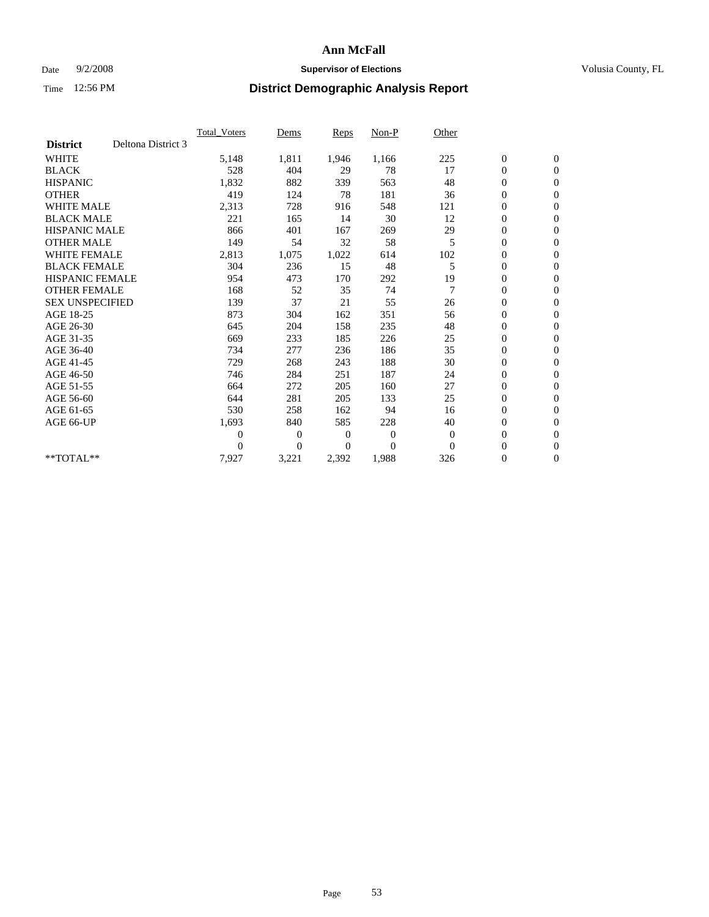# Ann McFall

Date 9/2/2008 **Supervisor of Elections** Volusia County, FL

Time 12:56 PM **District Demographic Analysis Report**

| | Total_Voters | Dems | Reps | Non-P | Other | | |
|---|---|---|---|---|---|---|---|
| **District** Deltona District 3 | | | | | | | |
| WHITE | 5,148 | 1,811 | 1,946 | 1,166 | 225 | 0 | 0 |
| BLACK | 528 | 404 | 29 | 78 | 17 | 0 | 0 |
| HISPANIC | 1,832 | 882 | 339 | 563 | 48 | 0 | 0 |
| OTHER | 419 | 124 | 78 | 181 | 36 | 0 | 0 |
| WHITE MALE | 2,313 | 728 | 916 | 548 | 121 | 0 | 0 |
| BLACK MALE | 221 | 165 | 14 | 30 | 12 | 0 | 0 |
| HISPANIC MALE | 866 | 401 | 167 | 269 | 29 | 0 | 0 |
| OTHER MALE | 149 | 54 | 32 | 58 | 5 | 0 | 0 |
| WHITE FEMALE | 2,813 | 1,075 | 1,022 | 614 | 102 | 0 | 0 |
| BLACK FEMALE | 304 | 236 | 15 | 48 | 5 | 0 | 0 |
| HISPANIC FEMALE | 954 | 473 | 170 | 292 | 19 | 0 | 0 |
| OTHER FEMALE | 168 | 52 | 35 | 74 | 7 | 0 | 0 |
| SEX UNSPECIFIED | 139 | 37 | 21 | 55 | 26 | 0 | 0 |
| AGE 18-25 | 873 | 304 | 162 | 351 | 56 | 0 | 0 |
| AGE 26-30 | 645 | 204 | 158 | 235 | 48 | 0 | 0 |
| AGE 31-35 | 669 | 233 | 185 | 226 | 25 | 0 | 0 |
| AGE 36-40 | 734 | 277 | 236 | 186 | 35 | 0 | 0 |
| AGE 41-45 | 729 | 268 | 243 | 188 | 30 | 0 | 0 |
| AGE 46-50 | 746 | 284 | 251 | 187 | 24 | 0 | 0 |
| AGE 51-55 | 664 | 272 | 205 | 160 | 27 | 0 | 0 |
| AGE 56-60 | 644 | 281 | 205 | 133 | 25 | 0 | 0 |
| AGE 61-65 | 530 | 258 | 162 | 94 | 16 | 0 | 0 |
| AGE 66-UP | 1,693 | 840 | 585 | 228 | 40 | 0 | 0 |
| | 0 | 0 | 0 | 0 | 0 | 0 | 0 |
| | 0 | 0 | 0 | 0 | 0 | 0 | 0 |
| **TOTAL** | 7,927 | 3,221 | 2,392 | 1,988 | 326 | 0 | 0 |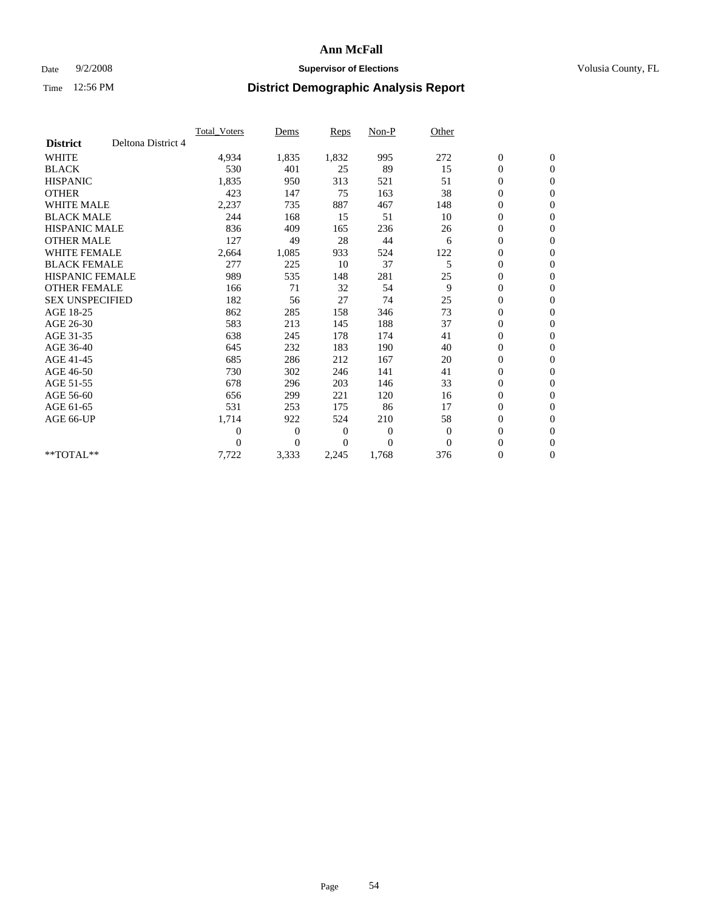# Ann McFall

Date 9/2/2008 **Supervisor of Elections** Volusia County, FL

Time 12:56 PM **District Demographic Analysis Report**

| | Total_Voters | Dems | Reps | Non-P | Other | | |
|---|---|---|---|---|---|---|---|
| **District** Deltona District 4 | | | | | | | |
| WHITE | 4,934 | 1,835 | 1,832 | 995 | 272 | 0 | 0 |
| BLACK | 530 | 401 | 25 | 89 | 15 | 0 | 0 |
| HISPANIC | 1,835 | 950 | 313 | 521 | 51 | 0 | 0 |
| OTHER | 423 | 147 | 75 | 163 | 38 | 0 | 0 |
| WHITE MALE | 2,237 | 735 | 887 | 467 | 148 | 0 | 0 |
| BLACK MALE | 244 | 168 | 15 | 51 | 10 | 0 | 0 |
| HISPANIC MALE | 836 | 409 | 165 | 236 | 26 | 0 | 0 |
| OTHER MALE | 127 | 49 | 28 | 44 | 6 | 0 | 0 |
| WHITE FEMALE | 2,664 | 1,085 | 933 | 524 | 122 | 0 | 0 |
| BLACK FEMALE | 277 | 225 | 10 | 37 | 5 | 0 | 0 |
| HISPANIC FEMALE | 989 | 535 | 148 | 281 | 25 | 0 | 0 |
| OTHER FEMALE | 166 | 71 | 32 | 54 | 9 | 0 | 0 |
| SEX UNSPECIFIED | 182 | 56 | 27 | 74 | 25 | 0 | 0 |
| AGE 18-25 | 862 | 285 | 158 | 346 | 73 | 0 | 0 |
| AGE 26-30 | 583 | 213 | 145 | 188 | 37 | 0 | 0 |
| AGE 31-35 | 638 | 245 | 178 | 174 | 41 | 0 | 0 |
| AGE 36-40 | 645 | 232 | 183 | 190 | 40 | 0 | 0 |
| AGE 41-45 | 685 | 286 | 212 | 167 | 20 | 0 | 0 |
| AGE 46-50 | 730 | 302 | 246 | 141 | 41 | 0 | 0 |
| AGE 51-55 | 678 | 296 | 203 | 146 | 33 | 0 | 0 |
| AGE 56-60 | 656 | 299 | 221 | 120 | 16 | 0 | 0 |
| AGE 61-65 | 531 | 253 | 175 | 86 | 17 | 0 | 0 |
| AGE 66-UP | 1,714 | 922 | 524 | 210 | 58 | 0 | 0 |
| | 0 | 0 | 0 | 0 | 0 | 0 | 0 |
| | 0 | 0 | 0 | 0 | 0 | 0 | 0 |
| **TOTAL** | 7,722 | 3,333 | 2,245 | 1,768 | 376 | 0 | 0 |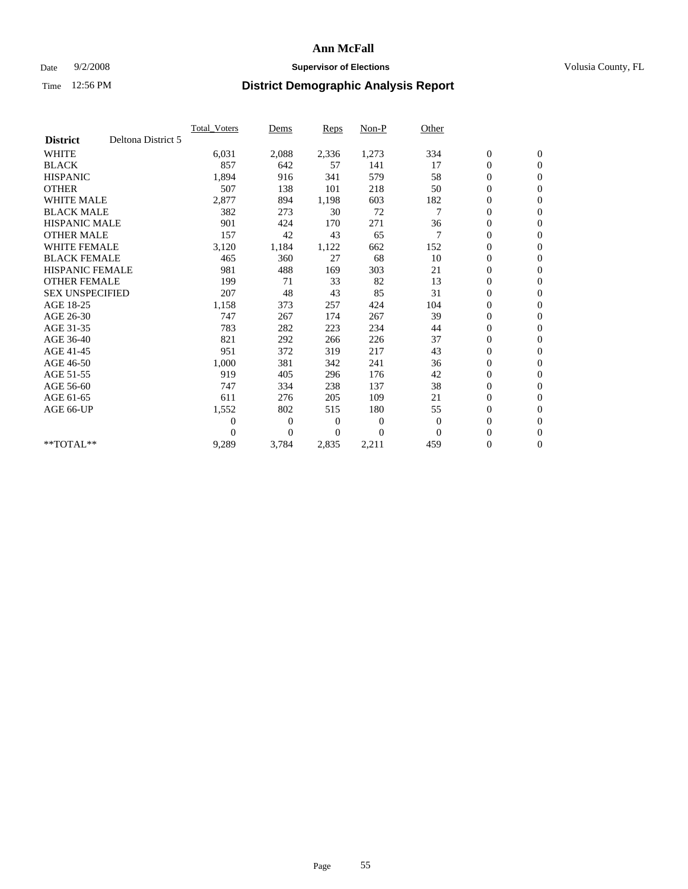# Ann McFall

Date 9/2/2008 **Supervisor of Elections** Volusia County, FL

Time 12:56 PM **District Demographic Analysis Report**

| District | Deltona District 5 | Total_Voters | Dems | Reps | Non-P | Other | | |
|---|---|---|---|---|---|---|---|---|
| WHITE | | 6,031 | 2,088 | 2,336 | 1,273 | 334 | 0 | 0 |
| BLACK | | 857 | 642 | 57 | 141 | 17 | 0 | 0 |
| HISPANIC | | 1,894 | 916 | 341 | 579 | 58 | 0 | 0 |
| OTHER | | 507 | 138 | 101 | 218 | 50 | 0 | 0 |
| WHITE MALE | | 2,877 | 894 | 1,198 | 603 | 182 | 0 | 0 |
| BLACK MALE | | 382 | 273 | 30 | 72 | 7 | 0 | 0 |
| HISPANIC MALE | | 901 | 424 | 170 | 271 | 36 | 0 | 0 |
| OTHER MALE | | 157 | 42 | 43 | 65 | 7 | 0 | 0 |
| WHITE FEMALE | | 3,120 | 1,184 | 1,122 | 662 | 152 | 0 | 0 |
| BLACK FEMALE | | 465 | 360 | 27 | 68 | 10 | 0 | 0 |
| HISPANIC FEMALE | | 981 | 488 | 169 | 303 | 21 | 0 | 0 |
| OTHER FEMALE | | 199 | 71 | 33 | 82 | 13 | 0 | 0 |
| SEX UNSPECIFIED | | 207 | 48 | 43 | 85 | 31 | 0 | 0 |
| AGE 18-25 | | 1,158 | 373 | 257 | 424 | 104 | 0 | 0 |
| AGE 26-30 | | 747 | 267 | 174 | 267 | 39 | 0 | 0 |
| AGE 31-35 | | 783 | 282 | 223 | 234 | 44 | 0 | 0 |
| AGE 36-40 | | 821 | 292 | 266 | 226 | 37 | 0 | 0 |
| AGE 41-45 | | 951 | 372 | 319 | 217 | 43 | 0 | 0 |
| AGE 46-50 | | 1,000 | 381 | 342 | 241 | 36 | 0 | 0 |
| AGE 51-55 | | 919 | 405 | 296 | 176 | 42 | 0 | 0 |
| AGE 56-60 | | 747 | 334 | 238 | 137 | 38 | 0 | 0 |
| AGE 61-65 | | 611 | 276 | 205 | 109 | 21 | 0 | 0 |
| AGE 66-UP | | 1,552 | 802 | 515 | 180 | 55 | 0 | 0 |
| | | 0 | 0 | 0 | 0 | 0 | 0 | 0 |
| | | 0 | 0 | 0 | 0 | 0 | 0 | 0 |
| **TOTAL** | | 9,289 | 3,784 | 2,835 | 2,211 | 459 | 0 | 0 |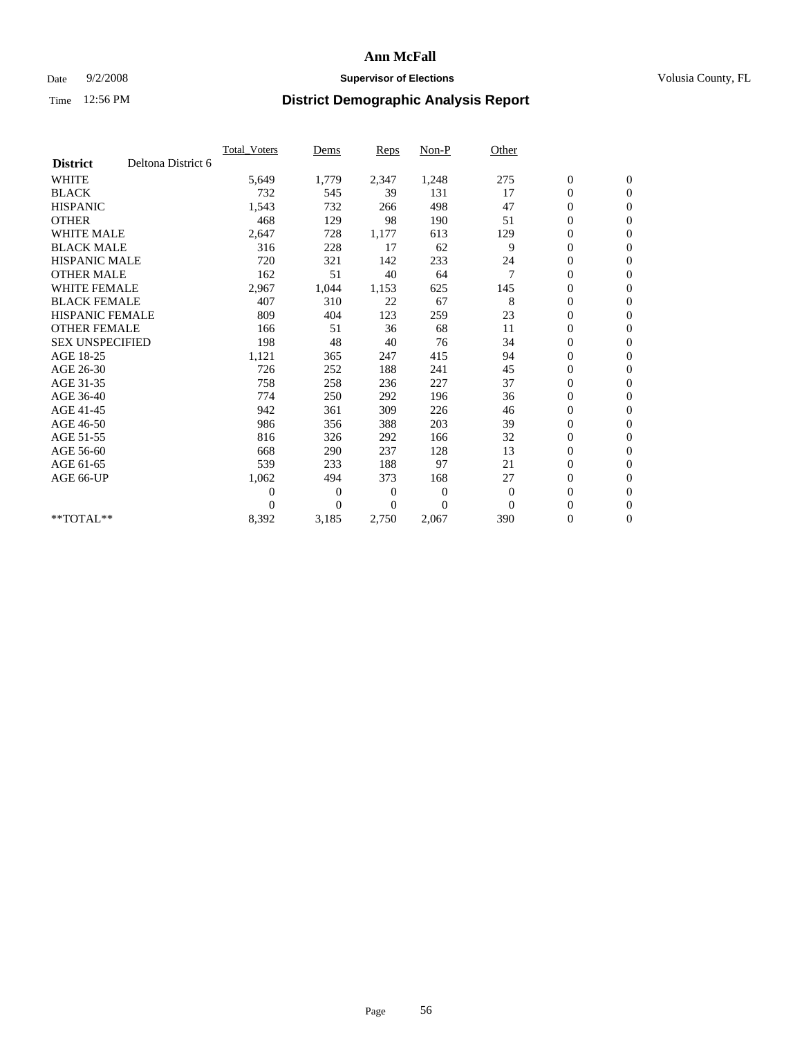# Ann McFall

Date 9/2/2008 **Supervisor of Elections** Volusia County, FL

Time 12:56 PM **District Demographic Analysis Report**

| | Total_Voters | Dems | Reps | Non-P | Other | | |
|---|---|---|---|---|---|---|---|
| **District** Deltona District 6 | | | | | | | |
| WHITE | 5,649 | 1,779 | 2,347 | 1,248 | 275 | 0 | 0 |
| BLACK | 732 | 545 | 39 | 131 | 17 | 0 | 0 |
| HISPANIC | 1,543 | 732 | 266 | 498 | 47 | 0 | 0 |
| OTHER | 468 | 129 | 98 | 190 | 51 | 0 | 0 |
| WHITE MALE | 2,647 | 728 | 1,177 | 613 | 129 | 0 | 0 |
| BLACK MALE | 316 | 228 | 17 | 62 | 9 | 0 | 0 |
| HISPANIC MALE | 720 | 321 | 142 | 233 | 24 | 0 | 0 |
| OTHER MALE | 162 | 51 | 40 | 64 | 7 | 0 | 0 |
| WHITE FEMALE | 2,967 | 1,044 | 1,153 | 625 | 145 | 0 | 0 |
| BLACK FEMALE | 407 | 310 | 22 | 67 | 8 | 0 | 0 |
| HISPANIC FEMALE | 809 | 404 | 123 | 259 | 23 | 0 | 0 |
| OTHER FEMALE | 166 | 51 | 36 | 68 | 11 | 0 | 0 |
| SEX UNSPECIFIED | 198 | 48 | 40 | 76 | 34 | 0 | 0 |
| AGE 18-25 | 1,121 | 365 | 247 | 415 | 94 | 0 | 0 |
| AGE 26-30 | 726 | 252 | 188 | 241 | 45 | 0 | 0 |
| AGE 31-35 | 758 | 258 | 236 | 227 | 37 | 0 | 0 |
| AGE 36-40 | 774 | 250 | 292 | 196 | 36 | 0 | 0 |
| AGE 41-45 | 942 | 361 | 309 | 226 | 46 | 0 | 0 |
| AGE 46-50 | 986 | 356 | 388 | 203 | 39 | 0 | 0 |
| AGE 51-55 | 816 | 326 | 292 | 166 | 32 | 0 | 0 |
| AGE 56-60 | 668 | 290 | 237 | 128 | 13 | 0 | 0 |
| AGE 61-65 | 539 | 233 | 188 | 97 | 21 | 0 | 0 |
| AGE 66-UP | 1,062 | 494 | 373 | 168 | 27 | 0 | 0 |
| | 0 | 0 | 0 | 0 | 0 | 0 | 0 |
| | 0 | 0 | 0 | 0 | 0 | 0 | 0 |
| **TOTAL** | 8,392 | 3,185 | 2,750 | 2,067 | 390 | 0 | 0 |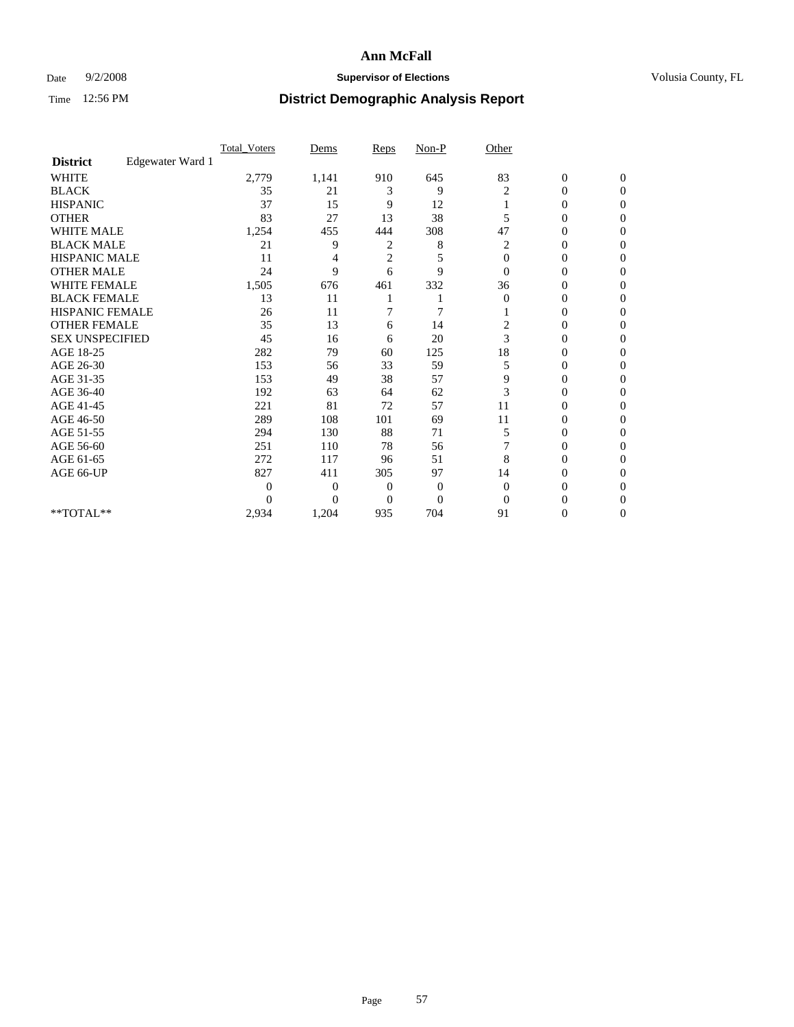**Ann McFall**

Date 9/2/2008 **Supervisor of Elections** Volusia County, FL

Time 12:56 PM **District Demographic Analysis Report**

| | Total_Voters | Dems | Reps | Non-P | Other | | |
|---|---|---|---|---|---|---|---|
| **District** Edgewater Ward 1 | | | | | | | |
| WHITE | 2,779 | 1,141 | 910 | 645 | 83 | 0 | 0 |
| BLACK | 35 | 21 | 3 | 9 | 2 | 0 | 0 |
| HISPANIC | 37 | 15 | 9 | 12 | 1 | 0 | 0 |
| OTHER | 83 | 27 | 13 | 38 | 5 | 0 | 0 |
| WHITE MALE | 1,254 | 455 | 444 | 308 | 47 | 0 | 0 |
| BLACK MALE | 21 | 9 | 2 | 8 | 2 | 0 | 0 |
| HISPANIC MALE | 11 | 4 | 2 | 5 | 0 | 0 | 0 |
| OTHER MALE | 24 | 9 | 6 | 9 | 0 | 0 | 0 |
| WHITE FEMALE | 1,505 | 676 | 461 | 332 | 36 | 0 | 0 |
| BLACK FEMALE | 13 | 11 | 1 | 1 | 0 | 0 | 0 |
| HISPANIC FEMALE | 26 | 11 | 7 | 7 | 1 | 0 | 0 |
| OTHER FEMALE | 35 | 13 | 6 | 14 | 2 | 0 | 0 |
| SEX UNSPECIFIED | 45 | 16 | 6 | 20 | 3 | 0 | 0 |
| AGE 18-25 | 282 | 79 | 60 | 125 | 18 | 0 | 0 |
| AGE 26-30 | 153 | 56 | 33 | 59 | 5 | 0 | 0 |
| AGE 31-35 | 153 | 49 | 38 | 57 | 9 | 0 | 0 |
| AGE 36-40 | 192 | 63 | 64 | 62 | 3 | 0 | 0 |
| AGE 41-45 | 221 | 81 | 72 | 57 | 11 | 0 | 0 |
| AGE 46-50 | 289 | 108 | 101 | 69 | 11 | 0 | 0 |
| AGE 51-55 | 294 | 130 | 88 | 71 | 5 | 0 | 0 |
| AGE 56-60 | 251 | 110 | 78 | 56 | 7 | 0 | 0 |
| AGE 61-65 | 272 | 117 | 96 | 51 | 8 | 0 | 0 |
| AGE 66-UP | 827 | 411 | 305 | 97 | 14 | 0 | 0 |
| | 0 | 0 | 0 | 0 | 0 | 0 | 0 |
| | 0 | 0 | 0 | 0 | 0 | 0 | 0 |
| **TOTAL** | 2,934 | 1,204 | 935 | 704 | 91 | 0 | 0 |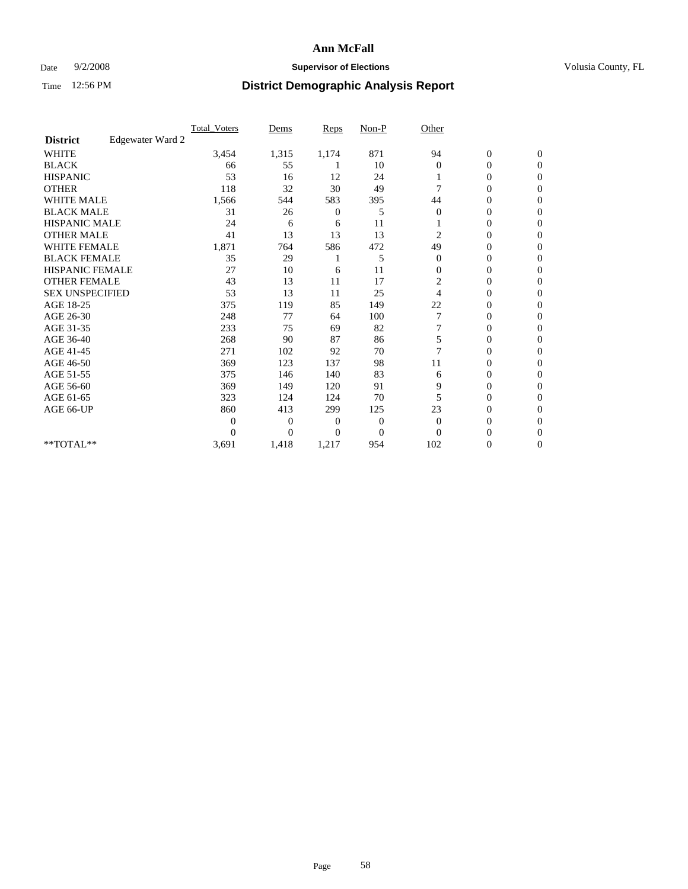# Ann McFall

Date 9/2/2008 **Supervisor of Elections** Volusia County, FL

Time 12:56 PM **District Demographic Analysis Report**

| | Total_Voters | Dems | Reps | Non-P | Other | | |
|---|---|---|---|---|---|---|---|
| **District** Edgewater Ward 2 | | | | | | | |
| WHITE | 3,454 | 1,315 | 1,174 | 871 | 94 | 0 | 0 |
| BLACK | 66 | 55 | 1 | 10 | 0 | 0 | 0 |
| HISPANIC | 53 | 16 | 12 | 24 | 1 | 0 | 0 |
| OTHER | 118 | 32 | 30 | 49 | 7 | 0 | 0 |
| WHITE MALE | 1,566 | 544 | 583 | 395 | 44 | 0 | 0 |
| BLACK MALE | 31 | 26 | 0 | 5 | 0 | 0 | 0 |
| HISPANIC MALE | 24 | 6 | 6 | 11 | 1 | 0 | 0 |
| OTHER MALE | 41 | 13 | 13 | 13 | 2 | 0 | 0 |
| WHITE FEMALE | 1,871 | 764 | 586 | 472 | 49 | 0 | 0 |
| BLACK FEMALE | 35 | 29 | 1 | 5 | 0 | 0 | 0 |
| HISPANIC FEMALE | 27 | 10 | 6 | 11 | 0 | 0 | 0 |
| OTHER FEMALE | 43 | 13 | 11 | 17 | 2 | 0 | 0 |
| SEX UNSPECIFIED | 53 | 13 | 11 | 25 | 4 | 0 | 0 |
| AGE 18-25 | 375 | 119 | 85 | 149 | 22 | 0 | 0 |
| AGE 26-30 | 248 | 77 | 64 | 100 | 7 | 0 | 0 |
| AGE 31-35 | 233 | 75 | 69 | 82 | 7 | 0 | 0 |
| AGE 36-40 | 268 | 90 | 87 | 86 | 5 | 0 | 0 |
| AGE 41-45 | 271 | 102 | 92 | 70 | 7 | 0 | 0 |
| AGE 46-50 | 369 | 123 | 137 | 98 | 11 | 0 | 0 |
| AGE 51-55 | 375 | 146 | 140 | 83 | 6 | 0 | 0 |
| AGE 56-60 | 369 | 149 | 120 | 91 | 9 | 0 | 0 |
| AGE 61-65 | 323 | 124 | 124 | 70 | 5 | 0 | 0 |
| AGE 66-UP | 860 | 413 | 299 | 125 | 23 | 0 | 0 |
| | 0 | 0 | 0 | 0 | 0 | 0 | 0 |
| | 0 | 0 | 0 | 0 | 0 | 0 | 0 |
| **TOTAL** | 3,691 | 1,418 | 1,217 | 954 | 102 | 0 | 0 |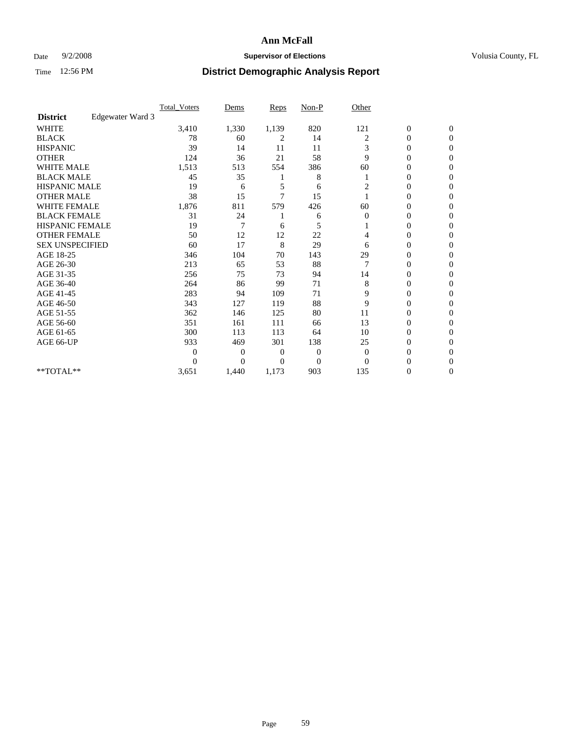**Ann McFall**

Date 9/2/2008 **Supervisor of Elections** Volusia County, FL

Time 12:56 PM **District Demographic Analysis Report**

| | Total_Voters | Dems | Reps | Non-P | Other | | |
|---|---|---|---|---|---|---|---|
| **District** Edgewater Ward 3 | | | | | | | |
| WHITE | 3,410 | 1,330 | 1,139 | 820 | 121 | 0 | 0 |
| BLACK | 78 | 60 | 2 | 14 | 2 | 0 | 0 |
| HISPANIC | 39 | 14 | 11 | 11 | 3 | 0 | 0 |
| OTHER | 124 | 36 | 21 | 58 | 9 | 0 | 0 |
| WHITE MALE | 1,513 | 513 | 554 | 386 | 60 | 0 | 0 |
| BLACK MALE | 45 | 35 | 1 | 8 | 1 | 0 | 0 |
| HISPANIC MALE | 19 | 6 | 5 | 6 | 2 | 0 | 0 |
| OTHER MALE | 38 | 15 | 7 | 15 | 1 | 0 | 0 |
| WHITE FEMALE | 1,876 | 811 | 579 | 426 | 60 | 0 | 0 |
| BLACK FEMALE | 31 | 24 | 1 | 6 | 0 | 0 | 0 |
| HISPANIC FEMALE | 19 | 7 | 6 | 5 | 1 | 0 | 0 |
| OTHER FEMALE | 50 | 12 | 12 | 22 | 4 | 0 | 0 |
| SEX UNSPECIFIED | 60 | 17 | 8 | 29 | 6 | 0 | 0 |
| AGE 18-25 | 346 | 104 | 70 | 143 | 29 | 0 | 0 |
| AGE 26-30 | 213 | 65 | 53 | 88 | 7 | 0 | 0 |
| AGE 31-35 | 256 | 75 | 73 | 94 | 14 | 0 | 0 |
| AGE 36-40 | 264 | 86 | 99 | 71 | 8 | 0 | 0 |
| AGE 41-45 | 283 | 94 | 109 | 71 | 9 | 0 | 0 |
| AGE 46-50 | 343 | 127 | 119 | 88 | 9 | 0 | 0 |
| AGE 51-55 | 362 | 146 | 125 | 80 | 11 | 0 | 0 |
| AGE 56-60 | 351 | 161 | 111 | 66 | 13 | 0 | 0 |
| AGE 61-65 | 300 | 113 | 113 | 64 | 10 | 0 | 0 |
| AGE 66-UP | 933 | 469 | 301 | 138 | 25 | 0 | 0 |
| | 0 | 0 | 0 | 0 | 0 | 0 | 0 |
| | 0 | 0 | 0 | 0 | 0 | 0 | 0 |
| **TOTAL** | 3,651 | 1,440 | 1,173 | 903 | 135 | 0 | 0 |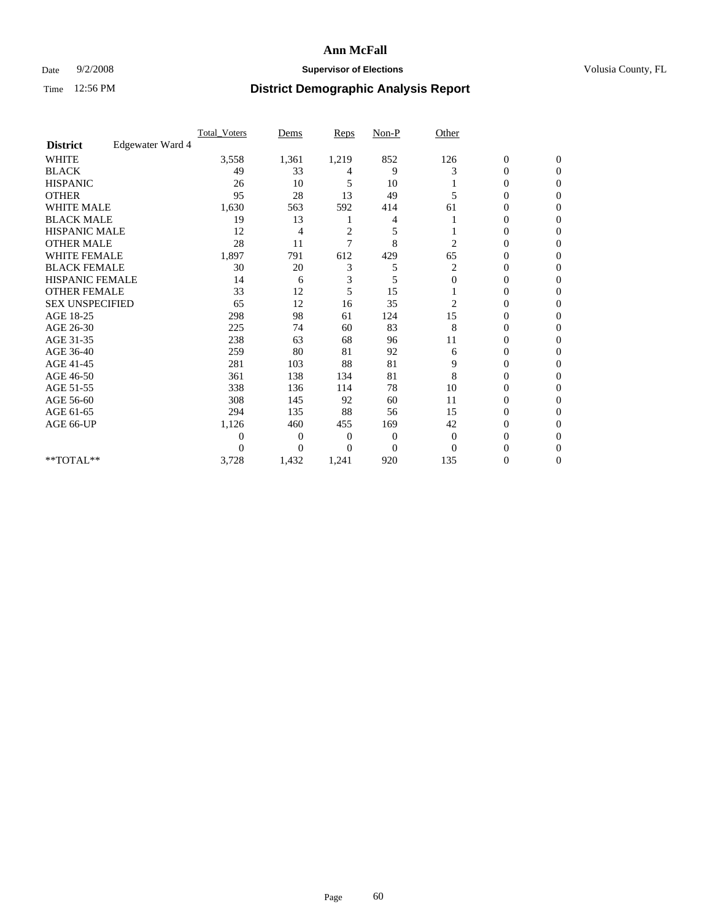# Ann McFall

Date 9/2/2008 **Supervisor of Elections** Volusia County, FL

Time 12:56 PM **District Demographic Analysis Report**

| | Total_Voters | Dems | Reps | Non-P | Other | | |
|---|---|---|---|---|---|---|---|
| **District** Edgewater Ward 4 | | | | | | | |
| WHITE | 3,558 | 1,361 | 1,219 | 852 | 126 | 0 | 0 |
| BLACK | 49 | 33 | 4 | 9 | 3 | 0 | 0 |
| HISPANIC | 26 | 10 | 5 | 10 | 1 | 0 | 0 |
| OTHER | 95 | 28 | 13 | 49 | 5 | 0 | 0 |
| WHITE MALE | 1,630 | 563 | 592 | 414 | 61 | 0 | 0 |
| BLACK MALE | 19 | 13 | 1 | 4 | 1 | 0 | 0 |
| HISPANIC MALE | 12 | 4 | 2 | 5 | 1 | 0 | 0 |
| OTHER MALE | 28 | 11 | 7 | 8 | 2 | 0 | 0 |
| WHITE FEMALE | 1,897 | 791 | 612 | 429 | 65 | 0 | 0 |
| BLACK FEMALE | 30 | 20 | 3 | 5 | 2 | 0 | 0 |
| HISPANIC FEMALE | 14 | 6 | 3 | 5 | 0 | 0 | 0 |
| OTHER FEMALE | 33 | 12 | 5 | 15 | 1 | 0 | 0 |
| SEX UNSPECIFIED | 65 | 12 | 16 | 35 | 2 | 0 | 0 |
| AGE 18-25 | 298 | 98 | 61 | 124 | 15 | 0 | 0 |
| AGE 26-30 | 225 | 74 | 60 | 83 | 8 | 0 | 0 |
| AGE 31-35 | 238 | 63 | 68 | 96 | 11 | 0 | 0 |
| AGE 36-40 | 259 | 80 | 81 | 92 | 6 | 0 | 0 |
| AGE 41-45 | 281 | 103 | 88 | 81 | 9 | 0 | 0 |
| AGE 46-50 | 361 | 138 | 134 | 81 | 8 | 0 | 0 |
| AGE 51-55 | 338 | 136 | 114 | 78 | 10 | 0 | 0 |
| AGE 56-60 | 308 | 145 | 92 | 60 | 11 | 0 | 0 |
| AGE 61-65 | 294 | 135 | 88 | 56 | 15 | 0 | 0 |
| AGE 66-UP | 1,126 | 460 | 455 | 169 | 42 | 0 | 0 |
| | 0 | 0 | 0 | 0 | 0 | 0 | 0 |
| | 0 | 0 | 0 | 0 | 0 | 0 | 0 |
| **TOTAL** | 3,728 | 1,432 | 1,241 | 920 | 135 | 0 | 0 |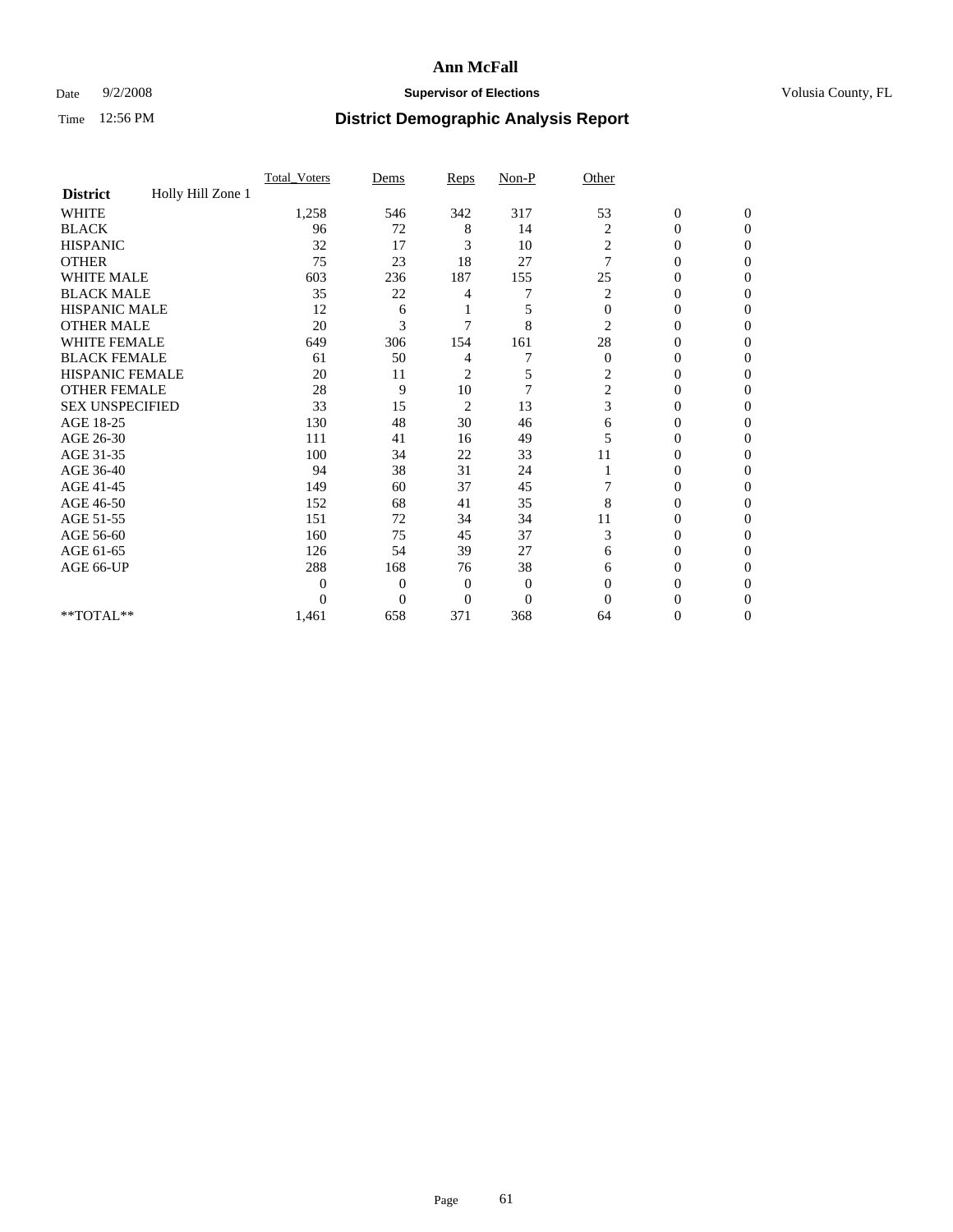**Ann McFall**

Date 9/2/2008 **Supervisor of Elections** Volusia County, FL

Time 12:56 PM **District Demographic Analysis Report**

| | Total_Voters | Dems | Reps | Non-P | Other | | |
|---|---|---|---|---|---|---|---|
| **District** Holly Hill Zone 1 | | | | | | | |
| WHITE | 1,258 | 546 | 342 | 317 | 53 | 0 | 0 |
| BLACK | 96 | 72 | 8 | 14 | 2 | 0 | 0 |
| HISPANIC | 32 | 17 | 3 | 10 | 2 | 0 | 0 |
| OTHER | 75 | 23 | 18 | 27 | 7 | 0 | 0 |
| WHITE MALE | 603 | 236 | 187 | 155 | 25 | 0 | 0 |
| BLACK MALE | 35 | 22 | 4 | 7 | 2 | 0 | 0 |
| HISPANIC MALE | 12 | 6 | 1 | 5 | 0 | 0 | 0 |
| OTHER MALE | 20 | 3 | 7 | 8 | 2 | 0 | 0 |
| WHITE FEMALE | 649 | 306 | 154 | 161 | 28 | 0 | 0 |
| BLACK FEMALE | 61 | 50 | 4 | 7 | 0 | 0 | 0 |
| HISPANIC FEMALE | 20 | 11 | 2 | 5 | 2 | 0 | 0 |
| OTHER FEMALE | 28 | 9 | 10 | 7 | 2 | 0 | 0 |
| SEX UNSPECIFIED | 33 | 15 | 2 | 13 | 3 | 0 | 0 |
| AGE 18-25 | 130 | 48 | 30 | 46 | 6 | 0 | 0 |
| AGE 26-30 | 111 | 41 | 16 | 49 | 5 | 0 | 0 |
| AGE 31-35 | 100 | 34 | 22 | 33 | 11 | 0 | 0 |
| AGE 36-40 | 94 | 38 | 31 | 24 | 1 | 0 | 0 |
| AGE 41-45 | 149 | 60 | 37 | 45 | 7 | 0 | 0 |
| AGE 46-50 | 152 | 68 | 41 | 35 | 8 | 0 | 0 |
| AGE 51-55 | 151 | 72 | 34 | 34 | 11 | 0 | 0 |
| AGE 56-60 | 160 | 75 | 45 | 37 | 3 | 0 | 0 |
| AGE 61-65 | 126 | 54 | 39 | 27 | 6 | 0 | 0 |
| AGE 66-UP | 288 | 168 | 76 | 38 | 6 | 0 | 0 |
| | 0 | 0 | 0 | 0 | 0 | 0 | 0 |
| | 0 | 0 | 0 | 0 | 0 | 0 | 0 |
| **TOTAL** | 1,461 | 658 | 371 | 368 | 64 | 0 | 0 |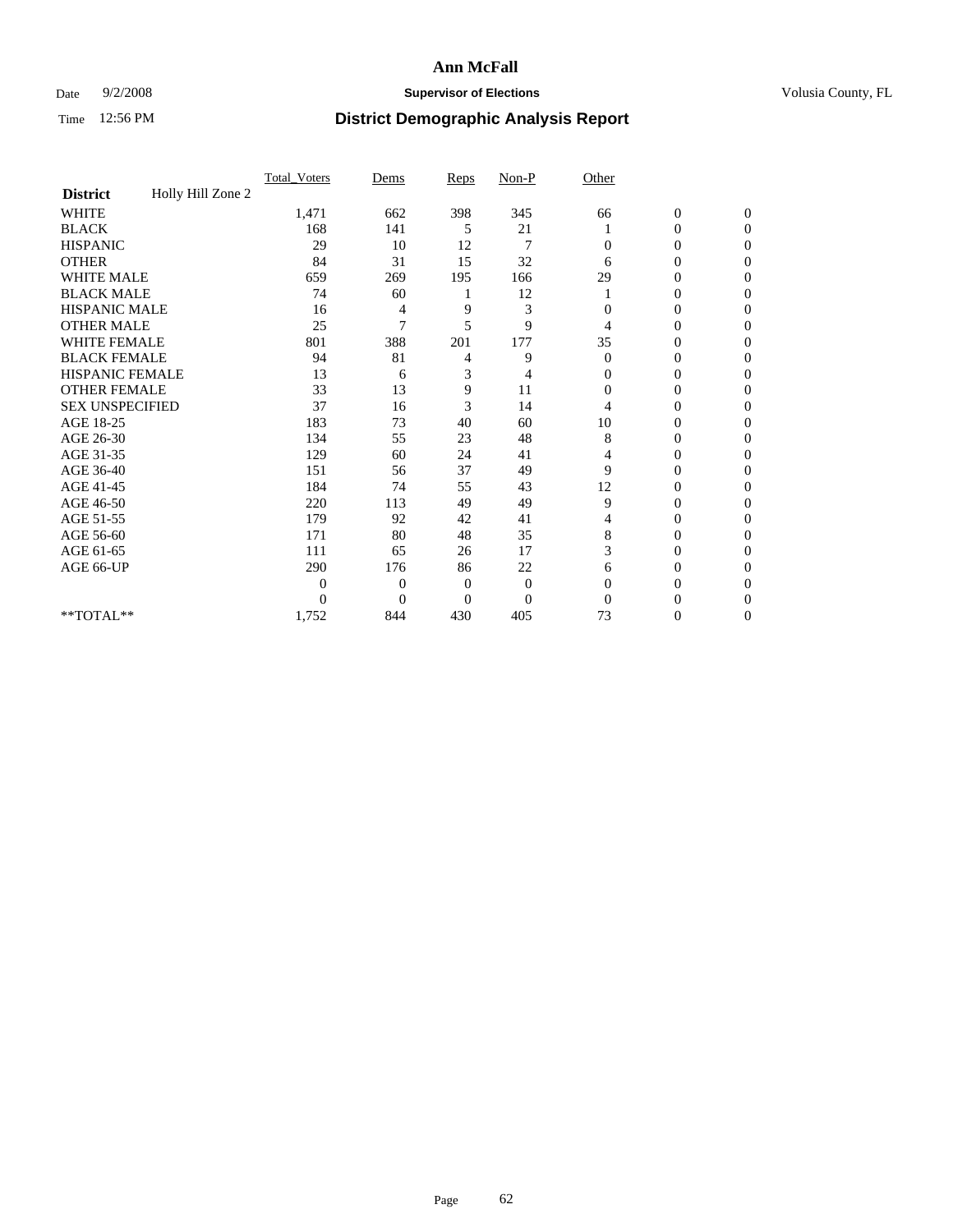# Ann McFall

Date 9/2/2008 **Supervisor of Elections** Volusia County, FL

Time 12:56 PM **District Demographic Analysis Report**

| | Total_Voters | Dems | Reps | Non-P | Other | | |
|---|---|---|---|---|---|---|---|
| **District** Holly Hill Zone 2 | | | | | | | |
| WHITE | 1,471 | 662 | 398 | 345 | 66 | 0 | 0 |
| BLACK | 168 | 141 | 5 | 21 | 1 | 0 | 0 |
| HISPANIC | 29 | 10 | 12 | 7 | 0 | 0 | 0 |
| OTHER | 84 | 31 | 15 | 32 | 6 | 0 | 0 |
| WHITE MALE | 659 | 269 | 195 | 166 | 29 | 0 | 0 |
| BLACK MALE | 74 | 60 | 1 | 12 | 1 | 0 | 0 |
| HISPANIC MALE | 16 | 4 | 9 | 3 | 0 | 0 | 0 |
| OTHER MALE | 25 | 7 | 5 | 9 | 4 | 0 | 0 |
| WHITE FEMALE | 801 | 388 | 201 | 177 | 35 | 0 | 0 |
| BLACK FEMALE | 94 | 81 | 4 | 9 | 0 | 0 | 0 |
| HISPANIC FEMALE | 13 | 6 | 3 | 4 | 0 | 0 | 0 |
| OTHER FEMALE | 33 | 13 | 9 | 11 | 0 | 0 | 0 |
| SEX UNSPECIFIED | 37 | 16 | 3 | 14 | 4 | 0 | 0 |
| AGE 18-25 | 183 | 73 | 40 | 60 | 10 | 0 | 0 |
| AGE 26-30 | 134 | 55 | 23 | 48 | 8 | 0 | 0 |
| AGE 31-35 | 129 | 60 | 24 | 41 | 4 | 0 | 0 |
| AGE 36-40 | 151 | 56 | 37 | 49 | 9 | 0 | 0 |
| AGE 41-45 | 184 | 74 | 55 | 43 | 12 | 0 | 0 |
| AGE 46-50 | 220 | 113 | 49 | 49 | 9 | 0 | 0 |
| AGE 51-55 | 179 | 92 | 42 | 41 | 4 | 0 | 0 |
| AGE 56-60 | 171 | 80 | 48 | 35 | 8 | 0 | 0 |
| AGE 61-65 | 111 | 65 | 26 | 17 | 3 | 0 | 0 |
| AGE 66-UP | 290 | 176 | 86 | 22 | 6 | 0 | 0 |
| | 0 | 0 | 0 | 0 | 0 | 0 | 0 |
| | 0 | 0 | 0 | 0 | 0 | 0 | 0 |
| **TOTAL** | 1,752 | 844 | 430 | 405 | 73 | 0 | 0 |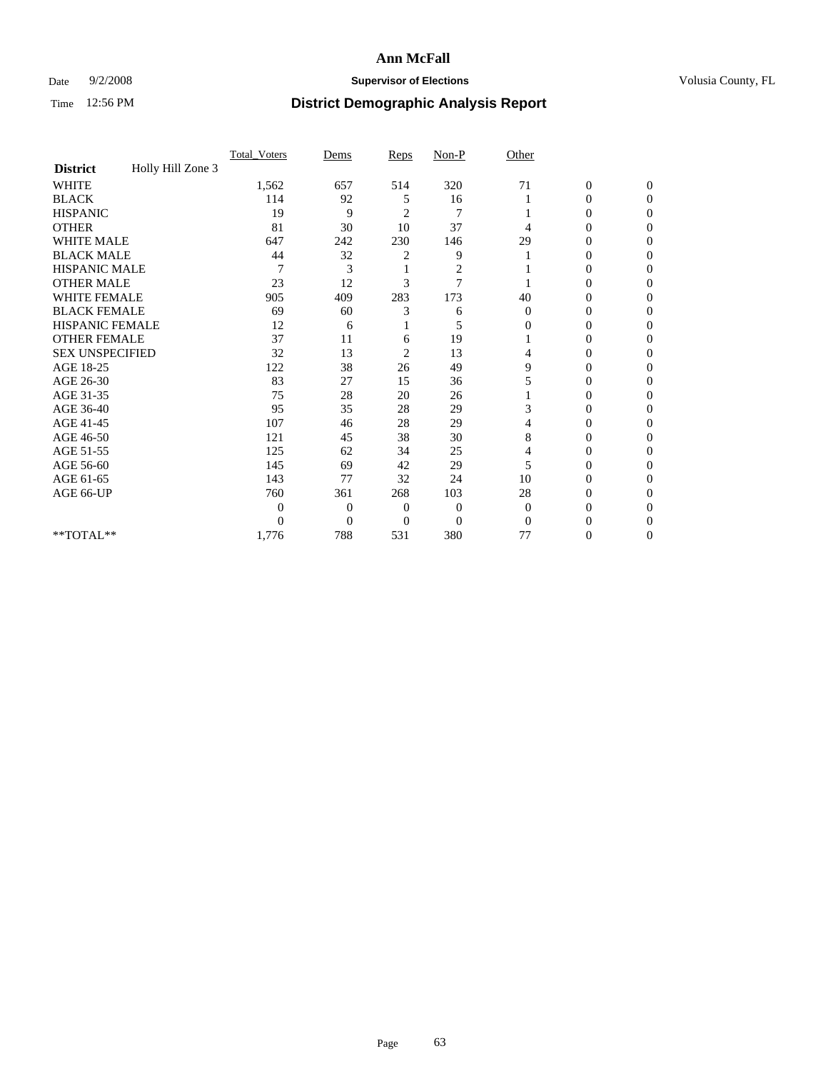# Ann McFall

Date 9/2/2008 **Supervisor of Elections** Volusia County, FL

Time 12:56 PM **District Demographic Analysis Report**

| District | Holly Hill Zone 3 | Total_Voters | Dems | Reps | Non-P | Other | | |
|---|---|---|---|---|---|---|---|---|
| WHITE | | 1,562 | 657 | 514 | 320 | 71 | 0 | 0 |
| BLACK | | 114 | 92 | 5 | 16 | 1 | 0 | 0 |
| HISPANIC | | 19 | 9 | 2 | 7 | 1 | 0 | 0 |
| OTHER | | 81 | 30 | 10 | 37 | 4 | 0 | 0 |
| WHITE MALE | | 647 | 242 | 230 | 146 | 29 | 0 | 0 |
| BLACK MALE | | 44 | 32 | 2 | 9 | 1 | 0 | 0 |
| HISPANIC MALE | | 7 | 3 | 1 | 2 | 1 | 0 | 0 |
| OTHER MALE | | 23 | 12 | 3 | 7 | 1 | 0 | 0 |
| WHITE FEMALE | | 905 | 409 | 283 | 173 | 40 | 0 | 0 |
| BLACK FEMALE | | 69 | 60 | 3 | 6 | 0 | 0 | 0 |
| HISPANIC FEMALE | | 12 | 6 | 1 | 5 | 0 | 0 | 0 |
| OTHER FEMALE | | 37 | 11 | 6 | 19 | 1 | 0 | 0 |
| SEX UNSPECIFIED | | 32 | 13 | 2 | 13 | 4 | 0 | 0 |
| AGE 18-25 | | 122 | 38 | 26 | 49 | 9 | 0 | 0 |
| AGE 26-30 | | 83 | 27 | 15 | 36 | 5 | 0 | 0 |
| AGE 31-35 | | 75 | 28 | 20 | 26 | 1 | 0 | 0 |
| AGE 36-40 | | 95 | 35 | 28 | 29 | 3 | 0 | 0 |
| AGE 41-45 | | 107 | 46 | 28 | 29 | 4 | 0 | 0 |
| AGE 46-50 | | 121 | 45 | 38 | 30 | 8 | 0 | 0 |
| AGE 51-55 | | 125 | 62 | 34 | 25 | 4 | 0 | 0 |
| AGE 56-60 | | 145 | 69 | 42 | 29 | 5 | 0 | 0 |
| AGE 61-65 | | 143 | 77 | 32 | 24 | 10 | 0 | 0 |
| AGE 66-UP | | 760 | 361 | 268 | 103 | 28 | 0 | 0 |
| | | 0 | 0 | 0 | 0 | 0 | 0 | 0 |
| | | 0 | 0 | 0 | 0 | 0 | 0 | 0 |
| **TOTAL** | | 1,776 | 788 | 531 | 380 | 77 | 0 | 0 |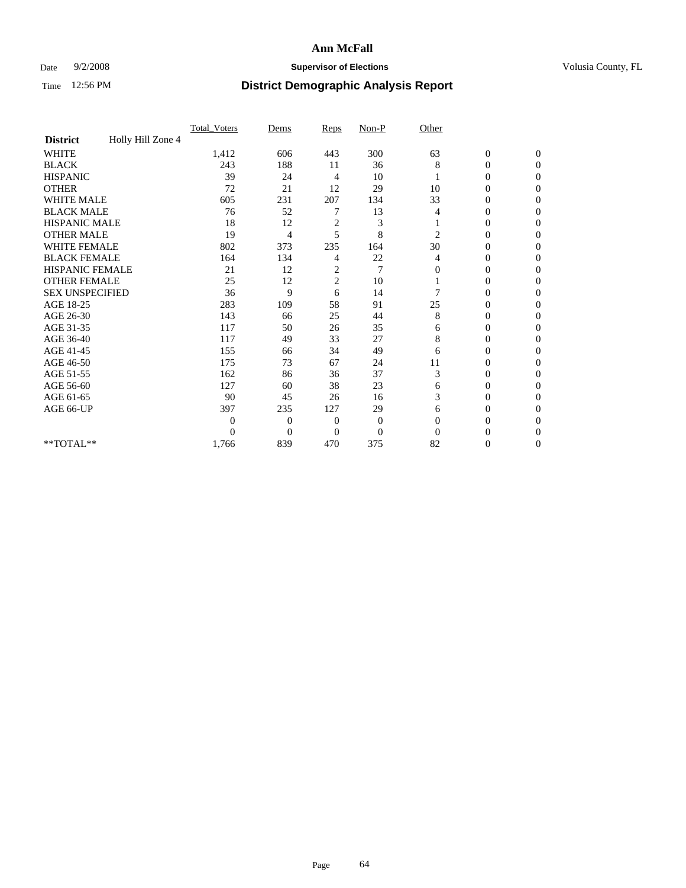# Ann McFall

Date 9/2/2008 **Supervisor of Elections** Volusia County, FL

Time 12:56 PM **District Demographic Analysis Report**

| | Total_Voters | Dems | Reps | Non-P | Other | | |
|---|---|---|---|---|---|---|---|
| **District** Holly Hill Zone 4 | | | | | | | |
| WHITE | 1,412 | 606 | 443 | 300 | 63 | 0 | 0 |
| BLACK | 243 | 188 | 11 | 36 | 8 | 0 | 0 |
| HISPANIC | 39 | 24 | 4 | 10 | 1 | 0 | 0 |
| OTHER | 72 | 21 | 12 | 29 | 10 | 0 | 0 |
| WHITE MALE | 605 | 231 | 207 | 134 | 33 | 0 | 0 |
| BLACK MALE | 76 | 52 | 7 | 13 | 4 | 0 | 0 |
| HISPANIC MALE | 18 | 12 | 2 | 3 | 1 | 0 | 0 |
| OTHER MALE | 19 | 4 | 5 | 8 | 2 | 0 | 0 |
| WHITE FEMALE | 802 | 373 | 235 | 164 | 30 | 0 | 0 |
| BLACK FEMALE | 164 | 134 | 4 | 22 | 4 | 0 | 0 |
| HISPANIC FEMALE | 21 | 12 | 2 | 7 | 0 | 0 | 0 |
| OTHER FEMALE | 25 | 12 | 2 | 10 | 1 | 0 | 0 |
| SEX UNSPECIFIED | 36 | 9 | 6 | 14 | 7 | 0 | 0 |
| AGE 18-25 | 283 | 109 | 58 | 91 | 25 | 0 | 0 |
| AGE 26-30 | 143 | 66 | 25 | 44 | 8 | 0 | 0 |
| AGE 31-35 | 117 | 50 | 26 | 35 | 6 | 0 | 0 |
| AGE 36-40 | 117 | 49 | 33 | 27 | 8 | 0 | 0 |
| AGE 41-45 | 155 | 66 | 34 | 49 | 6 | 0 | 0 |
| AGE 46-50 | 175 | 73 | 67 | 24 | 11 | 0 | 0 |
| AGE 51-55 | 162 | 86 | 36 | 37 | 3 | 0 | 0 |
| AGE 56-60 | 127 | 60 | 38 | 23 | 6 | 0 | 0 |
| AGE 61-65 | 90 | 45 | 26 | 16 | 3 | 0 | 0 |
| AGE 66-UP | 397 | 235 | 127 | 29 | 6 | 0 | 0 |
| | 0 | 0 | 0 | 0 | 0 | 0 | 0 |
| | 0 | 0 | 0 | 0 | 0 | 0 | 0 |
| **TOTAL** | 1,766 | 839 | 470 | 375 | 82 | 0 | 0 |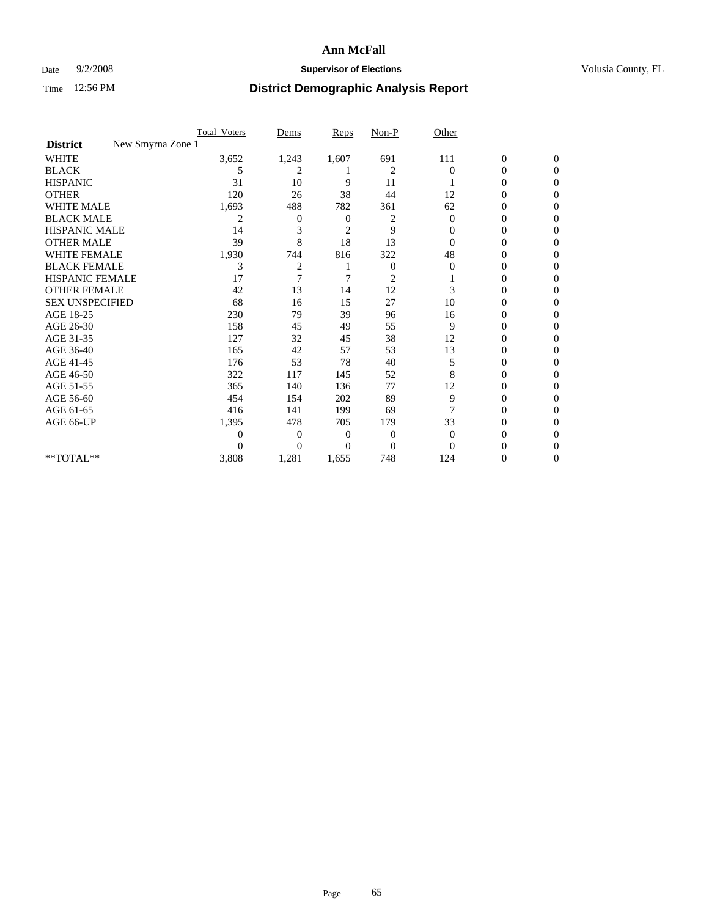# Ann McFall

Date 9/2/2008 **Supervisor of Elections** Volusia County, FL

Time 12:56 PM **District Demographic Analysis Report**

| | Total_Voters | Dems | Reps | Non-P | Other | | |
|---|---|---|---|---|---|---|---|
| **District** New Smyrna Zone 1 | | | | | | | |
| WHITE | 3,652 | 1,243 | 1,607 | 691 | 111 | 0 | 0 |
| BLACK | 5 | 2 | 1 | 2 | 0 | 0 | 0 |
| HISPANIC | 31 | 10 | 9 | 11 | 1 | 0 | 0 |
| OTHER | 120 | 26 | 38 | 44 | 12 | 0 | 0 |
| WHITE MALE | 1,693 | 488 | 782 | 361 | 62 | 0 | 0 |
| BLACK MALE | 2 | 0 | 0 | 2 | 0 | 0 | 0 |
| HISPANIC MALE | 14 | 3 | 2 | 9 | 0 | 0 | 0 |
| OTHER MALE | 39 | 8 | 18 | 13 | 0 | 0 | 0 |
| WHITE FEMALE | 1,930 | 744 | 816 | 322 | 48 | 0 | 0 |
| BLACK FEMALE | 3 | 2 | 1 | 0 | 0 | 0 | 0 |
| HISPANIC FEMALE | 17 | 7 | 7 | 2 | 1 | 0 | 0 |
| OTHER FEMALE | 42 | 13 | 14 | 12 | 3 | 0 | 0 |
| SEX UNSPECIFIED | 68 | 16 | 15 | 27 | 10 | 0 | 0 |
| AGE 18-25 | 230 | 79 | 39 | 96 | 16 | 0 | 0 |
| AGE 26-30 | 158 | 45 | 49 | 55 | 9 | 0 | 0 |
| AGE 31-35 | 127 | 32 | 45 | 38 | 12 | 0 | 0 |
| AGE 36-40 | 165 | 42 | 57 | 53 | 13 | 0 | 0 |
| AGE 41-45 | 176 | 53 | 78 | 40 | 5 | 0 | 0 |
| AGE 46-50 | 322 | 117 | 145 | 52 | 8 | 0 | 0 |
| AGE 51-55 | 365 | 140 | 136 | 77 | 12 | 0 | 0 |
| AGE 56-60 | 454 | 154 | 202 | 89 | 9 | 0 | 0 |
| AGE 61-65 | 416 | 141 | 199 | 69 | 7 | 0 | 0 |
| AGE 66-UP | 1,395 | 478 | 705 | 179 | 33 | 0 | 0 |
| | 0 | 0 | 0 | 0 | 0 | 0 | 0 |
| | 0 | 0 | 0 | 0 | 0 | 0 | 0 |
| **TOTAL** | 3,808 | 1,281 | 1,655 | 748 | 124 | 0 | 0 |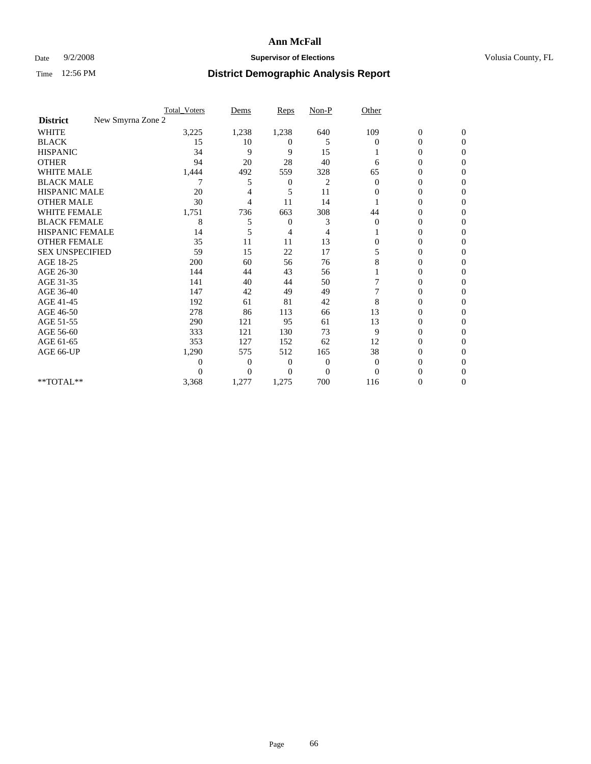# Ann McFall

Date 9/2/2008 **Supervisor of Elections** Volusia County, FL

Time 12:56 PM **District Demographic Analysis Report**

| | Total_Voters | Dems | Reps | Non-P | Other | | |
|---|---|---|---|---|---|---|---|
| **District** New Smyrna Zone 2 | | | | | | | |
| WHITE | 3,225 | 1,238 | 1,238 | 640 | 109 | 0 | 0 |
| BLACK | 15 | 10 | 0 | 5 | 0 | 0 | 0 |
| HISPANIC | 34 | 9 | 9 | 15 | 1 | 0 | 0 |
| OTHER | 94 | 20 | 28 | 40 | 6 | 0 | 0 |
| WHITE MALE | 1,444 | 492 | 559 | 328 | 65 | 0 | 0 |
| BLACK MALE | 7 | 5 | 0 | 2 | 0 | 0 | 0 |
| HISPANIC MALE | 20 | 4 | 5 | 11 | 0 | 0 | 0 |
| OTHER MALE | 30 | 4 | 11 | 14 | 1 | 0 | 0 |
| WHITE FEMALE | 1,751 | 736 | 663 | 308 | 44 | 0 | 0 |
| BLACK FEMALE | 8 | 5 | 0 | 3 | 0 | 0 | 0 |
| HISPANIC FEMALE | 14 | 5 | 4 | 4 | 1 | 0 | 0 |
| OTHER FEMALE | 35 | 11 | 11 | 13 | 0 | 0 | 0 |
| SEX UNSPECIFIED | 59 | 15 | 22 | 17 | 5 | 0 | 0 |
| AGE 18-25 | 200 | 60 | 56 | 76 | 8 | 0 | 0 |
| AGE 26-30 | 144 | 44 | 43 | 56 | 1 | 0 | 0 |
| AGE 31-35 | 141 | 40 | 44 | 50 | 7 | 0 | 0 |
| AGE 36-40 | 147 | 42 | 49 | 49 | 7 | 0 | 0 |
| AGE 41-45 | 192 | 61 | 81 | 42 | 8 | 0 | 0 |
| AGE 46-50 | 278 | 86 | 113 | 66 | 13 | 0 | 0 |
| AGE 51-55 | 290 | 121 | 95 | 61 | 13 | 0 | 0 |
| AGE 56-60 | 333 | 121 | 130 | 73 | 9 | 0 | 0 |
| AGE 61-65 | 353 | 127 | 152 | 62 | 12 | 0 | 0 |
| AGE 66-UP | 1,290 | 575 | 512 | 165 | 38 | 0 | 0 |
| | 0 | 0 | 0 | 0 | 0 | 0 | 0 |
| | 0 | 0 | 0 | 0 | 0 | 0 | 0 |
| **TOTAL** | 3,368 | 1,277 | 1,275 | 700 | 116 | 0 | 0 |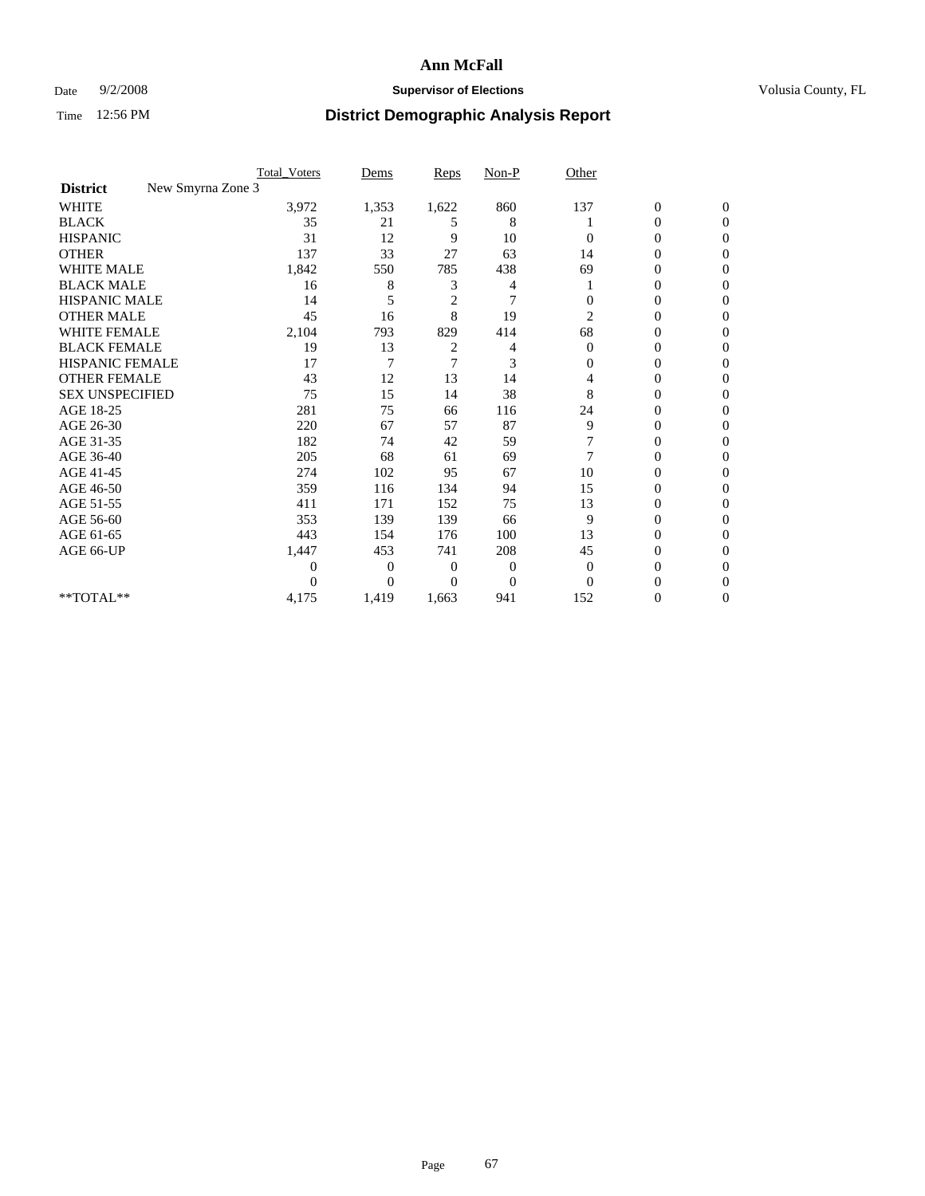# Ann McFall

Date 9/2/2008 **Supervisor of Elections** Volusia County, FL

Time 12:56 PM **District Demographic Analysis Report**

| | Total_Voters | Dems | Reps | Non-P | Other | | |
|---|---|---|---|---|---|---|---|
| **District** New Smyrna Zone 3 | | | | | | | |
| WHITE | 3,972 | 1,353 | 1,622 | 860 | 137 | 0 | 0 |
| BLACK | 35 | 21 | 5 | 8 | 1 | 0 | 0 |
| HISPANIC | 31 | 12 | 9 | 10 | 0 | 0 | 0 |
| OTHER | 137 | 33 | 27 | 63 | 14 | 0 | 0 |
| WHITE MALE | 1,842 | 550 | 785 | 438 | 69 | 0 | 0 |
| BLACK MALE | 16 | 8 | 3 | 4 | 1 | 0 | 0 |
| HISPANIC MALE | 14 | 5 | 2 | 7 | 0 | 0 | 0 |
| OTHER MALE | 45 | 16 | 8 | 19 | 2 | 0 | 0 |
| WHITE FEMALE | 2,104 | 793 | 829 | 414 | 68 | 0 | 0 |
| BLACK FEMALE | 19 | 13 | 2 | 4 | 0 | 0 | 0 |
| HISPANIC FEMALE | 17 | 7 | 7 | 3 | 0 | 0 | 0 |
| OTHER FEMALE | 43 | 12 | 13 | 14 | 4 | 0 | 0 |
| SEX UNSPECIFIED | 75 | 15 | 14 | 38 | 8 | 0 | 0 |
| AGE 18-25 | 281 | 75 | 66 | 116 | 24 | 0 | 0 |
| AGE 26-30 | 220 | 67 | 57 | 87 | 9 | 0 | 0 |
| AGE 31-35 | 182 | 74 | 42 | 59 | 7 | 0 | 0 |
| AGE 36-40 | 205 | 68 | 61 | 69 | 7 | 0 | 0 |
| AGE 41-45 | 274 | 102 | 95 | 67 | 10 | 0 | 0 |
| AGE 46-50 | 359 | 116 | 134 | 94 | 15 | 0 | 0 |
| AGE 51-55 | 411 | 171 | 152 | 75 | 13 | 0 | 0 |
| AGE 56-60 | 353 | 139 | 139 | 66 | 9 | 0 | 0 |
| AGE 61-65 | 443 | 154 | 176 | 100 | 13 | 0 | 0 |
| AGE 66-UP | 1,447 | 453 | 741 | 208 | 45 | 0 | 0 |
| | 0 | 0 | 0 | 0 | 0 | 0 | 0 |
| | 0 | 0 | 0 | 0 | 0 | 0 | 0 |
| **TOTAL** | 4,175 | 1,419 | 1,663 | 941 | 152 | 0 | 0 |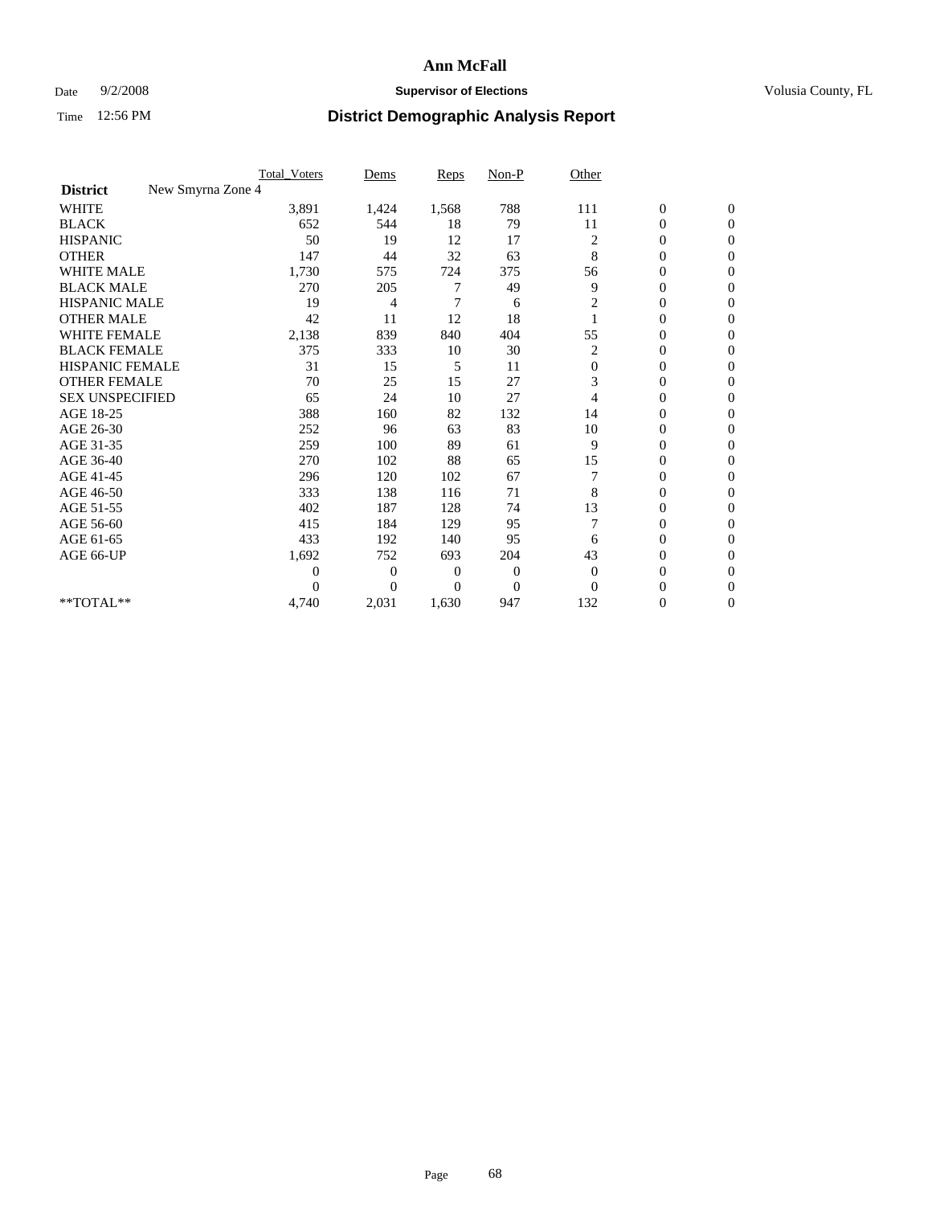# Ann McFall

Date 9/2/2008 **Supervisor of Elections** Volusia County, FL

Time 12:56 PM **District Demographic Analysis Report**

| | Total_Voters | Dems | Reps | Non-P | Other | | |
|---|---|---|---|---|---|---|---|
| **District** New Smyrna Zone 4 | | | | | | | |
| WHITE | 3,891 | 1,424 | 1,568 | 788 | 111 | 0 | 0 |
| BLACK | 652 | 544 | 18 | 79 | 11 | 0 | 0 |
| HISPANIC | 50 | 19 | 12 | 17 | 2 | 0 | 0 |
| OTHER | 147 | 44 | 32 | 63 | 8 | 0 | 0 |
| WHITE MALE | 1,730 | 575 | 724 | 375 | 56 | 0 | 0 |
| BLACK MALE | 270 | 205 | 7 | 49 | 9 | 0 | 0 |
| HISPANIC MALE | 19 | 4 | 7 | 6 | 2 | 0 | 0 |
| OTHER MALE | 42 | 11 | 12 | 18 | 1 | 0 | 0 |
| WHITE FEMALE | 2,138 | 839 | 840 | 404 | 55 | 0 | 0 |
| BLACK FEMALE | 375 | 333 | 10 | 30 | 2 | 0 | 0 |
| HISPANIC FEMALE | 31 | 15 | 5 | 11 | 0 | 0 | 0 |
| OTHER FEMALE | 70 | 25 | 15 | 27 | 3 | 0 | 0 |
| SEX UNSPECIFIED | 65 | 24 | 10 | 27 | 4 | 0 | 0 |
| AGE 18-25 | 388 | 160 | 82 | 132 | 14 | 0 | 0 |
| AGE 26-30 | 252 | 96 | 63 | 83 | 10 | 0 | 0 |
| AGE 31-35 | 259 | 100 | 89 | 61 | 9 | 0 | 0 |
| AGE 36-40 | 270 | 102 | 88 | 65 | 15 | 0 | 0 |
| AGE 41-45 | 296 | 120 | 102 | 67 | 7 | 0 | 0 |
| AGE 46-50 | 333 | 138 | 116 | 71 | 8 | 0 | 0 |
| AGE 51-55 | 402 | 187 | 128 | 74 | 13 | 0 | 0 |
| AGE 56-60 | 415 | 184 | 129 | 95 | 7 | 0 | 0 |
| AGE 61-65 | 433 | 192 | 140 | 95 | 6 | 0 | 0 |
| AGE 66-UP | 1,692 | 752 | 693 | 204 | 43 | 0 | 0 |
| | 0 | 0 | 0 | 0 | 0 | 0 | 0 |
| | 0 | 0 | 0 | 0 | 0 | 0 | 0 |
| **TOTAL** | 4,740 | 2,031 | 1,630 | 947 | 132 | 0 | 0 |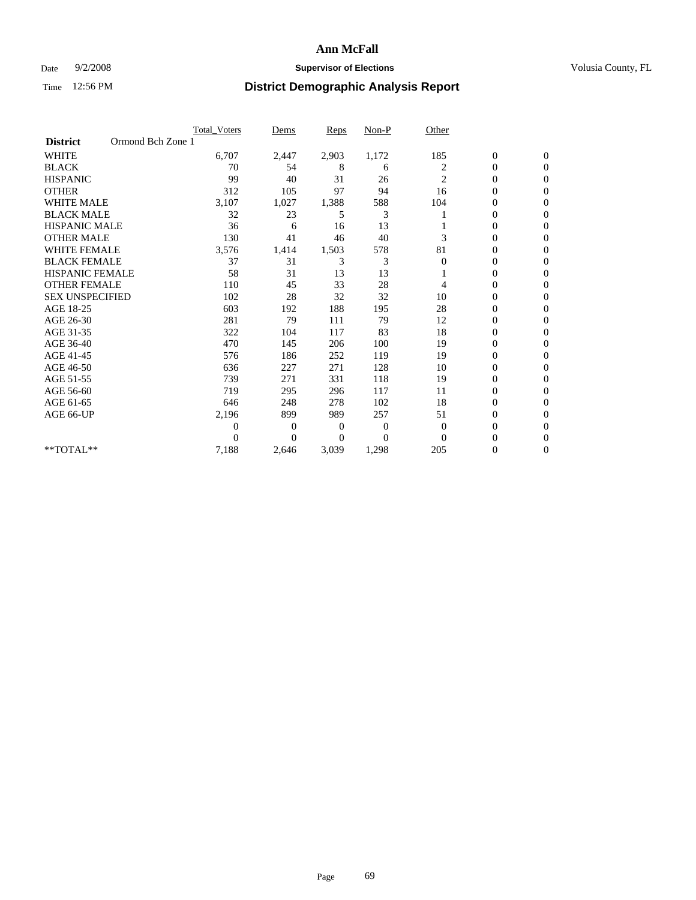# Ann McFall

Date 9/2/2008 **Supervisor of Elections** Volusia County, FL

Time 12:56 PM **District Demographic Analysis Report**

| | Total_Voters | Dems | Reps | Non-P | Other | | |
|---|---|---|---|---|---|---|---|
| **District** Ormond Bch Zone 1 | | | | | | | |
| WHITE | 6,707 | 2,447 | 2,903 | 1,172 | 185 | 0 | 0 |
| BLACK | 70 | 54 | 8 | 6 | 2 | 0 | 0 |
| HISPANIC | 99 | 40 | 31 | 26 | 2 | 0 | 0 |
| OTHER | 312 | 105 | 97 | 94 | 16 | 0 | 0 |
| WHITE MALE | 3,107 | 1,027 | 1,388 | 588 | 104 | 0 | 0 |
| BLACK MALE | 32 | 23 | 5 | 3 | 1 | 0 | 0 |
| HISPANIC MALE | 36 | 6 | 16 | 13 | 1 | 0 | 0 |
| OTHER MALE | 130 | 41 | 46 | 40 | 3 | 0 | 0 |
| WHITE FEMALE | 3,576 | 1,414 | 1,503 | 578 | 81 | 0 | 0 |
| BLACK FEMALE | 37 | 31 | 3 | 3 | 0 | 0 | 0 |
| HISPANIC FEMALE | 58 | 31 | 13 | 13 | 1 | 0 | 0 |
| OTHER FEMALE | 110 | 45 | 33 | 28 | 4 | 0 | 0 |
| SEX UNSPECIFIED | 102 | 28 | 32 | 32 | 10 | 0 | 0 |
| AGE 18-25 | 603 | 192 | 188 | 195 | 28 | 0 | 0 |
| AGE 26-30 | 281 | 79 | 111 | 79 | 12 | 0 | 0 |
| AGE 31-35 | 322 | 104 | 117 | 83 | 18 | 0 | 0 |
| AGE 36-40 | 470 | 145 | 206 | 100 | 19 | 0 | 0 |
| AGE 41-45 | 576 | 186 | 252 | 119 | 19 | 0 | 0 |
| AGE 46-50 | 636 | 227 | 271 | 128 | 10 | 0 | 0 |
| AGE 51-55 | 739 | 271 | 331 | 118 | 19 | 0 | 0 |
| AGE 56-60 | 719 | 295 | 296 | 117 | 11 | 0 | 0 |
| AGE 61-65 | 646 | 248 | 278 | 102 | 18 | 0 | 0 |
| AGE 66-UP | 2,196 | 899 | 989 | 257 | 51 | 0 | 0 |
| | 0 | 0 | 0 | 0 | 0 | 0 | 0 |
| | 0 | 0 | 0 | 0 | 0 | 0 | 0 |
| **TOTAL** | 7,188 | 2,646 | 3,039 | 1,298 | 205 | 0 | 0 |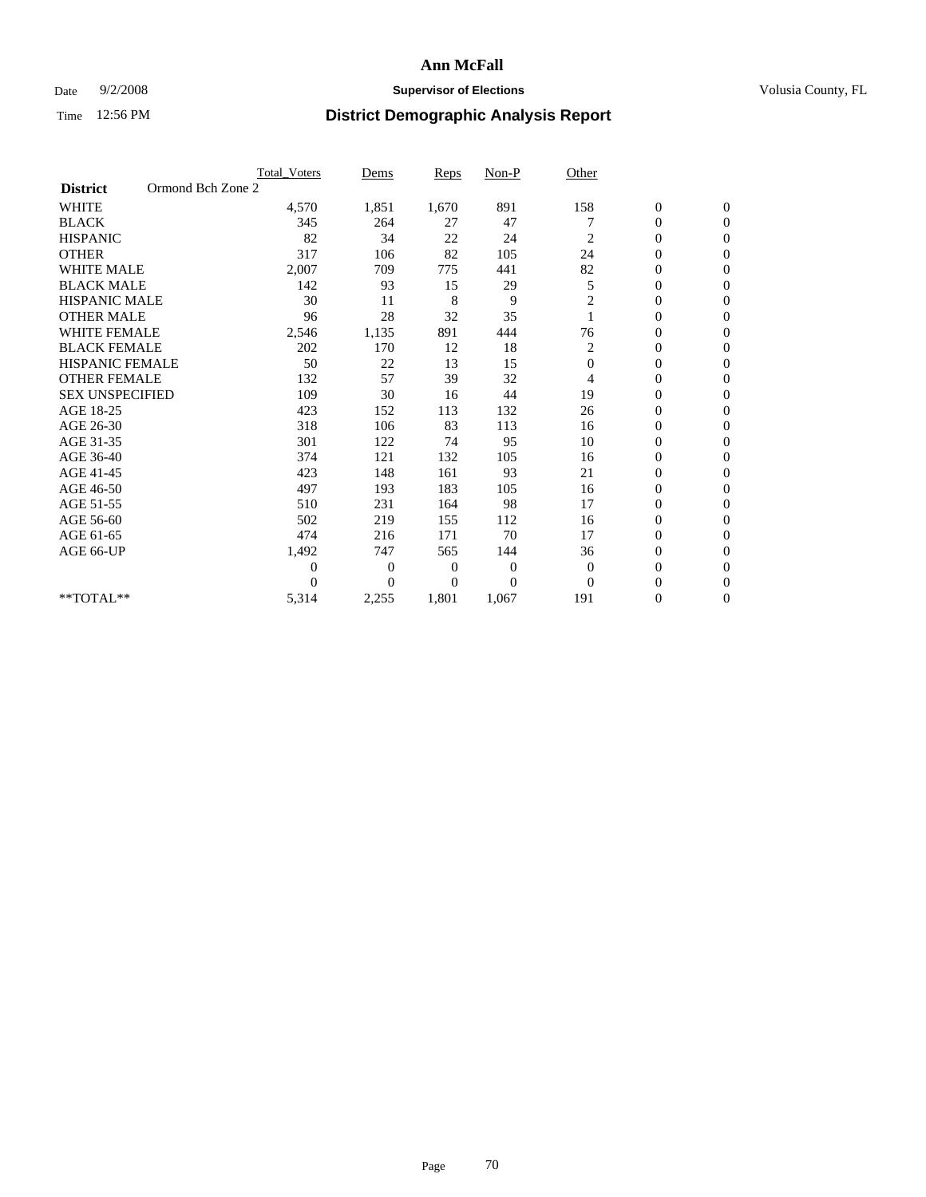# Ann McFall

Date 9/2/2008 **Supervisor of Elections** Volusia County, FL

Time 12:56 PM **District Demographic Analysis Report**

| | Total_Voters | Dems | Reps | Non-P | Other | | |
|---|---|---|---|---|---|---|---|
| **District** Ormond Bch Zone 2 | | | | | | | |
| WHITE | 4,570 | 1,851 | 1,670 | 891 | 158 | 0 | 0 |
| BLACK | 345 | 264 | 27 | 47 | 7 | 0 | 0 |
| HISPANIC | 82 | 34 | 22 | 24 | 2 | 0 | 0 |
| OTHER | 317 | 106 | 82 | 105 | 24 | 0 | 0 |
| WHITE MALE | 2,007 | 709 | 775 | 441 | 82 | 0 | 0 |
| BLACK MALE | 142 | 93 | 15 | 29 | 5 | 0 | 0 |
| HISPANIC MALE | 30 | 11 | 8 | 9 | 2 | 0 | 0 |
| OTHER MALE | 96 | 28 | 32 | 35 | 1 | 0 | 0 |
| WHITE FEMALE | 2,546 | 1,135 | 891 | 444 | 76 | 0 | 0 |
| BLACK FEMALE | 202 | 170 | 12 | 18 | 2 | 0 | 0 |
| HISPANIC FEMALE | 50 | 22 | 13 | 15 | 0 | 0 | 0 |
| OTHER FEMALE | 132 | 57 | 39 | 32 | 4 | 0 | 0 |
| SEX UNSPECIFIED | 109 | 30 | 16 | 44 | 19 | 0 | 0 |
| AGE 18-25 | 423 | 152 | 113 | 132 | 26 | 0 | 0 |
| AGE 26-30 | 318 | 106 | 83 | 113 | 16 | 0 | 0 |
| AGE 31-35 | 301 | 122 | 74 | 95 | 10 | 0 | 0 |
| AGE 36-40 | 374 | 121 | 132 | 105 | 16 | 0 | 0 |
| AGE 41-45 | 423 | 148 | 161 | 93 | 21 | 0 | 0 |
| AGE 46-50 | 497 | 193 | 183 | 105 | 16 | 0 | 0 |
| AGE 51-55 | 510 | 231 | 164 | 98 | 17 | 0 | 0 |
| AGE 56-60 | 502 | 219 | 155 | 112 | 16 | 0 | 0 |
| AGE 61-65 | 474 | 216 | 171 | 70 | 17 | 0 | 0 |
| AGE 66-UP | 1,492 | 747 | 565 | 144 | 36 | 0 | 0 |
| | 0 | 0 | 0 | 0 | 0 | 0 | 0 |
| | 0 | 0 | 0 | 0 | 0 | 0 | 0 |
| **TOTAL** | 5,314 | 2,255 | 1,801 | 1,067 | 191 | 0 | 0 |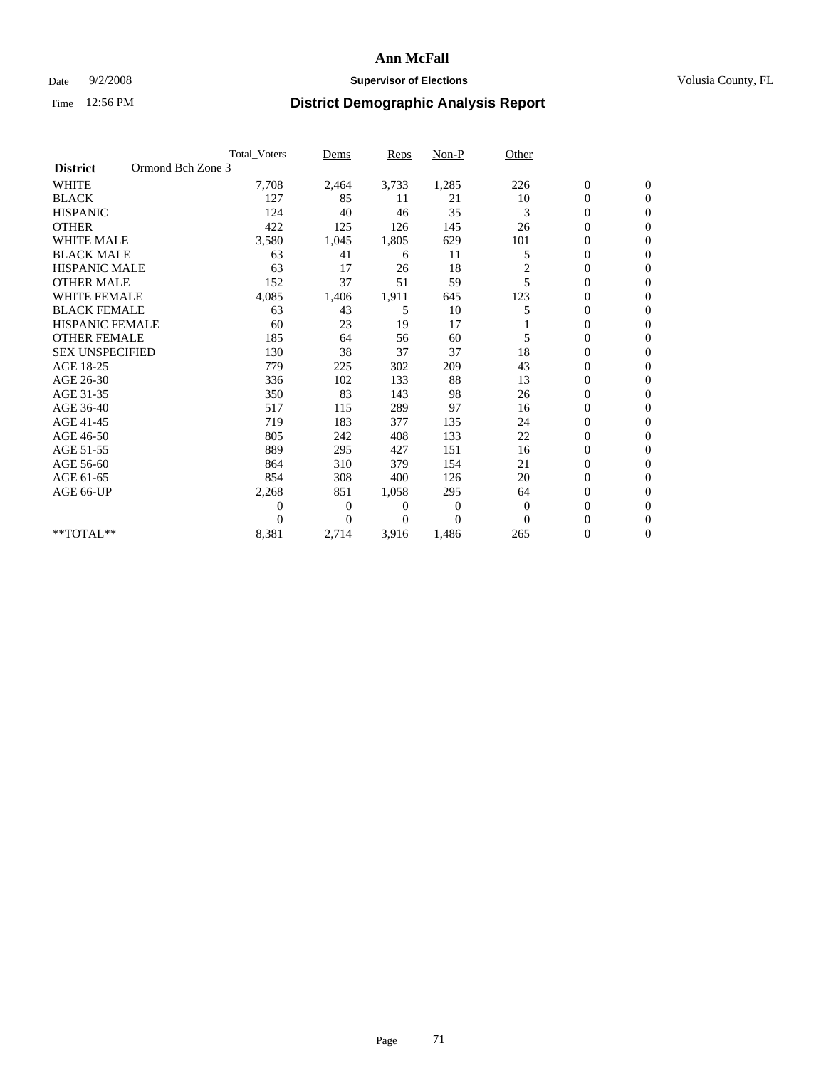# Ann McFall

Date 9/2/2008 **Supervisor of Elections** Volusia County, FL

Time 12:56 PM **District Demographic Analysis Report**

| | Total_Voters | Dems | Reps | Non-P | Other | | |
|---|---|---|---|---|---|---|---|
| **District** Ormond Bch Zone 3 | | | | | | | |
| WHITE | 7,708 | 2,464 | 3,733 | 1,285 | 226 | 0 | 0 |
| BLACK | 127 | 85 | 11 | 21 | 10 | 0 | 0 |
| HISPANIC | 124 | 40 | 46 | 35 | 3 | 0 | 0 |
| OTHER | 422 | 125 | 126 | 145 | 26 | 0 | 0 |
| WHITE MALE | 3,580 | 1,045 | 1,805 | 629 | 101 | 0 | 0 |
| BLACK MALE | 63 | 41 | 6 | 11 | 5 | 0 | 0 |
| HISPANIC MALE | 63 | 17 | 26 | 18 | 2 | 0 | 0 |
| OTHER MALE | 152 | 37 | 51 | 59 | 5 | 0 | 0 |
| WHITE FEMALE | 4,085 | 1,406 | 1,911 | 645 | 123 | 0 | 0 |
| BLACK FEMALE | 63 | 43 | 5 | 10 | 5 | 0 | 0 |
| HISPANIC FEMALE | 60 | 23 | 19 | 17 | 1 | 0 | 0 |
| OTHER FEMALE | 185 | 64 | 56 | 60 | 5 | 0 | 0 |
| SEX UNSPECIFIED | 130 | 38 | 37 | 37 | 18 | 0 | 0 |
| AGE 18-25 | 779 | 225 | 302 | 209 | 43 | 0 | 0 |
| AGE 26-30 | 336 | 102 | 133 | 88 | 13 | 0 | 0 |
| AGE 31-35 | 350 | 83 | 143 | 98 | 26 | 0 | 0 |
| AGE 36-40 | 517 | 115 | 289 | 97 | 16 | 0 | 0 |
| AGE 41-45 | 719 | 183 | 377 | 135 | 24 | 0 | 0 |
| AGE 46-50 | 805 | 242 | 408 | 133 | 22 | 0 | 0 |
| AGE 51-55 | 889 | 295 | 427 | 151 | 16 | 0 | 0 |
| AGE 56-60 | 864 | 310 | 379 | 154 | 21 | 0 | 0 |
| AGE 61-65 | 854 | 308 | 400 | 126 | 20 | 0 | 0 |
| AGE 66-UP | 2,268 | 851 | 1,058 | 295 | 64 | 0 | 0 |
| | 0 | 0 | 0 | 0 | 0 | 0 | 0 |
| | 0 | 0 | 0 | 0 | 0 | 0 | 0 |
| **TOTAL** | 8,381 | 2,714 | 3,916 | 1,486 | 265 | 0 | 0 |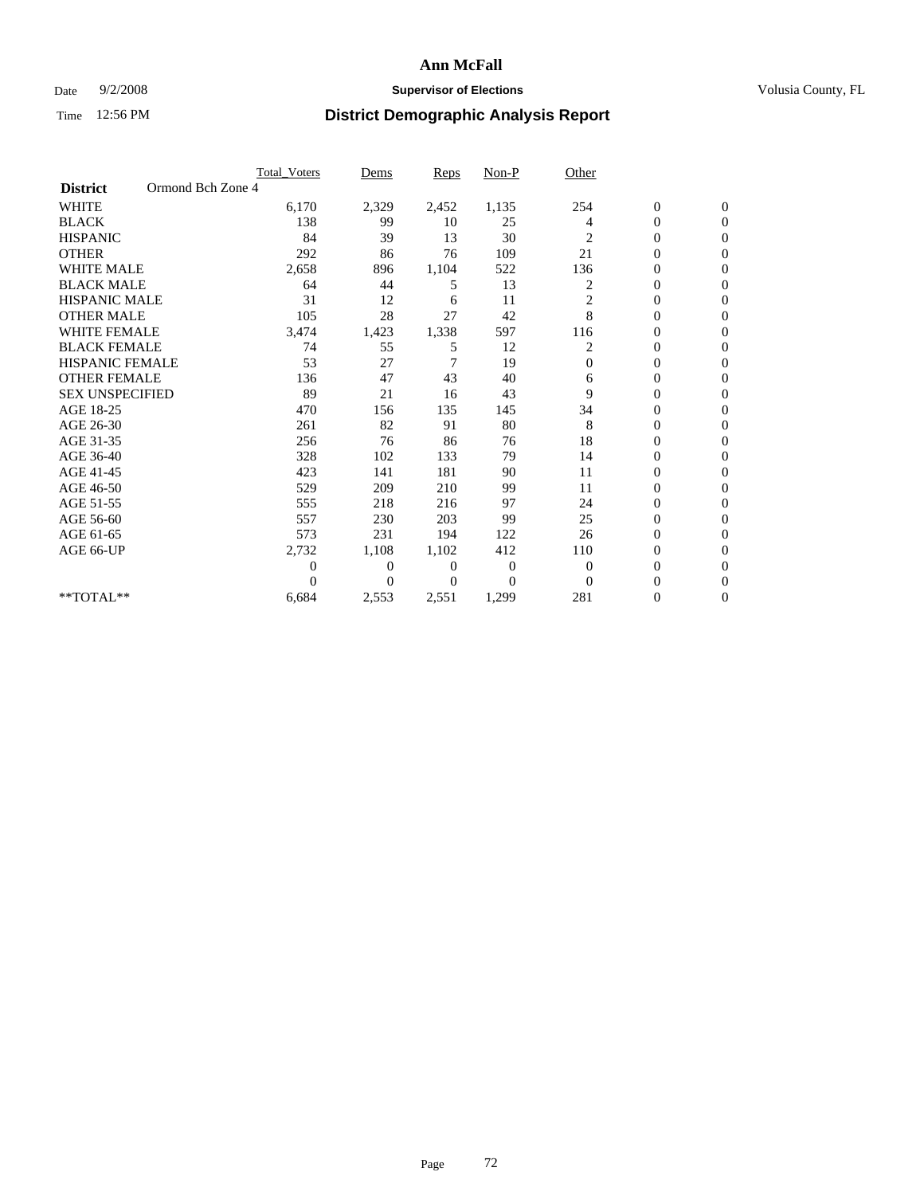# Ann McFall

Date 9/2/2008 **Supervisor of Elections** Volusia County, FL

Time 12:56 PM **District Demographic Analysis Report**

| | Total_Voters | Dems | Reps | Non-P | Other | | |
|---|---|---|---|---|---|---|---|
| **District** Ormond Bch Zone 4 | | | | | | | |
| WHITE | 6,170 | 2,329 | 2,452 | 1,135 | 254 | 0 | 0 |
| BLACK | 138 | 99 | 10 | 25 | 4 | 0 | 0 |
| HISPANIC | 84 | 39 | 13 | 30 | 2 | 0 | 0 |
| OTHER | 292 | 86 | 76 | 109 | 21 | 0 | 0 |
| WHITE MALE | 2,658 | 896 | 1,104 | 522 | 136 | 0 | 0 |
| BLACK MALE | 64 | 44 | 5 | 13 | 2 | 0 | 0 |
| HISPANIC MALE | 31 | 12 | 6 | 11 | 2 | 0 | 0 |
| OTHER MALE | 105 | 28 | 27 | 42 | 8 | 0 | 0 |
| WHITE FEMALE | 3,474 | 1,423 | 1,338 | 597 | 116 | 0 | 0 |
| BLACK FEMALE | 74 | 55 | 5 | 12 | 2 | 0 | 0 |
| HISPANIC FEMALE | 53 | 27 | 7 | 19 | 0 | 0 | 0 |
| OTHER FEMALE | 136 | 47 | 43 | 40 | 6 | 0 | 0 |
| SEX UNSPECIFIED | 89 | 21 | 16 | 43 | 9 | 0 | 0 |
| AGE 18-25 | 470 | 156 | 135 | 145 | 34 | 0 | 0 |
| AGE 26-30 | 261 | 82 | 91 | 80 | 8 | 0 | 0 |
| AGE 31-35 | 256 | 76 | 86 | 76 | 18 | 0 | 0 |
| AGE 36-40 | 328 | 102 | 133 | 79 | 14 | 0 | 0 |
| AGE 41-45 | 423 | 141 | 181 | 90 | 11 | 0 | 0 |
| AGE 46-50 | 529 | 209 | 210 | 99 | 11 | 0 | 0 |
| AGE 51-55 | 555 | 218 | 216 | 97 | 24 | 0 | 0 |
| AGE 56-60 | 557 | 230 | 203 | 99 | 25 | 0 | 0 |
| AGE 61-65 | 573 | 231 | 194 | 122 | 26 | 0 | 0 |
| AGE 66-UP | 2,732 | 1,108 | 1,102 | 412 | 110 | 0 | 0 |
| | 0 | 0 | 0 | 0 | 0 | 0 | 0 |
| | 0 | 0 | 0 | 0 | 0 | 0 | 0 |
| **TOTAL** | 6,684 | 2,553 | 2,551 | 1,299 | 281 | 0 | 0 |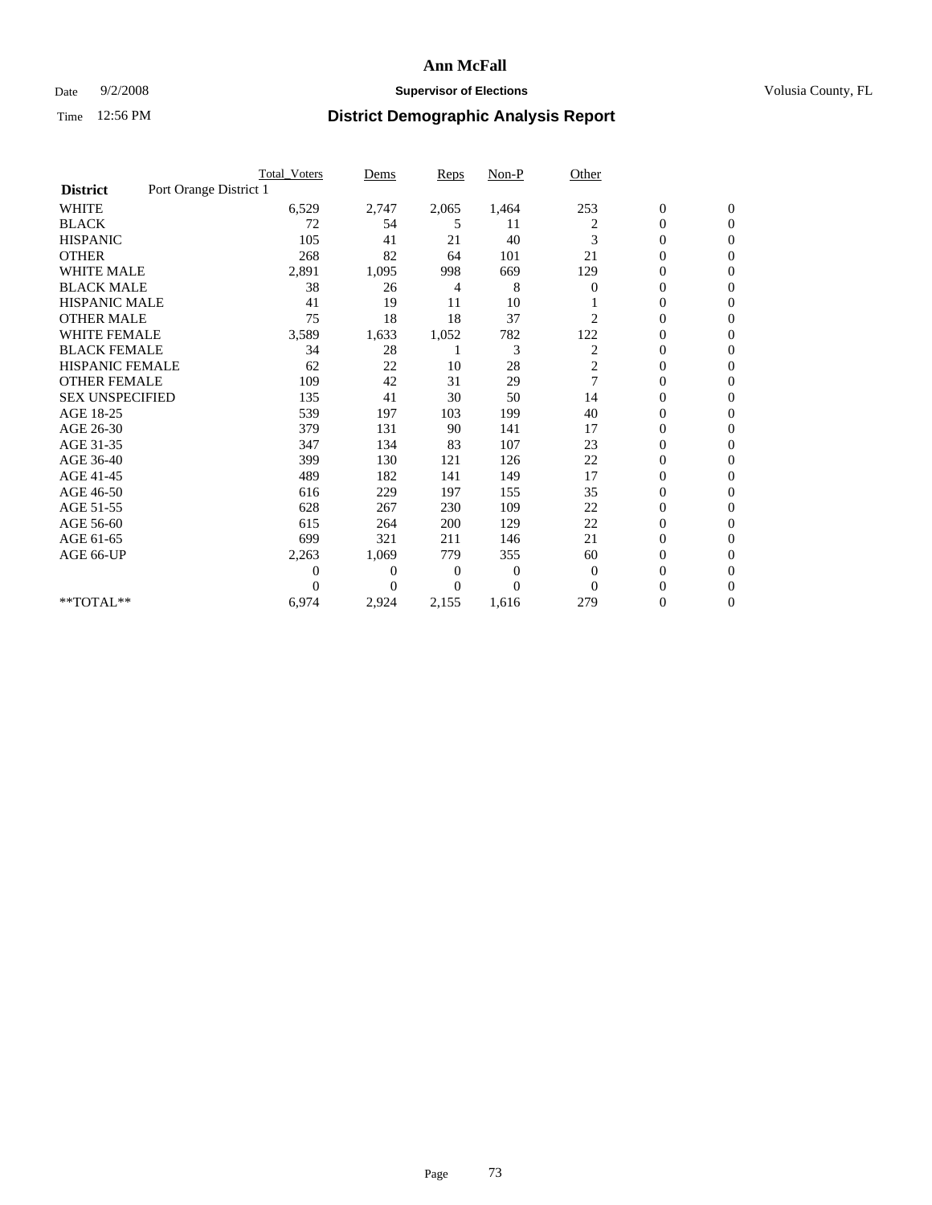# Ann McFall

Date 9/2/2008 **Supervisor of Elections** Volusia County, FL

Time 12:56 PM **District Demographic Analysis Report**

| | Total_Voters | Dems | Reps | Non-P | Other | | |
|---|---|---|---|---|---|---|---|
| **District** Port Orange District 1 | | | | | | | |
| WHITE | 6,529 | 2,747 | 2,065 | 1,464 | 253 | 0 | 0 |
| BLACK | 72 | 54 | 5 | 11 | 2 | 0 | 0 |
| HISPANIC | 105 | 41 | 21 | 40 | 3 | 0 | 0 |
| OTHER | 268 | 82 | 64 | 101 | 21 | 0 | 0 |
| WHITE MALE | 2,891 | 1,095 | 998 | 669 | 129 | 0 | 0 |
| BLACK MALE | 38 | 26 | 4 | 8 | 0 | 0 | 0 |
| HISPANIC MALE | 41 | 19 | 11 | 10 | 1 | 0 | 0 |
| OTHER MALE | 75 | 18 | 18 | 37 | 2 | 0 | 0 |
| WHITE FEMALE | 3,589 | 1,633 | 1,052 | 782 | 122 | 0 | 0 |
| BLACK FEMALE | 34 | 28 | 1 | 3 | 2 | 0 | 0 |
| HISPANIC FEMALE | 62 | 22 | 10 | 28 | 2 | 0 | 0 |
| OTHER FEMALE | 109 | 42 | 31 | 29 | 7 | 0 | 0 |
| SEX UNSPECIFIED | 135 | 41 | 30 | 50 | 14 | 0 | 0 |
| AGE 18-25 | 539 | 197 | 103 | 199 | 40 | 0 | 0 |
| AGE 26-30 | 379 | 131 | 90 | 141 | 17 | 0 | 0 |
| AGE 31-35 | 347 | 134 | 83 | 107 | 23 | 0 | 0 |
| AGE 36-40 | 399 | 130 | 121 | 126 | 22 | 0 | 0 |
| AGE 41-45 | 489 | 182 | 141 | 149 | 17 | 0 | 0 |
| AGE 46-50 | 616 | 229 | 197 | 155 | 35 | 0 | 0 |
| AGE 51-55 | 628 | 267 | 230 | 109 | 22 | 0 | 0 |
| AGE 56-60 | 615 | 264 | 200 | 129 | 22 | 0 | 0 |
| AGE 61-65 | 699 | 321 | 211 | 146 | 21 | 0 | 0 |
| AGE 66-UP | 2,263 | 1,069 | 779 | 355 | 60 | 0 | 0 |
| | 0 | 0 | 0 | 0 | 0 | 0 | 0 |
| | 0 | 0 | 0 | 0 | 0 | 0 | 0 |
| **TOTAL** | 6,974 | 2,924 | 2,155 | 1,616 | 279 | 0 | 0 |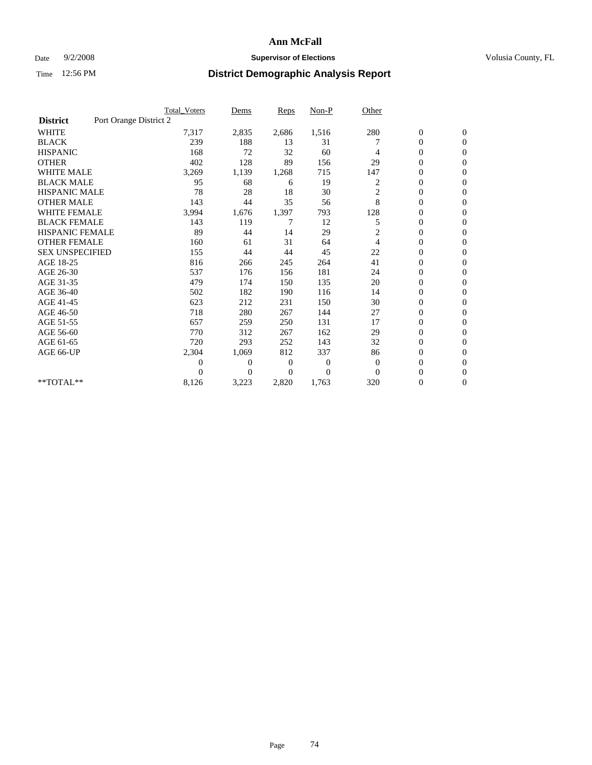# Ann McFall

Date 9/2/2008 **Supervisor of Elections** Volusia County, FL

Time 12:56 PM **District Demographic Analysis Report**

| | Total_Voters | Dems | Reps | Non-P | Other | | |
|---|---|---|---|---|---|---|---|
| **District** Port Orange District 2 | | | | | | | |
| WHITE | 7,317 | 2,835 | 2,686 | 1,516 | 280 | 0 | 0 |
| BLACK | 239 | 188 | 13 | 31 | 7 | 0 | 0 |
| HISPANIC | 168 | 72 | 32 | 60 | 4 | 0 | 0 |
| OTHER | 402 | 128 | 89 | 156 | 29 | 0 | 0 |
| WHITE MALE | 3,269 | 1,139 | 1,268 | 715 | 147 | 0 | 0 |
| BLACK MALE | 95 | 68 | 6 | 19 | 2 | 0 | 0 |
| HISPANIC MALE | 78 | 28 | 18 | 30 | 2 | 0 | 0 |
| OTHER MALE | 143 | 44 | 35 | 56 | 8 | 0 | 0 |
| WHITE FEMALE | 3,994 | 1,676 | 1,397 | 793 | 128 | 0 | 0 |
| BLACK FEMALE | 143 | 119 | 7 | 12 | 5 | 0 | 0 |
| HISPANIC FEMALE | 89 | 44 | 14 | 29 | 2 | 0 | 0 |
| OTHER FEMALE | 160 | 61 | 31 | 64 | 4 | 0 | 0 |
| SEX UNSPECIFIED | 155 | 44 | 44 | 45 | 22 | 0 | 0 |
| AGE 18-25 | 816 | 266 | 245 | 264 | 41 | 0 | 0 |
| AGE 26-30 | 537 | 176 | 156 | 181 | 24 | 0 | 0 |
| AGE 31-35 | 479 | 174 | 150 | 135 | 20 | 0 | 0 |
| AGE 36-40 | 502 | 182 | 190 | 116 | 14 | 0 | 0 |
| AGE 41-45 | 623 | 212 | 231 | 150 | 30 | 0 | 0 |
| AGE 46-50 | 718 | 280 | 267 | 144 | 27 | 0 | 0 |
| AGE 51-55 | 657 | 259 | 250 | 131 | 17 | 0 | 0 |
| AGE 56-60 | 770 | 312 | 267 | 162 | 29 | 0 | 0 |
| AGE 61-65 | 720 | 293 | 252 | 143 | 32 | 0 | 0 |
| AGE 66-UP | 2,304 | 1,069 | 812 | 337 | 86 | 0 | 0 |
| | 0 | 0 | 0 | 0 | 0 | 0 | 0 |
| | 0 | 0 | 0 | 0 | 0 | 0 | 0 |
| **TOTAL** | 8,126 | 3,223 | 2,820 | 1,763 | 320 | 0 | 0 |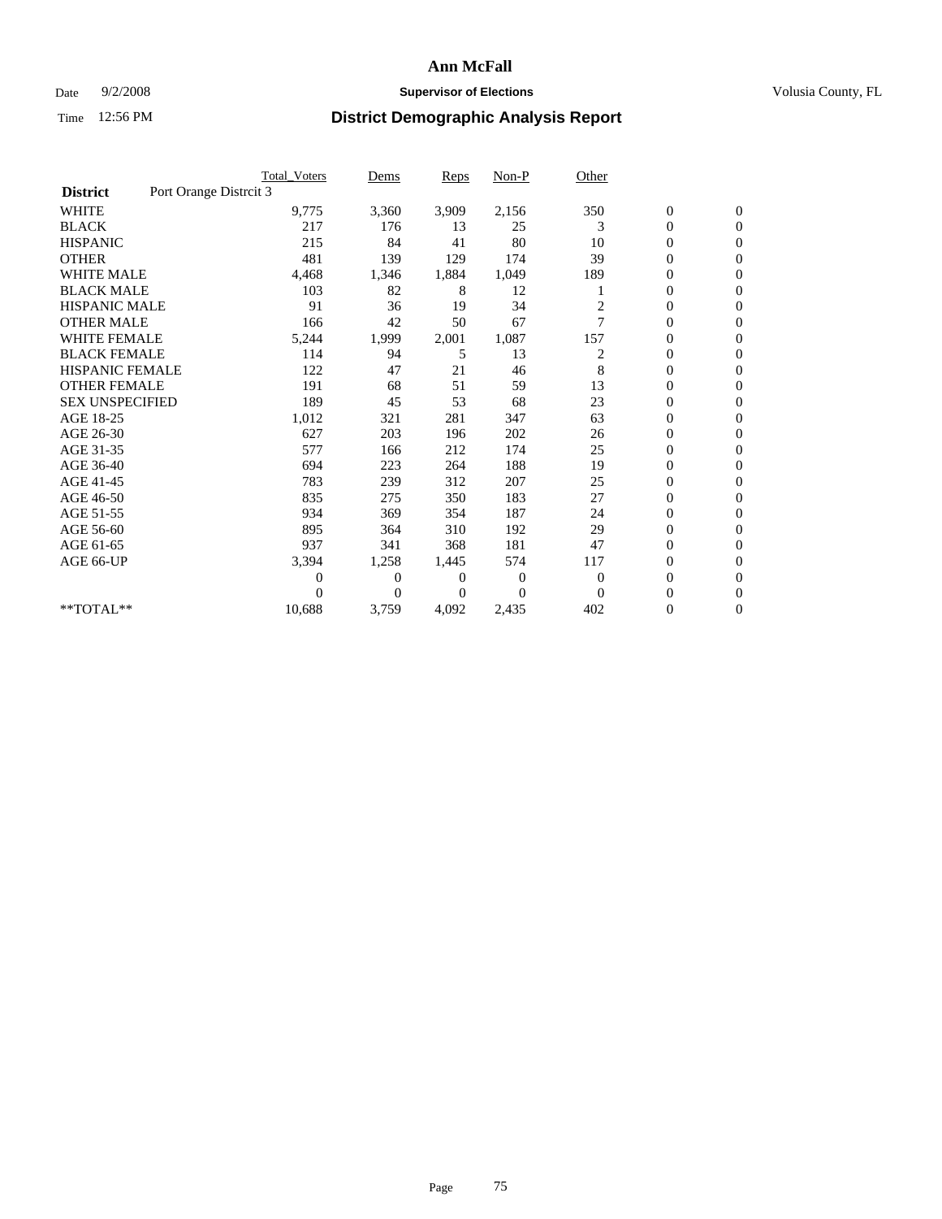# Ann McFall

Date 9/2/2008 **Supervisor of Elections** Volusia County, FL

Time 12:56 PM **District Demographic Analysis Report**

| | Total_Voters | Dems | Reps | Non-P | Other | | |
|---|---|---|---|---|---|---|---|
| **District** Port Orange Distrcit 3 | | | | | | | |
| WHITE | 9,775 | 3,360 | 3,909 | 2,156 | 350 | 0 | 0 |
| BLACK | 217 | 176 | 13 | 25 | 3 | 0 | 0 |
| HISPANIC | 215 | 84 | 41 | 80 | 10 | 0 | 0 |
| OTHER | 481 | 139 | 129 | 174 | 39 | 0 | 0 |
| WHITE MALE | 4,468 | 1,346 | 1,884 | 1,049 | 189 | 0 | 0 |
| BLACK MALE | 103 | 82 | 8 | 12 | 1 | 0 | 0 |
| HISPANIC MALE | 91 | 36 | 19 | 34 | 2 | 0 | 0 |
| OTHER MALE | 166 | 42 | 50 | 67 | 7 | 0 | 0 |
| WHITE FEMALE | 5,244 | 1,999 | 2,001 | 1,087 | 157 | 0 | 0 |
| BLACK FEMALE | 114 | 94 | 5 | 13 | 2 | 0 | 0 |
| HISPANIC FEMALE | 122 | 47 | 21 | 46 | 8 | 0 | 0 |
| OTHER FEMALE | 191 | 68 | 51 | 59 | 13 | 0 | 0 |
| SEX UNSPECIFIED | 189 | 45 | 53 | 68 | 23 | 0 | 0 |
| AGE 18-25 | 1,012 | 321 | 281 | 347 | 63 | 0 | 0 |
| AGE 26-30 | 627 | 203 | 196 | 202 | 26 | 0 | 0 |
| AGE 31-35 | 577 | 166 | 212 | 174 | 25 | 0 | 0 |
| AGE 36-40 | 694 | 223 | 264 | 188 | 19 | 0 | 0 |
| AGE 41-45 | 783 | 239 | 312 | 207 | 25 | 0 | 0 |
| AGE 46-50 | 835 | 275 | 350 | 183 | 27 | 0 | 0 |
| AGE 51-55 | 934 | 369 | 354 | 187 | 24 | 0 | 0 |
| AGE 56-60 | 895 | 364 | 310 | 192 | 29 | 0 | 0 |
| AGE 61-65 | 937 | 341 | 368 | 181 | 47 | 0 | 0 |
| AGE 66-UP | 3,394 | 1,258 | 1,445 | 574 | 117 | 0 | 0 |
| | 0 | 0 | 0 | 0 | 0 | 0 | 0 |
| | 0 | 0 | 0 | 0 | 0 | 0 | 0 |
| **TOTAL** | 10,688 | 3,759 | 4,092 | 2,435 | 402 | 0 | 0 |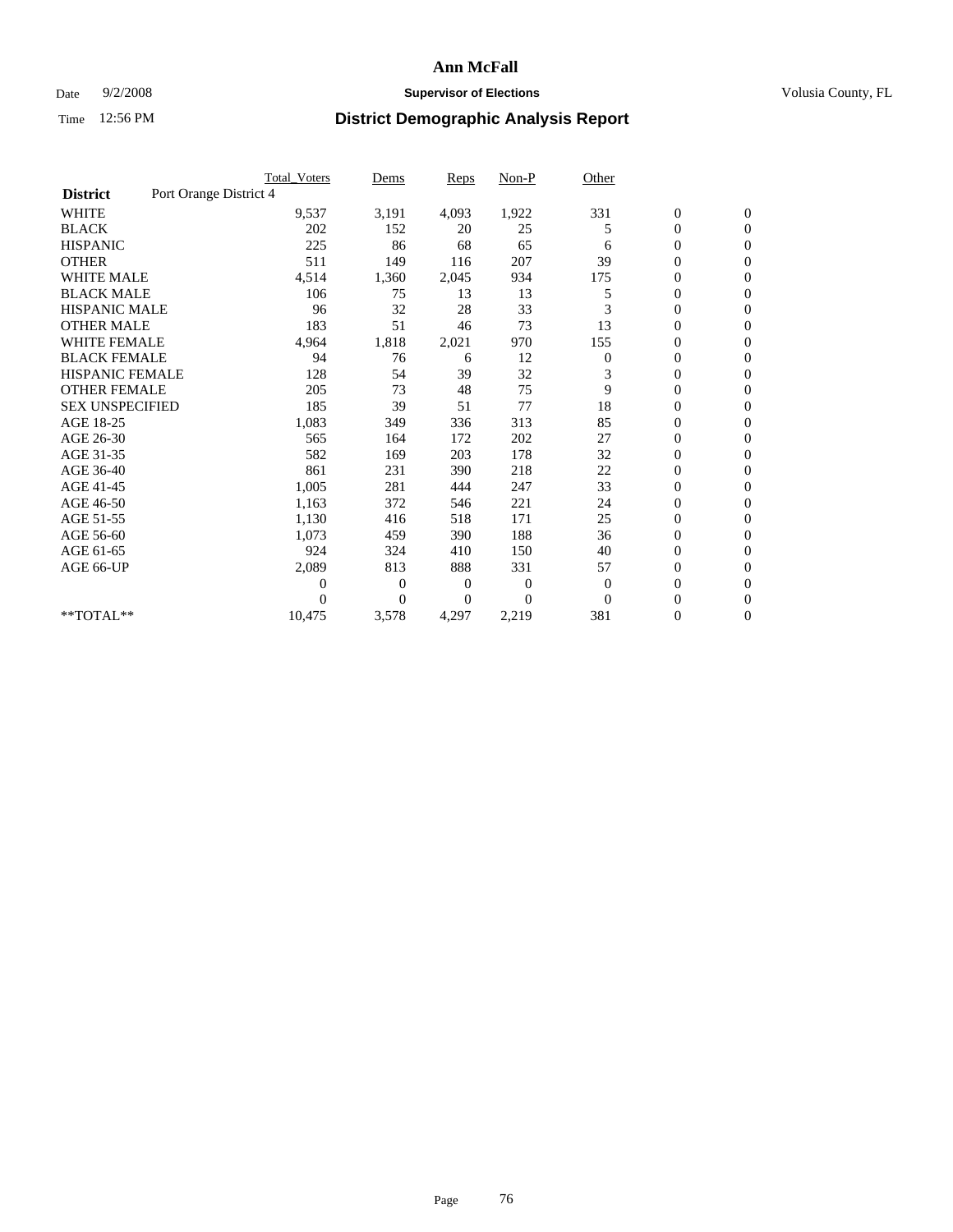# Ann McFall

Date 9/2/2008 **Supervisor of Elections** Volusia County, FL

Time 12:56 PM **District Demographic Analysis Report**

| | Total_Voters | Dems | Reps | Non-P | Other | | |
|---|---|---|---|---|---|---|---|
| **District** Port Orange District 4 | | | | | | | |
| WHITE | 9,537 | 3,191 | 4,093 | 1,922 | 331 | 0 | 0 |
| BLACK | 202 | 152 | 20 | 25 | 5 | 0 | 0 |
| HISPANIC | 225 | 86 | 68 | 65 | 6 | 0 | 0 |
| OTHER | 511 | 149 | 116 | 207 | 39 | 0 | 0 |
| WHITE MALE | 4,514 | 1,360 | 2,045 | 934 | 175 | 0 | 0 |
| BLACK MALE | 106 | 75 | 13 | 13 | 5 | 0 | 0 |
| HISPANIC MALE | 96 | 32 | 28 | 33 | 3 | 0 | 0 |
| OTHER MALE | 183 | 51 | 46 | 73 | 13 | 0 | 0 |
| WHITE FEMALE | 4,964 | 1,818 | 2,021 | 970 | 155 | 0 | 0 |
| BLACK FEMALE | 94 | 76 | 6 | 12 | 0 | 0 | 0 |
| HISPANIC FEMALE | 128 | 54 | 39 | 32 | 3 | 0 | 0 |
| OTHER FEMALE | 205 | 73 | 48 | 75 | 9 | 0 | 0 |
| SEX UNSPECIFIED | 185 | 39 | 51 | 77 | 18 | 0 | 0 |
| AGE 18-25 | 1,083 | 349 | 336 | 313 | 85 | 0 | 0 |
| AGE 26-30 | 565 | 164 | 172 | 202 | 27 | 0 | 0 |
| AGE 31-35 | 582 | 169 | 203 | 178 | 32 | 0 | 0 |
| AGE 36-40 | 861 | 231 | 390 | 218 | 22 | 0 | 0 |
| AGE 41-45 | 1,005 | 281 | 444 | 247 | 33 | 0 | 0 |
| AGE 46-50 | 1,163 | 372 | 546 | 221 | 24 | 0 | 0 |
| AGE 51-55 | 1,130 | 416 | 518 | 171 | 25 | 0 | 0 |
| AGE 56-60 | 1,073 | 459 | 390 | 188 | 36 | 0 | 0 |
| AGE 61-65 | 924 | 324 | 410 | 150 | 40 | 0 | 0 |
| AGE 66-UP | 2,089 | 813 | 888 | 331 | 57 | 0 | 0 |
| | 0 | 0 | 0 | 0 | 0 | 0 | 0 |
| | 0 | 0 | 0 | 0 | 0 | 0 | 0 |
| **TOTAL** | 10,475 | 3,578 | 4,297 | 2,219 | 381 | 0 | 0 |